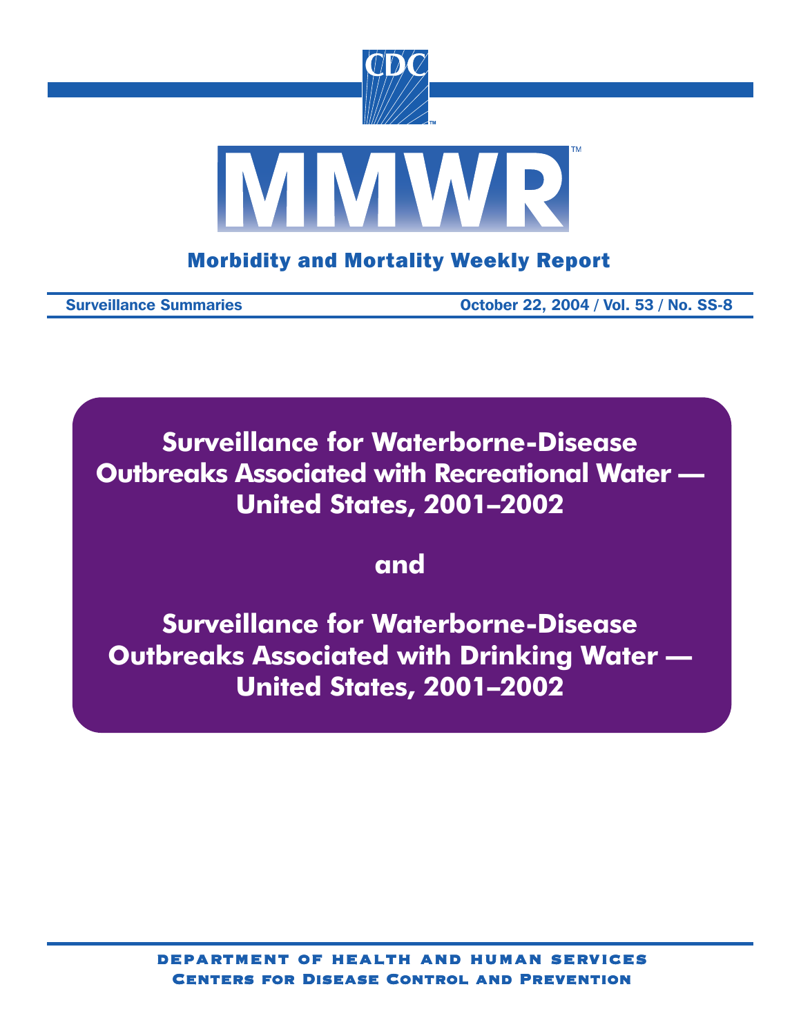# MMWR

**Morbidity and Mortality Weekly Report**

**Surveillance Summaries** — **October 22, 2004 / Vol. 53 / No. SS-8**

# Surveillance for Waterborne-Disease Outbreaks Associated with Recreational Water — United States, 2001–2002

**and**

# Surveillance for Waterborne-Disease Outbreaks Associated with Drinking Water — United States, 2001–2002

DEPARTMENT OF HEALTH AND HUMAN SERVICES
CENTERS FOR DISEASE CONTROL AND PREVENTION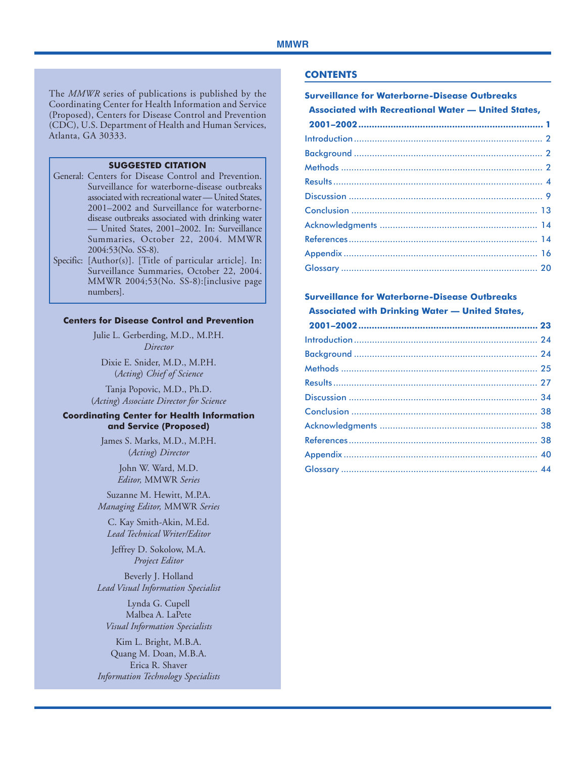The *MMWR* series of publications is published by the Coordinating Center for Health Information and Service (Proposed), Centers for Disease Control and Prevention (CDC), U.S. Department of Health and Human Services, Atlanta, GA 30333.

**SUGGESTED CITATION**

General: Centers for Disease Control and Prevention. Surveillance for waterborne-disease outbreaks associated with recreational water — United States, 2001–2002 and Surveillance for waterborne-disease outbreaks associated with drinking water — United States, 2001–2002. In: Surveillance Summaries, October 22, 2004. MMWR 2004:53(No. SS-8).

Specific: [Author(s)]. [Title of particular article]. In: Surveillance Summaries, October 22, 2004. MMWR 2004;53(No. SS-8):[inclusive page numbers].

**Centers for Disease Control and Prevention**

Julie L. Gerberding, M.D., M.P.H.
*Director*

Dixie E. Snider, M.D., M.P.H.
(*Acting*) *Chief of Science*

Tanja Popovic, M.D., Ph.D.
(*Acting*) *Associate Director for Science*

**Coordinating Center for Health Information and Service (Proposed)**

James S. Marks, M.D., M.P.H.
(*Acting*) *Director*

John W. Ward, M.D.
*Editor,* MMWR *Series*

Suzanne M. Hewitt, M.P.A.
*Managing Editor,* MMWR *Series*

C. Kay Smith-Akin, M.Ed.
*Lead Technical Writer/Editor*

Jeffrey D. Sokolow, M.A.
*Project Editor*

Beverly J. Holland
*Lead Visual Information Specialist*

Lynda G. Cupell
Malbea A. LaPete
*Visual Information Specialists*

Kim L. Bright, M.B.A.
Quang M. Doan, M.B.A.
Erica R. Shaver
*Information Technology Specialists*

## CONTENTS

**Surveillance for Waterborne-Disease Outbreaks Associated with Recreational Water — United States, 2001–2002 ..... 1**

Introduction ..... 2
Background ..... 2
Methods ..... 2
Results ..... 4
Discussion ..... 9
Conclusion ..... 13
Acknowledgments ..... 14
References ..... 14
Appendix ..... 16
Glossary ..... 20

**Surveillance for Waterborne-Disease Outbreaks Associated with Drinking Water — United States, 2001–2002 ..... 23**

Introduction ..... 24
Background ..... 24
Methods ..... 25
Results ..... 27
Discussion ..... 34
Conclusion ..... 38
Acknowledgments ..... 38
References ..... 38
Appendix ..... 40
Glossary ..... 44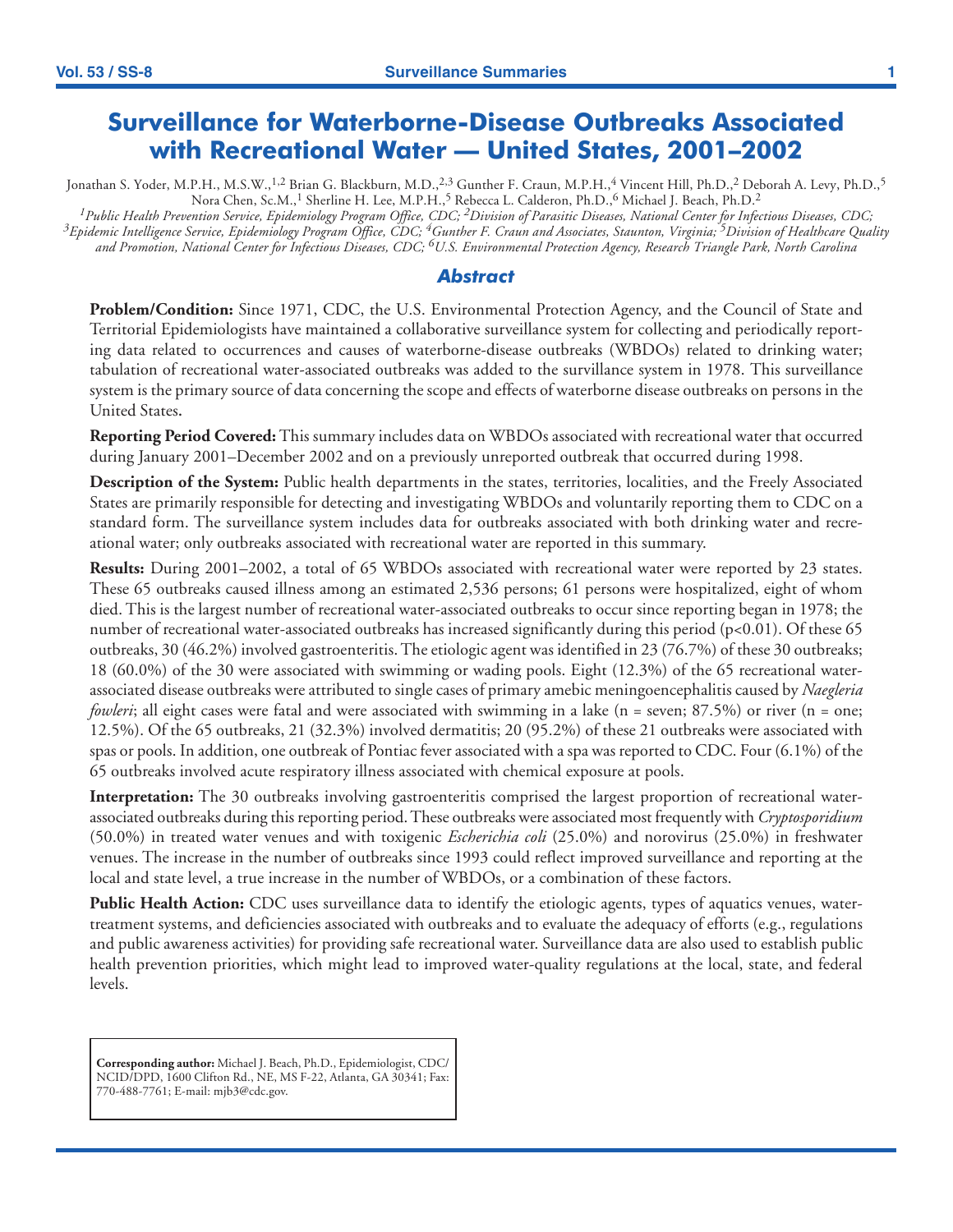# Surveillance for Waterborne-Disease Outbreaks Associated with Recreational Water — United States, 2001–2002

Jonathan S. Yoder, M.P.H., M.S.W.,[1,2] Brian G. Blackburn, M.D.,[2,3] Gunther F. Craun, M.P.H.,[4] Vincent Hill, Ph.D.,[2] Deborah A. Levy, Ph.D.,[5] Nora Chen, Sc.M.,[1] Sherline H. Lee, M.P.H.,[5] Rebecca L. Calderon, Ph.D.,[6] Michael J. Beach, Ph.D.[2]

*[1]Public Health Prevention Service, Epidemiology Program Office, CDC; [2]Division of Parasitic Diseases, National Center for Infectious Diseases, CDC; [3]Epidemic Intelligence Service, Epidemiology Program Office, CDC; [4]Gunther F. Craun and Associates, Staunton, Virginia; [5]Division of Healthcare Quality and Promotion, National Center for Infectious Diseases, CDC; [6]U.S. Environmental Protection Agency, Research Triangle Park, North Carolina*

## Abstract

**Problem/Condition:** Since 1971, CDC, the U.S. Environmental Protection Agency, and the Council of State and Territorial Epidemiologists have maintained a collaborative surveillance system for collecting and periodically reporting data related to occurrences and causes of waterborne-disease outbreaks (WBDOs) related to drinking water; tabulation of recreational water-associated outbreaks was added to the survillance system in 1978. This surveillance system is the primary source of data concerning the scope and effects of waterborne disease outbreaks on persons in the United States.

**Reporting Period Covered:** This summary includes data on WBDOs associated with recreational water that occurred during January 2001–December 2002 and on a previously unreported outbreak that occurred during 1998.

**Description of the System:** Public health departments in the states, territories, localities, and the Freely Associated States are primarily responsible for detecting and investigating WBDOs and voluntarily reporting them to CDC on a standard form. The surveillance system includes data for outbreaks associated with both drinking water and recreational water; only outbreaks associated with recreational water are reported in this summary.

**Results:** During 2001–2002, a total of 65 WBDOs associated with recreational water were reported by 23 states. These 65 outbreaks caused illness among an estimated 2,536 persons; 61 persons were hospitalized, eight of whom died. This is the largest number of recreational water-associated outbreaks to occur since reporting began in 1978; the number of recreational water-associated outbreaks has increased significantly during this period ($p<0.01$). Of these 65 outbreaks, 30 (46.2%) involved gastroenteritis. The etiologic agent was identified in 23 (76.7%) of these 30 outbreaks; 18 (60.0%) of the 30 were associated with swimming or wading pools. Eight (12.3%) of the 65 recreational water-associated disease outbreaks were attributed to single cases of primary amebic meningoencephalitis caused by *Naegleria fowleri*; all eight cases were fatal and were associated with swimming in a lake (n = seven; 87.5%) or river (n = one; 12.5%). Of the 65 outbreaks, 21 (32.3%) involved dermatitis; 20 (95.2%) of these 21 outbreaks were associated with spas or pools. In addition, one outbreak of Pontiac fever associated with a spa was reported to CDC. Four (6.1%) of the 65 outbreaks involved acute respiratory illness associated with chemical exposure at pools.

**Interpretation:** The 30 outbreaks involving gastroenteritis comprised the largest proportion of recreational water-associated outbreaks during this reporting period. These outbreaks were associated most frequently with *Cryptosporidium* (50.0%) in treated water venues and with toxigenic *Escherichia coli* (25.0%) and norovirus (25.0%) in freshwater venues. The increase in the number of outbreaks since 1993 could reflect improved surveillance and reporting at the local and state level, a true increase in the number of WBDOs, or a combination of these factors.

**Public Health Action:** CDC uses surveillance data to identify the etiologic agents, types of aquatics venues, water-treatment systems, and deficiencies associated with outbreaks and to evaluate the adequacy of efforts (e.g., regulations and public awareness activities) for providing safe recreational water. Surveillance data are also used to establish public health prevention priorities, which might lead to improved water-quality regulations at the local, state, and federal levels.

**Corresponding author:** Michael J. Beach, Ph.D., Epidemiologist, CDC/NCID/DPD, 1600 Clifton Rd., NE, MS F-22, Atlanta, GA 30341; Fax: 770-488-7761; E-mail: mjb3@cdc.gov.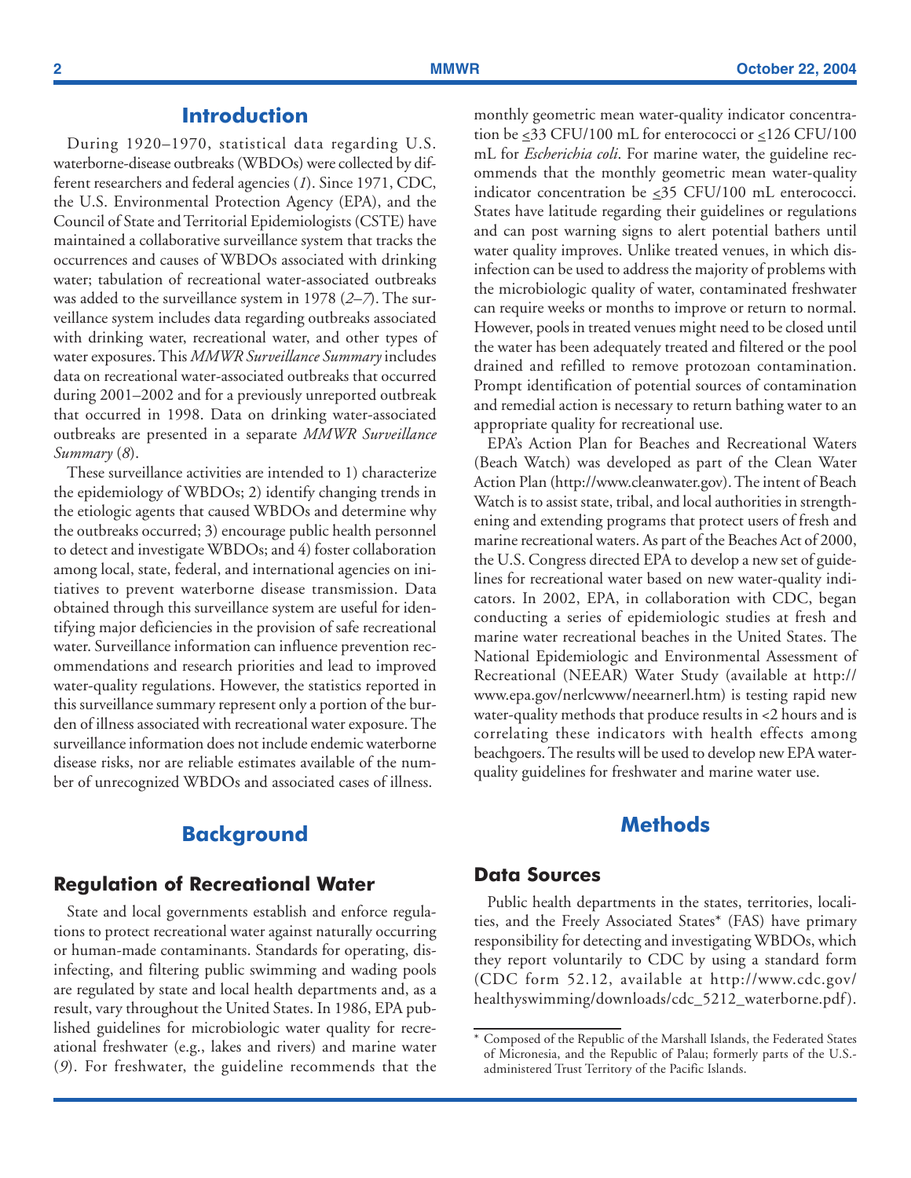## Introduction

During 1920–1970, statistical data regarding U.S. waterborne-disease outbreaks (WBDOs) were collected by different researchers and federal agencies (*1*). Since 1971, CDC, the U.S. Environmental Protection Agency (EPA), and the Council of State and Territorial Epidemiologists (CSTE) have maintained a collaborative surveillance system that tracks the occurrences and causes of WBDOs associated with drinking water; tabulation of recreational water-associated outbreaks was added to the surveillance system in 1978 (*2–7*). The surveillance system includes data regarding outbreaks associated with drinking water, recreational water, and other types of water exposures. This *MMWR Surveillance Summary* includes data on recreational water-associated outbreaks that occurred during 2001–2002 and for a previously unreported outbreak that occurred in 1998. Data on drinking water-associated outbreaks are presented in a separate *MMWR Surveillance Summary* (*8*).

These surveillance activities are intended to 1) characterize the epidemiology of WBDOs; 2) identify changing trends in the etiologic agents that caused WBDOs and determine why the outbreaks occurred; 3) encourage public health personnel to detect and investigate WBDOs; and 4) foster collaboration among local, state, federal, and international agencies on initiatives to prevent waterborne disease transmission. Data obtained through this surveillance system are useful for identifying major deficiencies in the provision of safe recreational water. Surveillance information can influence prevention recommendations and research priorities and lead to improved water-quality regulations. However, the statistics reported in this surveillance summary represent only a portion of the burden of illness associated with recreational water exposure. The surveillance information does not include endemic waterborne disease risks, nor are reliable estimates available of the number of unrecognized WBDOs and associated cases of illness.

## Background

### Regulation of Recreational Water

State and local governments establish and enforce regulations to protect recreational water against naturally occurring or human-made contaminants. Standards for operating, disinfecting, and filtering public swimming and wading pools are regulated by state and local health departments and, as a result, vary throughout the United States. In 1986, EPA published guidelines for microbiologic water quality for recreational freshwater (e.g., lakes and rivers) and marine water (*9*). For freshwater, the guideline recommends that the monthly geometric mean water-quality indicator concentration be ≤33 CFU/100 mL for enterococci or ≤126 CFU/100 mL for *Escherichia coli*. For marine water, the guideline recommends that the monthly geometric mean water-quality indicator concentration be ≤35 CFU/100 mL enterococci. States have latitude regarding their guidelines or regulations and can post warning signs to alert potential bathers until water quality improves. Unlike treated venues, in which disinfection can be used to address the majority of problems with the microbiologic quality of water, contaminated freshwater can require weeks or months to improve or return to normal. However, pools in treated venues might need to be closed until the water has been adequately treated and filtered or the pool drained and refilled to remove protozoan contamination. Prompt identification of potential sources of contamination and remedial action is necessary to return bathing water to an appropriate quality for recreational use.

EPA's Action Plan for Beaches and Recreational Waters (Beach Watch) was developed as part of the Clean Water Action Plan (http://www.cleanwater.gov). The intent of Beach Watch is to assist state, tribal, and local authorities in strengthening and extending programs that protect users of fresh and marine recreational waters. As part of the Beaches Act of 2000, the U.S. Congress directed EPA to develop a new set of guidelines for recreational water based on new water-quality indicators. In 2002, EPA, in collaboration with CDC, began conducting a series of epidemiologic studies at fresh and marine water recreational beaches in the United States. The National Epidemiologic and Environmental Assessment of Recreational (NEEAR) Water Study (available at http://www.epa.gov/nerlcwww/neearnerl.htm) is testing rapid new water-quality methods that produce results in <2 hours and is correlating these indicators with health effects among beachgoers. The results will be used to develop new EPA water-quality guidelines for freshwater and marine water use.

## Methods

### Data Sources

Public health departments in the states, territories, localities, and the Freely Associated States* (FAS) have primary responsibility for detecting and investigating WBDOs, which they report voluntarily to CDC by using a standard form (CDC form 52.12, available at http://www.cdc.gov/healthyswimming/downloads/cdc_5212_waterborne.pdf).

\* Composed of the Republic of the Marshall Islands, the Federated States of Micronesia, and the Republic of Palau; formerly parts of the U.S.-administered Trust Territory of the Pacific Islands.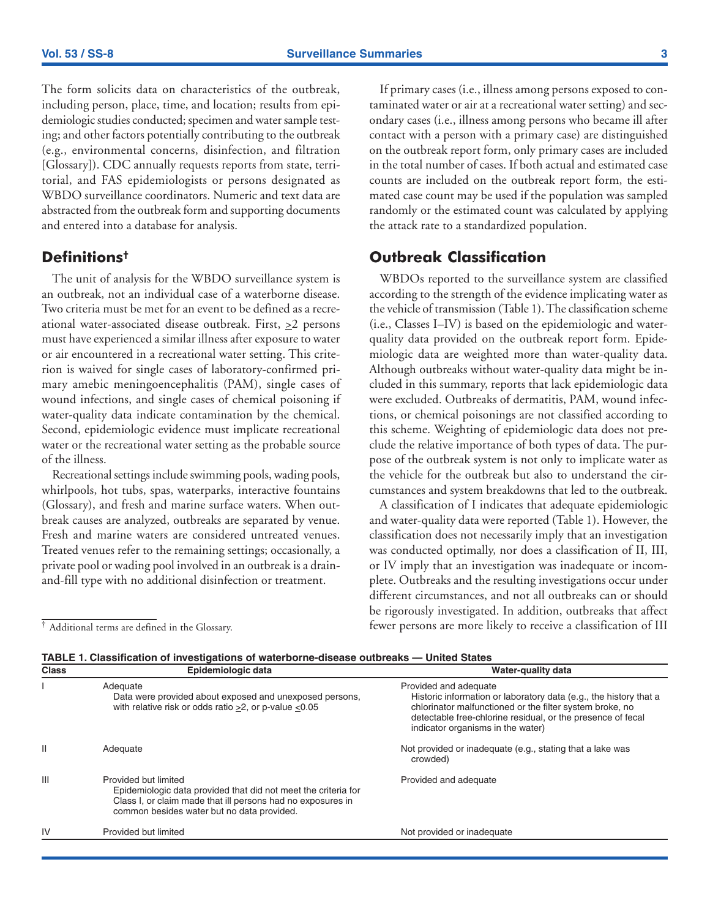The form solicits data on characteristics of the outbreak, including person, place, time, and location; results from epidemiologic studies conducted; specimen and water sample testing; and other factors potentially contributing to the outbreak (e.g., environmental concerns, disinfection, and filtration [Glossary]). CDC annually requests reports from state, territorial, and FAS epidemiologists or persons designated as WBDO surveillance coordinators. Numeric and text data are abstracted from the outbreak form and supporting documents and entered into a database for analysis.

## Definitions†

The unit of analysis for the WBDO surveillance system is an outbreak, not an individual case of a waterborne disease. Two criteria must be met for an event to be defined as a recreational water-associated disease outbreak. First, $\geq$2 persons must have experienced a similar illness after exposure to water or air encountered in a recreational water setting. This criterion is waived for single cases of laboratory-confirmed primary amebic meningoencephalitis (PAM), single cases of wound infections, and single cases of chemical poisoning if water-quality data indicate contamination by the chemical. Second, epidemiologic evidence must implicate recreational water or the recreational water setting as the probable source of the illness.

Recreational settings include swimming pools, wading pools, whirlpools, hot tubs, spas, waterparks, interactive fountains (Glossary), and fresh and marine surface waters. When outbreak causes are analyzed, outbreaks are separated by venue. Fresh and marine waters are considered untreated venues. Treated venues refer to the remaining settings; occasionally, a private pool or wading pool involved in an outbreak is a drain-and-fill type with no additional disinfection or treatment.

† Additional terms are defined in the Glossary.

If primary cases (i.e., illness among persons exposed to contaminated water or air at a recreational water setting) and secondary cases (i.e., illness among persons who became ill after contact with a person with a primary case) are distinguished on the outbreak report form, only primary cases are included in the total number of cases. If both actual and estimated case counts are included on the outbreak report form, the estimated case count may be used if the population was sampled randomly or the estimated count was calculated by applying the attack rate to a standardized population.

## Outbreak Classification

WBDOs reported to the surveillance system are classified according to the strength of the evidence implicating water as the vehicle of transmission (Table 1). The classification scheme (i.e., Classes I–IV) is based on the epidemiologic and water-quality data provided on the outbreak report form. Epidemiologic data are weighted more than water-quality data. Although outbreaks without water-quality data might be included in this summary, reports that lack epidemiologic data were excluded. Outbreaks of dermatitis, PAM, wound infections, or chemical poisonings are not classified according to this scheme. Weighting of epidemiologic data does not preclude the relative importance of both types of data. The purpose of the outbreak system is not only to implicate water as the vehicle for the outbreak but also to understand the circumstances and system breakdowns that led to the outbreak.

A classification of I indicates that adequate epidemiologic and water-quality data were reported (Table 1). However, the classification does not necessarily imply that an investigation was conducted optimally, nor does a classification of II, III, or IV imply that an investigation was inadequate or incomplete. Outbreaks and the resulting investigations occur under different circumstances, and not all outbreaks can or should be rigorously investigated. In addition, outbreaks that affect fewer persons are more likely to receive a classification of III

**TABLE 1. Classification of investigations of waterborne-disease outbreaks — United States**

| Class | Epidemiologic data | Water-quality data |
|---|---|---|
| I | Adequate<br>Data were provided about exposed and unexposed persons, with relative risk or odds ratio $\geq$2, or p-value $\leq$0.05 | Provided and adequate<br>Historic information or laboratory data (e.g., the history that a chlorinator malfunctioned or the filter system broke, no detectable free-chlorine residual, or the presence of fecal indicator organisms in the water) |
| II | Adequate | Not provided or inadequate (e.g., stating that a lake was crowded) |
| III | Provided but limited<br>Epidemiologic data provided that did not meet the criteria for Class I, or claim made that ill persons had no exposures in common besides water but no data provided. | Provided and adequate |
| IV | Provided but limited | Not provided or inadequate |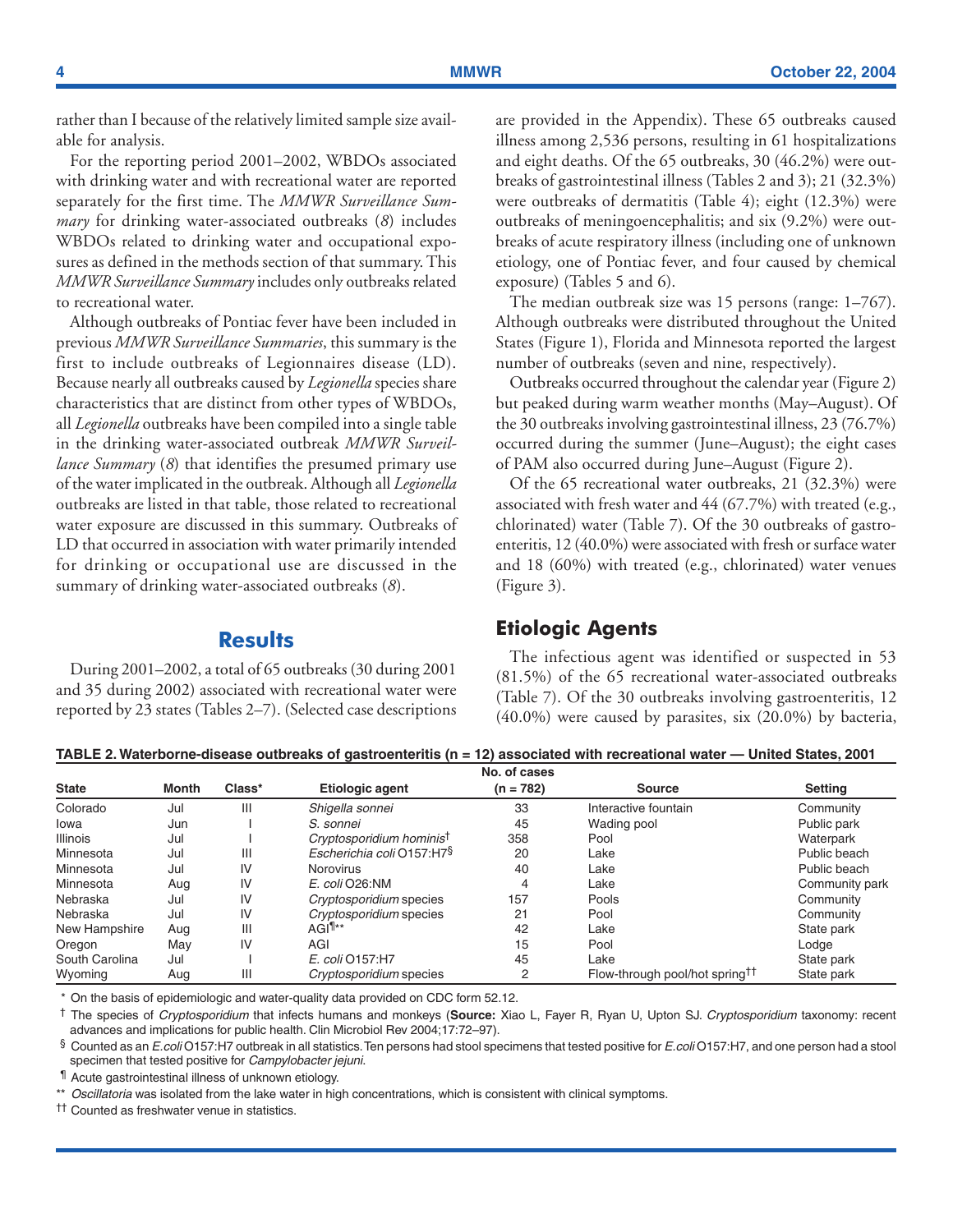rather than I because of the relatively limited sample size available for analysis.

For the reporting period 2001–2002, WBDOs associated with drinking water and with recreational water are reported separately for the first time. The *MMWR Surveillance Summary* for drinking water-associated outbreaks (*8*) includes WBDOs related to drinking water and occupational exposures as defined in the methods section of that summary. This *MMWR Surveillance Summary* includes only outbreaks related to recreational water.

Although outbreaks of Pontiac fever have been included in previous *MMWR Surveillance Summaries*, this summary is the first to include outbreaks of Legionnaires disease (LD). Because nearly all outbreaks caused by *Legionella* species share characteristics that are distinct from other types of WBDOs, all *Legionella* outbreaks have been compiled into a single table in the drinking water-associated outbreak *MMWR Surveillance Summary* (*8*) that identifies the presumed primary use of the water implicated in the outbreak. Although all *Legionella* outbreaks are listed in that table, those related to recreational water exposure are discussed in this summary. Outbreaks of LD that occurred in association with water primarily intended for drinking or occupational use are discussed in the summary of drinking water-associated outbreaks (*8*).

## Results

During 2001–2002, a total of 65 outbreaks (30 during 2001 and 35 during 2002) associated with recreational water were reported by 23 states (Tables 2–7). (Selected case descriptions are provided in the Appendix). These 65 outbreaks caused illness among 2,536 persons, resulting in 61 hospitalizations and eight deaths. Of the 65 outbreaks, 30 (46.2%) were outbreaks of gastrointestinal illness (Tables 2 and 3); 21 (32.3%) were outbreaks of dermatitis (Table 4); eight (12.3%) were outbreaks of meningoencephalitis; and six (9.2%) were outbreaks of acute respiratory illness (including one of unknown etiology, one of Pontiac fever, and four caused by chemical exposure) (Tables 5 and 6).

The median outbreak size was 15 persons (range: 1–767). Although outbreaks were distributed throughout the United States (Figure 1), Florida and Minnesota reported the largest number of outbreaks (seven and nine, respectively).

Outbreaks occurred throughout the calendar year (Figure 2) but peaked during warm weather months (May–August). Of the 30 outbreaks involving gastrointestinal illness, 23 (76.7%) occurred during the summer (June–August); the eight cases of PAM also occurred during June–August (Figure 2).

Of the 65 recreational water outbreaks, 21 (32.3%) were associated with fresh water and 44 (67.7%) with treated (e.g., chlorinated) water (Table 7). Of the 30 outbreaks of gastroenteritis, 12 (40.0%) were associated with fresh or surface water and 18 (60%) with treated (e.g., chlorinated) water venues (Figure 3).

### Etiologic Agents

The infectious agent was identified or suspected in 53 (81.5%) of the 65 recreational water-associated outbreaks (Table 7). Of the 30 outbreaks involving gastroenteritis, 12 (40.0%) were caused by parasites, six (20.0%) by bacteria,

**TABLE 2. Waterborne-disease outbreaks of gastroenteritis (n = 12) associated with recreational water — United States, 2001**

| State | Month | Class* | Etiologic agent | No. of cases (n = 782) | Source | Setting |
|---|---|---|---|---|---|---|
| Colorado | Jul | III | *Shigella sonnei* | 33 | Interactive fountain | Community |
| Iowa | Jun | I | *S. sonnei* | 45 | Wading pool | Public park |
| Illinois | Jul | I | *Cryptosporidium hominis*† | 358 | Pool | Waterpark |
| Minnesota | Jul | III | *Escherichia coli* O157:H7§ | 20 | Lake | Public beach |
| Minnesota | Jul | IV | Norovirus | 40 | Lake | Public beach |
| Minnesota | Aug | IV | *E. coli* O26:NM | 4 | Lake | Community park |
| Nebraska | Jul | IV | *Cryptosporidium* species | 157 | Pools | Community |
| Nebraska | Jul | IV | *Cryptosporidium* species | 21 | Pool | Community |
| New Hampshire | Aug | III | AGI¶** | 42 | Lake | State park |
| Oregon | May | IV | AGI | 15 | Pool | Lodge |
| South Carolina | Jul | I | *E. coli* O157:H7 | 45 | Lake | State park |
| Wyoming | Aug | III | *Cryptosporidium* species | 2 | Flow-through pool/hot spring†† | State park |

\* On the basis of epidemiologic and water-quality data provided on CDC form 52.12.

† The species of *Cryptosporidium* that infects humans and monkeys (**Source:** Xiao L, Fayer R, Ryan U, Upton SJ. *Cryptosporidium* taxonomy: recent advances and implications for public health. Clin Microbiol Rev 2004;17:72–97).

§ Counted as an *E. coli* O157:H7 outbreak in all statistics. Ten persons had stool specimens that tested positive for *E. coli* O157:H7, and one person had a stool specimen that tested positive for *Campylobacter jejuni*.

¶ Acute gastrointestinal illness of unknown etiology.

** *Oscillatoria* was isolated from the lake water in high concentrations, which is consistent with clinical symptoms.

†† Counted as freshwater venue in statistics.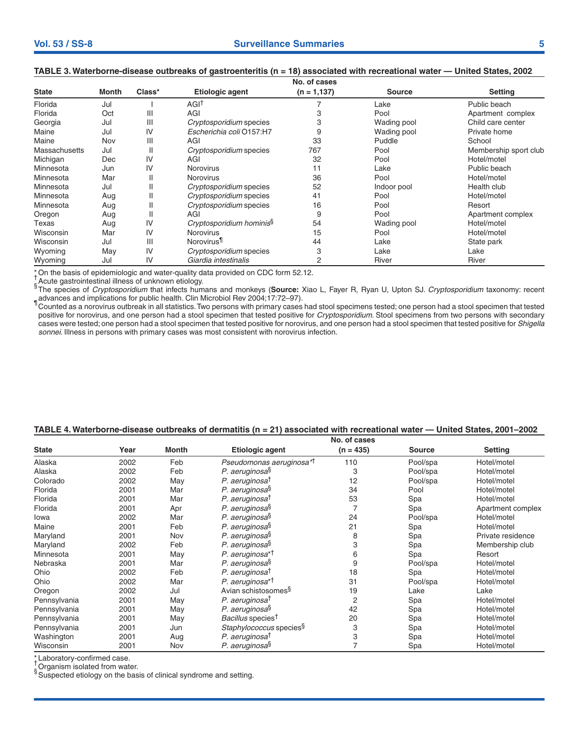**TABLE 3. Waterborne-disease outbreaks of gastroenteritis (n = 18) associated with recreational water — United States, 2002**

| State | Month | Class* | Etiologic agent | No. of cases (n = 1,137) | Source | Setting |
|---|---|---|---|---|---|---|
| Florida | Jul | I | AGI[†] | 7 | Lake | Public beach |
| Florida | Oct | III | AGI | 3 | Pool | Apartment complex |
| Georgia | Jul | III | *Cryptosporidium* species | 3 | Wading pool | Child care center |
| Maine | Jul | IV | *Escherichia coli* O157:H7 | 9 | Wading pool | Private home |
| Maine | Nov | III | AGI | 33 | Puddle | School |
| Massachusetts | Jul | II | *Cryptosporidium* species | 767 | Pool | Membership sport club |
| Michigan | Dec | IV | AGI | 32 | Pool | Hotel/motel |
| Minnesota | Jun | IV | Norovirus | 11 | Lake | Public beach |
| Minnesota | Mar | II | Norovirus | 36 | Pool | Hotel/motel |
| Minnesota | Jul | II | *Cryptosporidium* species | 52 | Indoor pool | Health club |
| Minnesota | Aug | II | *Cryptosporidium* species | 41 | Pool | Hotel/motel |
| Minnesota | Aug | II | *Cryptosporidium* species | 16 | Pool | Resort |
| Oregon | Aug | II | AGI | 9 | Pool | Apartment complex |
| Texas | Aug | IV | *Cryptosporidium hominis*[§] | 54 | Wading pool | Hotel/motel |
| Wisconsin | Mar | IV | Norovirus | 15 | Pool | Hotel/motel |
| Wisconsin | Jul | III | Norovirus[¶] | 44 | Lake | State park |
| Wyoming | May | IV | *Cryptosporidium* species | 3 | Lake | Lake |
| Wyoming | Jul | IV | *Giardia intestinalis* | 2 | River | River |

\* On the basis of epidemiologic and water-quality data provided on CDC form 52.12.
† Acute gastrointestinal illness of unknown etiology.
§ The species of *Cryptosporidium* that infects humans and monkeys (**Source:** Xiao L, Fayer R, Ryan U, Upton SJ. *Cryptosporidium* taxonomy: recent advances and implications for public health. Clin Microbiol Rev 2004;17:72–97).
¶ Counted as a norovirus outbreak in all statistics. Two persons with primary cases had stool specimens tested; one person had a stool specimen that tested positive for norovirus, and one person had a stool specimen that tested positive for *Cryptosporidium*. Stool specimens from two persons with secondary cases were tested; one person had a stool specimen that tested positive for norovirus, and one person had a stool specimen that tested positive for *Shigella sonnei*. Illness in persons with primary cases was most consistent with norovirus infection.

**TABLE 4. Waterborne-disease outbreaks of dermatitis (n = 21) associated with recreational water — United States, 2001–2002**

| State | Year | Month | Etiologic agent | No. of cases (n = 435) | Source | Setting |
|---|---|---|---|---|---|---|
| Alaska | 2002 | Feb | *Pseudomonas aeruginosa*[*†] | 110 | Pool/spa | Hotel/motel |
| Alaska | 2002 | Feb | *P. aeruginosa*[§] | 3 | Pool/spa | Hotel/motel |
| Colorado | 2002 | May | *P. aeruginosa*[†] | 12 | Pool/spa | Hotel/motel |
| Florida | 2001 | Mar | *P. aeruginosa*[§] | 34 | Pool | Hotel/motel |
| Florida | 2001 | Mar | *P. aeruginosa*[†] | 53 | Spa | Hotel/motel |
| Florida | 2001 | Apr | *P. aeruginosa*[§] | 7 | Spa | Apartment complex |
| Iowa | 2002 | Mar | *P. aeruginosa*[§] | 24 | Pool/spa | Hotel/motel |
| Maine | 2001 | Feb | *P. aeruginosa*[§] | 21 | Spa | Hotel/motel |
| Maryland | 2001 | Nov | *P. aeruginosa*[§] | 8 | Spa | Private residence |
| Maryland | 2002 | Feb | *P. aeruginosa*[§] | 3 | Spa | Membership club |
| Minnesota | 2001 | May | *P. aeruginosa*[*†] | 6 | Spa | Resort |
| Nebraska | 2001 | Mar | *P. aeruginosa*[§] | 9 | Pool/spa | Hotel/motel |
| Ohio | 2002 | Feb | *P. aeruginosa*[†] | 18 | Spa | Hotel/motel |
| Ohio | 2002 | Mar | *P. aeruginosa*[*†] | 31 | Pool/spa | Hotel/motel |
| Oregon | 2002 | Jul | Avian schistosomes[§] | 19 | Lake | Lake |
| Pennsylvania | 2001 | May | *P. aeruginosa*[†] | 2 | Spa | Hotel/motel |
| Pennsylvania | 2001 | May | *P. aeruginosa*[§] | 42 | Spa | Hotel/motel |
| Pennsylvania | 2001 | May | *Bacillus* species[†] | 20 | Spa | Hotel/motel |
| Pennsylvania | 2001 | Jun | *Staphylococcus* species[§] | 3 | Spa | Hotel/motel |
| Washington | 2001 | Aug | *P. aeruginosa*[†] | 3 | Spa | Hotel/motel |
| Wisconsin | 2001 | Nov | *P. aeruginosa*[§] | 7 | Spa | Hotel/motel |

\* Laboratory-confirmed case.
† Organism isolated from water.
§ Suspected etiology on the basis of clinical syndrome and setting.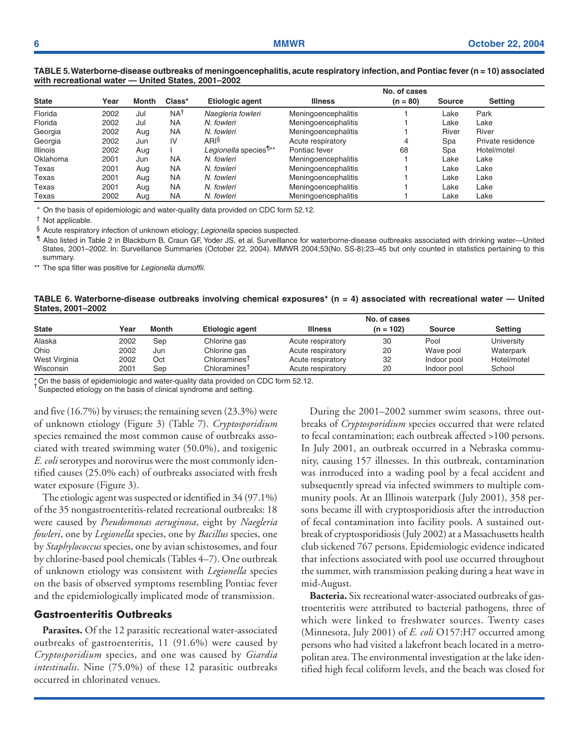**TABLE 5. Waterborne-disease outbreaks of meningoencephalitis, acute respiratory infection, and Pontiac fever (n = 10) associated with recreational water — United States, 2001–2002**

| State | Year | Month | Class* | Etiologic agent | Illness | No. of cases (n = 80) | Source | Setting |
|---|---|---|---|---|---|---|---|---|
| Florida | 2002 | Jul | NA† | *Naegleria fowleri* | Meningoencephalitis | 1 | Lake | Park |
| Florida | 2002 | Jul | NA | *N. fowleri* | Meningoencephalitis | 1 | Lake | Lake |
| Georgia | 2002 | Aug | NA | *N. fowleri* | Meningoencephalitis | 1 | River | River |
| Georgia | 2002 | Jun | IV | ARI§ | Acute respiratory | 4 | Spa | Private residence |
| Illinois | 2002 | Aug | I | *Legionella* species¶** | Pontiac fever | 68 | Spa | Hotel/motel |
| Oklahoma | 2001 | Jun | NA | *N. fowleri* | Meningoencephalitis | 1 | Lake | Lake |
| Texas | 2001 | Aug | NA | *N. fowleri* | Meningoencephalitis | 1 | Lake | Lake |
| Texas | 2001 | Aug | NA | *N. fowleri* | Meningoencephalitis | 1 | Lake | Lake |
| Texas | 2001 | Aug | NA | *N. fowleri* | Meningoencephalitis | 1 | Lake | Lake |
| Texas | 2002 | Aug | NA | *N. fowleri* | Meningoencephalitis | 1 | Lake | Lake |

\* On the basis of epidemiologic and water-quality data provided on CDC form 52.12.

† Not applicable.

§ Acute respiratory infection of unknown etiology; *Legionella* species suspected.

¶ Also listed in Table 2 in Blackburn B, Craun GF, Yoder JS, et al. Surveillance for waterborne-disease outbreaks associated with drinking water—United States, 2001–2002. In: Surveillance Summaries (October 22, 2004). MMWR 2004;53(No. SS-8):23–45 but only counted in statistics pertaining to this summary.

** The spa filter was positive for *Legionella dumoffii*.

**TABLE 6. Waterborne-disease outbreaks involving chemical exposures* (n = 4) associated with recreational water — United States, 2001–2002**

| State | Year | Month | Etiologic agent | Illness | No. of cases (n = 102) | Source | Setting |
|---|---|---|---|---|---|---|---|
| Alaska | 2002 | Sep | Chlorine gas | Acute respiratory | 30 | Pool | University |
| Ohio | 2002 | Jun | Chlorine gas | Acute respiratory | 20 | Wave pool | Waterpark |
| West Virginia | 2002 | Oct | Chloramines† | Acute respiratory | 32 | Indoor pool | Hotel/motel |
| Wisconsin | 2001 | Sep | Chloramines† | Acute respiratory | 20 | Indoor pool | School |

\* On the basis of epidemiologic and water-quality data provided on CDC form 52.12.
† Suspected etiology on the basis of clinical syndrome and setting.

and five (16.7%) by viruses; the remaining seven (23.3%) were of unknown etiology (Figure 3) (Table 7). *Cryptosporidium* species remained the most common cause of outbreaks associated with treated swimming water (50.0%), and toxigenic *E. coli* serotypes and norovirus were the most commonly identified causes (25.0% each) of outbreaks associated with fresh water exposure (Figure 3).

The etiologic agent was suspected or identified in 34 (97.1%) of the 35 nongastroenteritis-related recreational outbreaks: 18 were caused by *Pseudomonas aeruginosa*, eight by *Naegleria fowleri*, one by *Legionella* species, one by *Bacillus* species, one by *Staphylococcus* species, one by avian schistosomes, and four by chlorine-based pool chemicals (Tables 4–7). One outbreak of unknown etiology was consistent with *Legionella* species on the basis of observed symptoms resembling Pontiac fever and the epidemiologically implicated mode of transmission.

## Gastroenteritis Outbreaks

**Parasites.** Of the 12 parasitic recreational water-associated outbreaks of gastroenteritis, 11 (91.6%) were caused by *Cryptosporidium* species, and one was caused by *Giardia intestinalis*. Nine (75.0%) of these 12 parasitic outbreaks occurred in chlorinated venues.

During the 2001–2002 summer swim seasons, three outbreaks of *Cryptosporidium* species occurred that were related to fecal contamination; each outbreak affected >100 persons. In July 2001, an outbreak occurred in a Nebraska community, causing 157 illnesses. In this outbreak, contamination was introduced into a wading pool by a fecal accident and subsequently spread via infected swimmers to multiple community pools. At an Illinois waterpark (July 2001), 358 persons became ill with cryptosporidiosis after the introduction of fecal contamination into facility pools. A sustained outbreak of cryptosporidiosis (July 2002) at a Massachusetts health club sickened 767 persons. Epidemiologic evidence indicated that infections associated with pool use occurred throughout the summer, with transmission peaking during a heat wave in mid-August.

**Bacteria.** Six recreational water-associated outbreaks of gastroenteritis were attributed to bacterial pathogens, three of which were linked to freshwater sources. Twenty cases (Minnesota, July 2001) of *E. coli* O157:H7 occurred among persons who had visited a lakefront beach located in a metropolitan area. The environmental investigation at the lake identified high fecal coliform levels, and the beach was closed for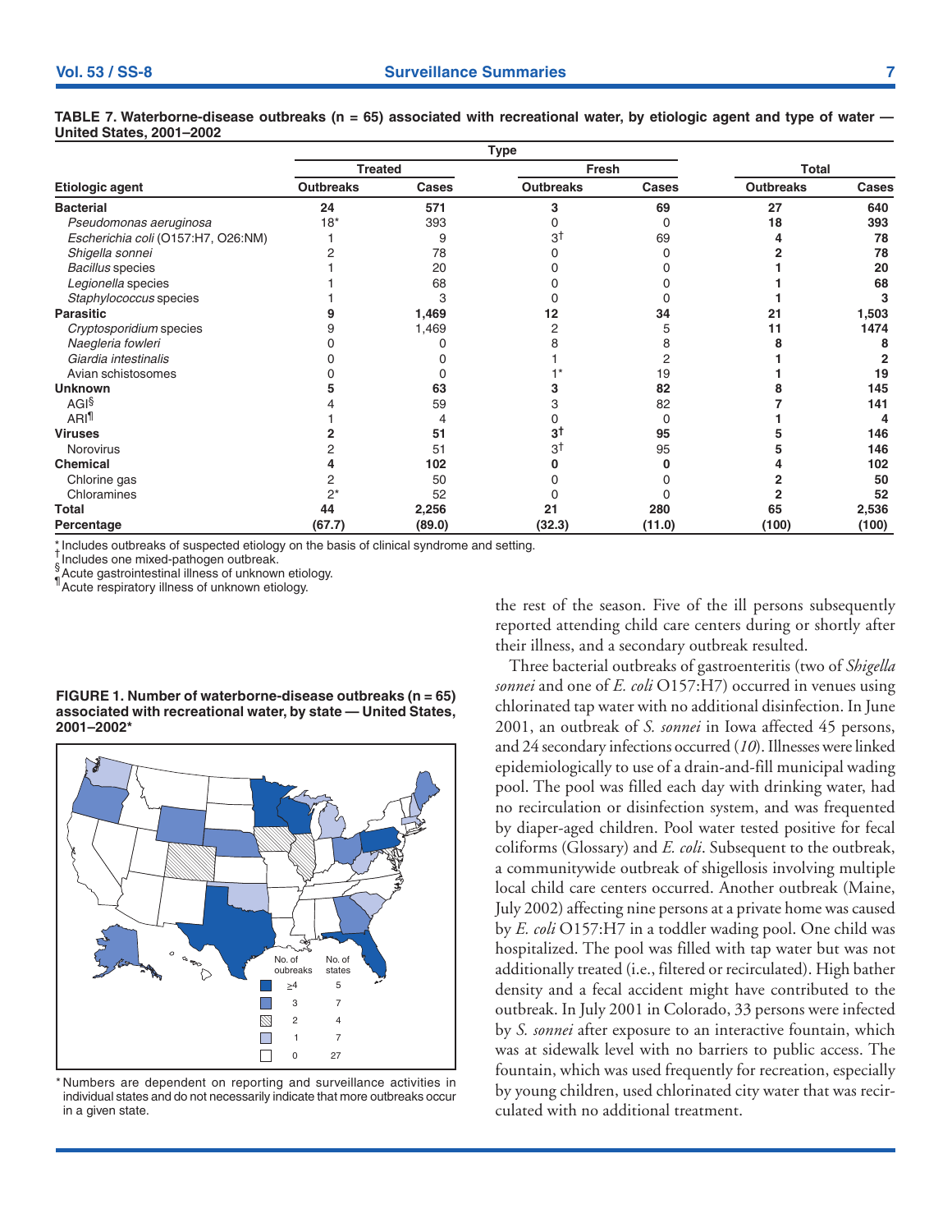**TABLE 7. Waterborne-disease outbreaks (n = 65) associated with recreational water, by etiologic agent and type of water — United States, 2001–2002**

| Etiologic agent | Treated | | Fresh | | Total | |
|---|---|---|---|---|---|---|
| | Outbreaks | Cases | Outbreaks | Cases | Outbreaks | Cases |
| **Bacterial** | **24** | **571** | **3** | **69** | **27** | **640** |
| *Pseudomonas aeruginosa* | 18* | 393 | 0 | 0 | **18** | **393** |
| *Escherichia coli* (O157:H7, O26:NM) | 1 | 9 | 3† | 69 | **4** | **78** |
| *Shigella sonnei* | 2 | 78 | 0 | 0 | **2** | **78** |
| *Bacillus* species | 1 | 20 | 0 | 0 | **1** | **20** |
| *Legionella* species | 1 | 68 | 0 | 0 | **1** | **68** |
| *Staphylococcus* species | 1 | 3 | 0 | 0 | **1** | **3** |
| **Parasitic** | **9** | **1,469** | **12** | **34** | **21** | **1,503** |
| *Cryptosporidium* species | 9 | 1,469 | 2 | 5 | **11** | **1474** |
| *Naegleria fowleri* | 0 | 0 | 8 | 8 | **8** | **8** |
| *Giardia intestinalis* | 0 | 0 | 1 | 2 | **1** | **2** |
| Avian schistosomes | 0 | 0 | 1* | 19 | **1** | **19** |
| **Unknown** | **5** | **63** | **3** | **82** | **8** | **145** |
| AGI§ | 4 | 59 | 3 | 82 | **7** | **141** |
| ARI¶ | 1 | 4 | 0 | 0 | **1** | **4** |
| **Viruses** | **2** | **51** | **3†** | **95** | **5** | **146** |
| Norovirus | 2 | 51 | 3† | 95 | **5** | **146** |
| **Chemical** | **4** | **102** | **0** | **0** | **4** | **102** |
| Chlorine gas | 2 | 50 | 0 | 0 | **2** | **50** |
| Chloramines | 2* | 52 | 0 | 0 | **2** | **52** |
| **Total** | **44** | **2,256** | **21** | **280** | **65** | **2,536** |
| **Percentage** | **(67.7)** | **(89.0)** | **(32.3)** | **(11.0)** | **(100)** | **(100)** |

\* Includes outbreaks of suspected etiology on the basis of clinical syndrome and setting.
† Includes one mixed-pathogen outbreak.
§ Acute gastrointestinal illness of unknown etiology.
¶ Acute respiratory illness of unknown etiology.

**FIGURE 1. Number of waterborne-disease outbreaks (n = 65) associated with recreational water, by state — United States, 2001–2002***

| No. of oubreaks | No. of states |
|---|---|
| ≥4 | 5 |
| 3 | 7 |
| 2 | 4 |
| 1 | 7 |
| 0 | 27 |

\* Numbers are dependent on reporting and surveillance activities in individual states and do not necessarily indicate that more outbreaks occur in a given state.

the rest of the season. Five of the ill persons subsequently reported attending child care centers during or shortly after their illness, and a secondary outbreak resulted.

Three bacterial outbreaks of gastroenteritis (two of *Shigella sonnei* and one of *E. coli* O157:H7) occurred in venues using chlorinated tap water with no additional disinfection. In June 2001, an outbreak of *S. sonnei* in Iowa affected 45 persons, and 24 secondary infections occurred (*10*). Illnesses were linked epidemiologically to use of a drain-and-fill municipal wading pool. The pool was filled each day with drinking water, had no recirculation or disinfection system, and was frequented by diaper-aged children. Pool water tested positive for fecal coliforms (Glossary) and *E. coli*. Subsequent to the outbreak, a communitywide outbreak of shigellosis involving multiple local child care centers occurred. Another outbreak (Maine, July 2002) affecting nine persons at a private home was caused by *E. coli* O157:H7 in a toddler wading pool. One child was hospitalized. The pool was filled with tap water but was not additionally treated (i.e., filtered or recirculated). High bather density and a fecal accident might have contributed to the outbreak. In July 2001 in Colorado, 33 persons were infected by *S. sonnei* after exposure to an interactive fountain, which was at sidewalk level with no barriers to public access. The fountain, which was used frequently for recreation, especially by young children, used chlorinated city water that was recirculated with no additional treatment.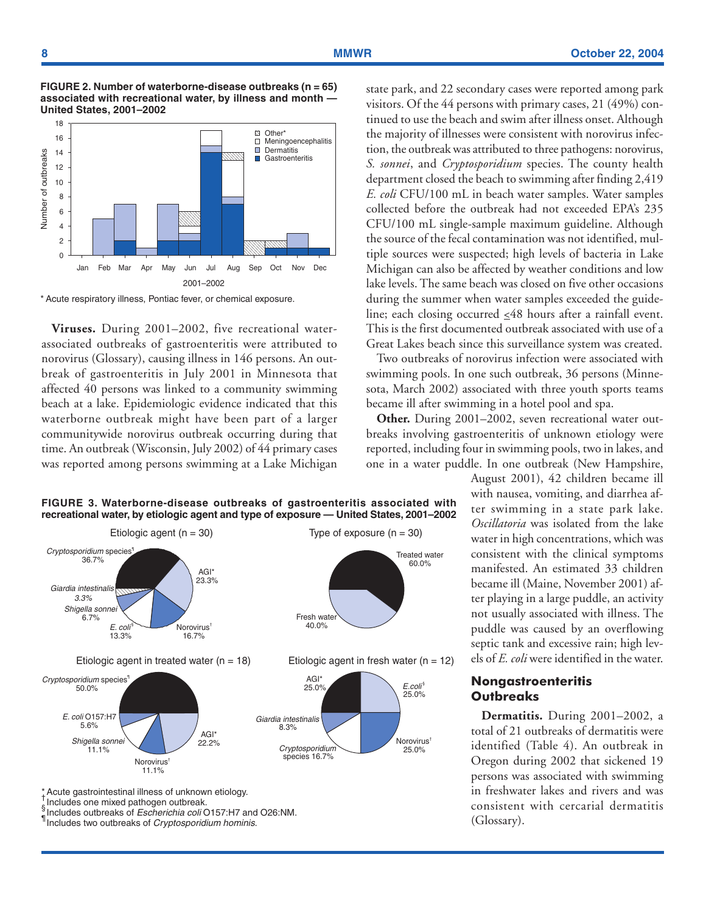**FIGURE 2. Number of waterborne-disease outbreaks (n = 65) associated with recreational water, by illness and month — United States, 2001–2002**

\* Acute respiratory illness, Pontiac fever, or chemical exposure.

**Viruses.** During 2001–2002, five recreational water-associated outbreaks of gastroenteritis were attributed to norovirus (Glossary), causing illness in 146 persons. An outbreak of gastroenteritis in July 2001 in Minnesota that affected 40 persons was linked to a community swimming beach at a lake. Epidemiologic evidence indicated that this waterborne outbreak might have been part of a larger communitywide norovirus outbreak occurring during that time. An outbreak (Wisconsin, July 2002) of 44 primary cases was reported among persons swimming at a Lake Michigan state park, and 22 secondary cases were reported among park visitors. Of the 44 persons with primary cases, 21 (49%) continued to use the beach and swim after illness onset. Although the majority of illnesses were consistent with norovirus infection, the outbreak was attributed to three pathogens: norovirus, *S. sonnei*, and *Cryptosporidium* species. The county health department closed the beach to swimming after finding 2,419 *E. coli* CFU/100 mL in beach water samples. Water samples collected before the outbreak had not exceeded EPA's 235 CFU/100 mL single-sample maximum guideline. Although the source of the fecal contamination was not identified, multiple sources were suspected; high levels of bacteria in Lake Michigan can also be affected by weather conditions and low lake levels. The same beach was closed on five other occasions during the summer when water samples exceeded the guideline; each closing occurred $\leq$48 hours after a rainfall event. This is the first documented outbreak associated with use of a Great Lakes beach since this surveillance system was created.

Two outbreaks of norovirus infection were associated with swimming pools. In one such outbreak, 36 persons (Minnesota, March 2002) associated with three youth sports teams became ill after swimming in a hotel pool and spa.

**Other.** During 2001–2002, seven recreational water outbreaks involving gastroenteritis of unknown etiology were reported, including four in swimming pools, two in lakes, and one in a water puddle. In one outbreak (New Hampshire, August 2001), 42 children became ill with nausea, vomiting, and diarrhea after swimming in a state park lake. *Oscillatoria* was isolated from the lake water in high concentrations, which was consistent with the clinical symptoms manifested. An estimated 33 children became ill (Maine, November 2001) after playing in a large puddle, an activity not usually associated with illness. The puddle was caused by an overflowing septic tank and excessive rain; high levels of *E. coli* were identified in the water.

**FIGURE 3. Waterborne-disease outbreaks of gastroenteritis associated with recreational water, by etiologic agent and type of exposure — United States, 2001–2002**

\* Acute gastrointestinal illness of unknown etiology.
† Includes one mixed pathogen outbreak.
§ Includes outbreaks of *Escherichia coli* O157:H7 and O26:NM.
¶ Includes two outbreaks of *Cryptosporidium hominis*.

## Nongastroenteritis Outbreaks

**Dermatitis.** During 2001–2002, a total of 21 outbreaks of dermatitis were identified (Table 4). An outbreak in Oregon during 2002 that sickened 19 persons was associated with swimming in freshwater lakes and rivers and was consistent with cercarial dermatitis (Glossary).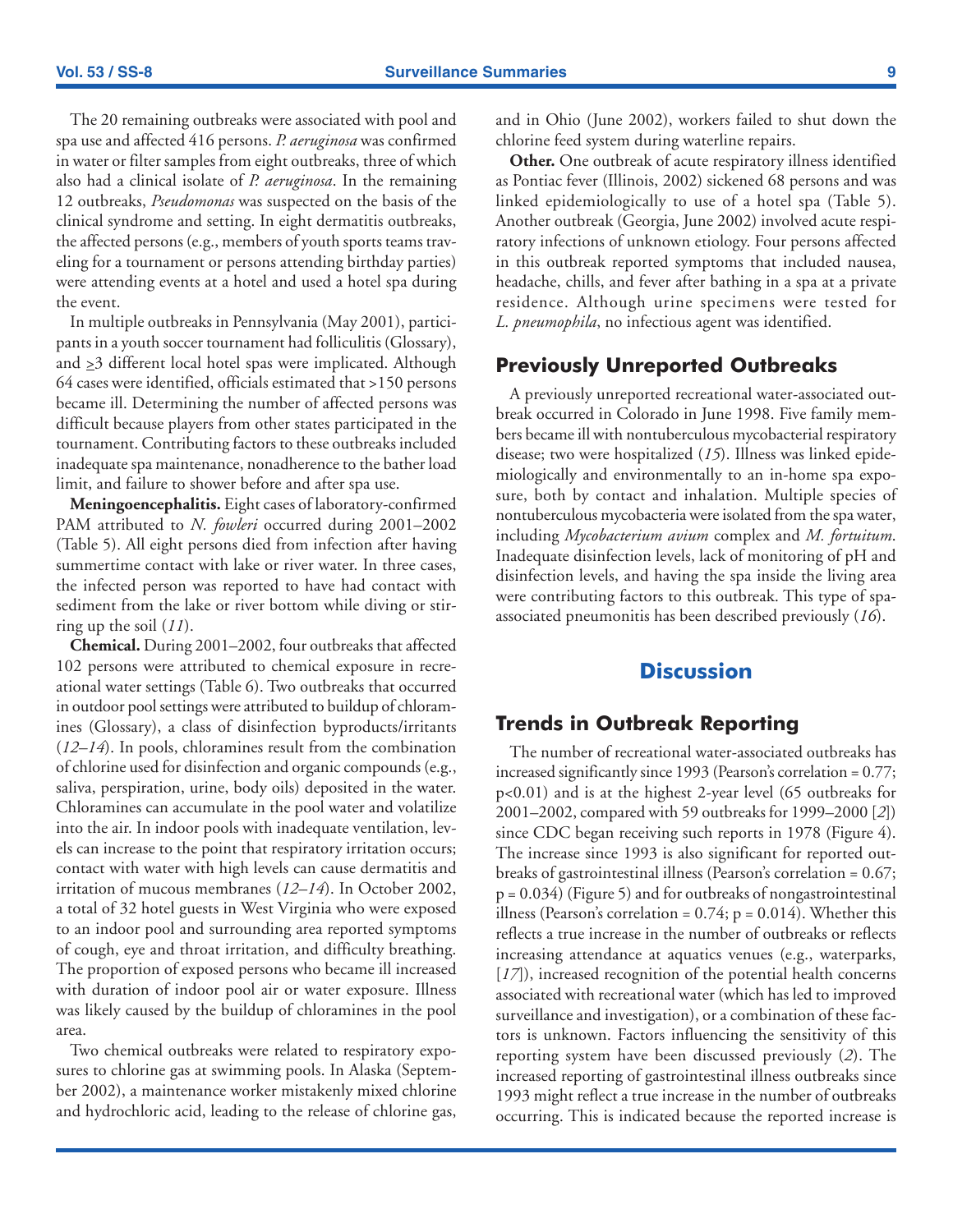The 20 remaining outbreaks were associated with pool and spa use and affected 416 persons. *P. aeruginosa* was confirmed in water or filter samples from eight outbreaks, three of which also had a clinical isolate of *P. aeruginosa*. In the remaining 12 outbreaks, *Pseudomonas* was suspected on the basis of the clinical syndrome and setting. In eight dermatitis outbreaks, the affected persons (e.g., members of youth sports teams traveling for a tournament or persons attending birthday parties) were attending events at a hotel and used a hotel spa during the event.

In multiple outbreaks in Pennsylvania (May 2001), participants in a youth soccer tournament had folliculitis (Glossary), and $\geq$3 different local hotel spas were implicated. Although 64 cases were identified, officials estimated that >150 persons became ill. Determining the number of affected persons was difficult because players from other states participated in the tournament. Contributing factors to these outbreaks included inadequate spa maintenance, nonadherence to the bather load limit, and failure to shower before and after spa use.

**Meningoencephalitis.** Eight cases of laboratory-confirmed PAM attributed to *N. fowleri* occurred during 2001–2002 (Table 5). All eight persons died from infection after having summertime contact with lake or river water. In three cases, the infected person was reported to have had contact with sediment from the lake or river bottom while diving or stirring up the soil (*11*).

**Chemical.** During 2001–2002, four outbreaks that affected 102 persons were attributed to chemical exposure in recreational water settings (Table 6). Two outbreaks that occurred in outdoor pool settings were attributed to buildup of chloramines (Glossary), a class of disinfection byproducts/irritants (*12–14*). In pools, chloramines result from the combination of chlorine used for disinfection and organic compounds (e.g., saliva, perspiration, urine, body oils) deposited in the water. Chloramines can accumulate in the pool water and volatilize into the air. In indoor pools with inadequate ventilation, levels can increase to the point that respiratory irritation occurs; contact with water with high levels can cause dermatitis and irritation of mucous membranes (*12–14*). In October 2002, a total of 32 hotel guests in West Virginia who were exposed to an indoor pool and surrounding area reported symptoms of cough, eye and throat irritation, and difficulty breathing. The proportion of exposed persons who became ill increased with duration of indoor pool air or water exposure. Illness was likely caused by the buildup of chloramines in the pool area.

Two chemical outbreaks were related to respiratory exposures to chlorine gas at swimming pools. In Alaska (September 2002), a maintenance worker mistakenly mixed chlorine and hydrochloric acid, leading to the release of chlorine gas, and in Ohio (June 2002), workers failed to shut down the chlorine feed system during waterline repairs.

**Other.** One outbreak of acute respiratory illness identified as Pontiac fever (Illinois, 2002) sickened 68 persons and was linked epidemiologically to use of a hotel spa (Table 5). Another outbreak (Georgia, June 2002) involved acute respiratory infections of unknown etiology. Four persons affected in this outbreak reported symptoms that included nausea, headache, chills, and fever after bathing in a spa at a private residence. Although urine specimens were tested for *L. pneumophila*, no infectious agent was identified.

## Previously Unreported Outbreaks

A previously unreported recreational water-associated outbreak occurred in Colorado in June 1998. Five family members became ill with nontuberculous mycobacterial respiratory disease; two were hospitalized (*15*). Illness was linked epidemiologically and environmentally to an in-home spa exposure, both by contact and inhalation. Multiple species of nontuberculous mycobacteria were isolated from the spa water, including *Mycobacterium avium* complex and *M. fortuitum*. Inadequate disinfection levels, lack of monitoring of pH and disinfection levels, and having the spa inside the living area were contributing factors to this outbreak. This type of spa-associated pneumonitis has been described previously (*16*).

# Discussion

## Trends in Outbreak Reporting

The number of recreational water-associated outbreaks has increased significantly since 1993 (Pearson's correlation = 0.77; p<0.01) and is at the highest 2-year level (65 outbreaks for 2001–2002, compared with 59 outbreaks for 1999–2000 [*2*]) since CDC began receiving such reports in 1978 (Figure 4). The increase since 1993 is also significant for reported outbreaks of gastrointestinal illness (Pearson's correlation = 0.67; p = 0.034) (Figure 5) and for outbreaks of nongastrointestinal illness (Pearson's correlation = 0.74; p = 0.014). Whether this reflects a true increase in the number of outbreaks or reflects increasing attendance at aquatics venues (e.g., waterparks, [*17*]), increased recognition of the potential health concerns associated with recreational water (which has led to improved surveillance and investigation), or a combination of these factors is unknown. Factors influencing the sensitivity of this reporting system have been discussed previously (*2*). The increased reporting of gastrointestinal illness outbreaks since 1993 might reflect a true increase in the number of outbreaks occurring. This is indicated because the reported increase is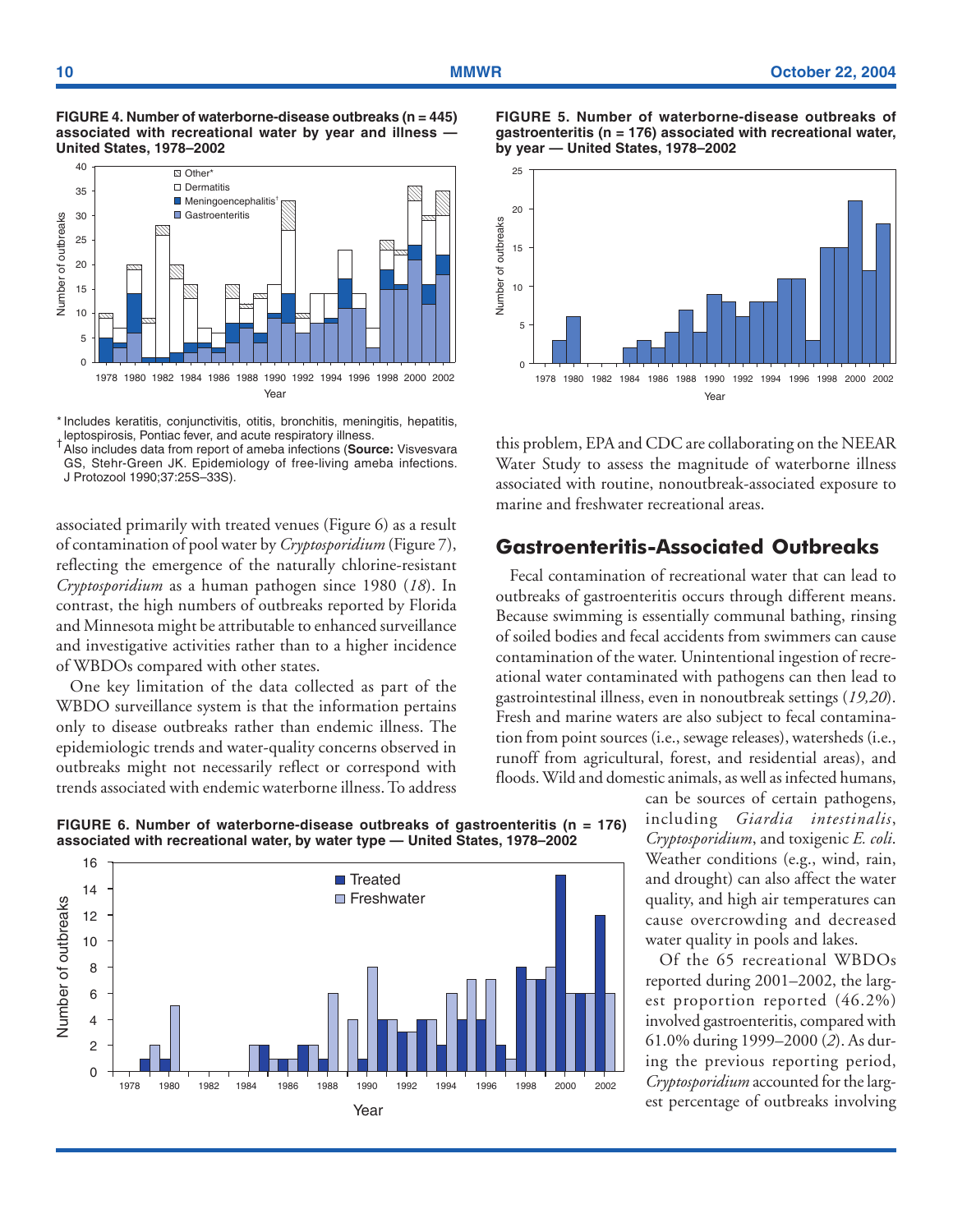**FIGURE 4. Number of waterborne-disease outbreaks (n = 445) associated with recreational water by year and illness — United States, 1978–2002**

* Includes keratitis, conjunctivitis, otitis, bronchitis, meningitis, hepatitis, leptospirosis, Pontiac fever, and acute respiratory illness.

† Also includes data from report of ameba infections (**Source:** Visvesvara GS, Stehr-Green JK. Epidemiology of free-living ameba infections. J Protozool 1990;37:25S–33S).

**FIGURE 5. Number of waterborne-disease outbreaks of gastroenteritis (n = 176) associated with recreational water, by year — United States, 1978–2002**

associated primarily with treated venues (Figure 6) as a result of contamination of pool water by *Cryptosporidium* (Figure 7), reflecting the emergence of the naturally chlorine-resistant *Cryptosporidium* as a human pathogen since 1980 (*18*). In contrast, the high numbers of outbreaks reported by Florida and Minnesota might be attributable to enhanced surveillance and investigative activities rather than to a higher incidence of WBDOs compared with other states.

One key limitation of the data collected as part of the WBDO surveillance system is that the information pertains only to disease outbreaks rather than endemic illness. The epidemiologic trends and water-quality concerns observed in outbreaks might not necessarily reflect or correspond with trends associated with endemic waterborne illness. To address this problem, EPA and CDC are collaborating on the NEEAR Water Study to assess the magnitude of waterborne illness associated with routine, nonoutbreak-associated exposure to marine and freshwater recreational areas.

## Gastroenteritis-Associated Outbreaks

Fecal contamination of recreational water that can lead to outbreaks of gastroenteritis occurs through different means. Because swimming is essentially communal bathing, rinsing of soiled bodies and fecal accidents from swimmers can cause contamination of the water. Unintentional ingestion of recreational water contaminated with pathogens can then lead to gastrointestinal illness, even in nonoutbreak settings (*19,20*). Fresh and marine waters are also subject to fecal contamination from point sources (i.e., sewage releases), watersheds (i.e., runoff from agricultural, forest, and residential areas), and floods. Wild and domestic animals, as well as infected humans, can be sources of certain pathogens, including *Giardia intestinalis*, *Cryptosporidium*, and toxigenic *E. coli*. Weather conditions (e.g., wind, rain, and drought) can also affect the water quality, and high air temperatures can cause overcrowding and decreased water quality in pools and lakes.

Of the 65 recreational WBDOs reported during 2001–2002, the largest proportion reported (46.2%) involved gastroenteritis, compared with 61.0% during 1999–2000 (*2*). As during the previous reporting period, *Cryptosporidium* accounted for the largest percentage of outbreaks involving

**FIGURE 6. Number of waterborne-disease outbreaks of gastroenteritis (n = 176) associated with recreational water, by water type — United States, 1978–2002**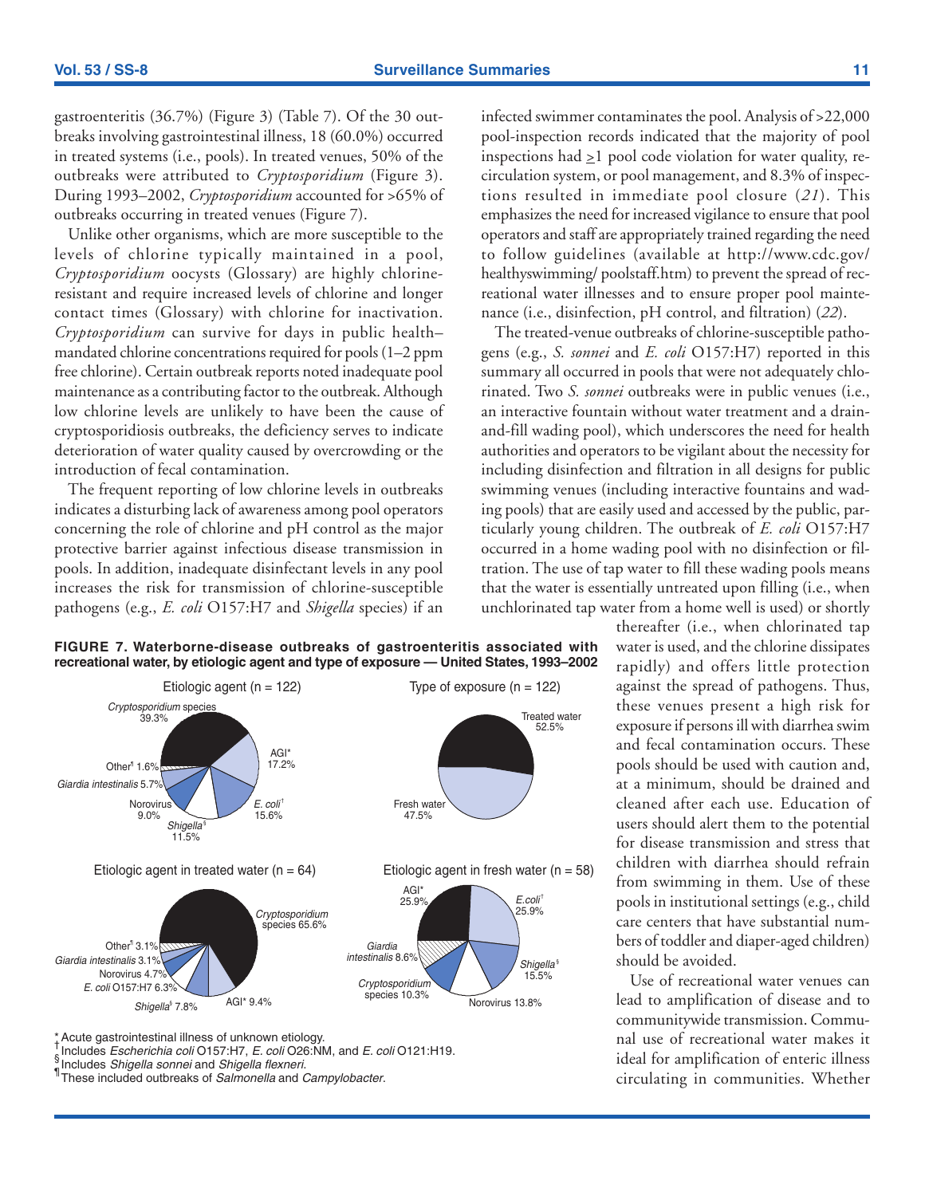gastroenteritis (36.7%) (Figure 3) (Table 7). Of the 30 outbreaks involving gastrointestinal illness, 18 (60.0%) occurred in treated systems (i.e., pools). In treated venues, 50% of the outbreaks were attributed to *Cryptosporidium* (Figure 3). During 1993–2002, *Cryptosporidium* accounted for >65% of outbreaks occurring in treated venues (Figure 7).

Unlike other organisms, which are more susceptible to the levels of chlorine typically maintained in a pool, *Cryptosporidium* oocysts (Glossary) are highly chlorine-resistant and require increased levels of chlorine and longer contact times (Glossary) with chlorine for inactivation. *Cryptosporidium* can survive for days in public health–mandated chlorine concentrations required for pools (1–2 ppm free chlorine). Certain outbreak reports noted inadequate pool maintenance as a contributing factor to the outbreak. Although low chlorine levels are unlikely to have been the cause of cryptosporidiosis outbreaks, the deficiency serves to indicate deterioration of water quality caused by overcrowding or the introduction of fecal contamination.

The frequent reporting of low chlorine levels in outbreaks indicates a disturbing lack of awareness among pool operators concerning the role of chlorine and pH control as the major protective barrier against infectious disease transmission in pools. In addition, inadequate disinfectant levels in any pool increases the risk for transmission of chlorine-susceptible pathogens (e.g., *E. coli* O157:H7 and *Shigella* species) if an infected swimmer contaminates the pool. Analysis of >22,000 pool-inspection records indicated that the majority of pool inspections had ≥1 pool code violation for water quality, recirculation system, or pool management, and 8.3% of inspections resulted in immediate pool closure (*21*). This emphasizes the need for increased vigilance to ensure that pool operators and staff are appropriately trained regarding the need to follow guidelines (available at http://www.cdc.gov/healthyswimming/ poolstaff.htm) to prevent the spread of recreational water illnesses and to ensure proper pool maintenance (i.e., disinfection, pH control, and filtration) (*22*).

The treated-venue outbreaks of chlorine-susceptible pathogens (e.g., *S. sonnei* and *E. coli* O157:H7) reported in this summary all occurred in pools that were not adequately chlorinated. Two *S. sonnei* outbreaks were in public venues (i.e., an interactive fountain without water treatment and a drain-and-fill wading pool), which underscores the need for health authorities and operators to be vigilant about the necessity for including disinfection and filtration in all designs for public swimming venues (including interactive fountains and wading pools) that are easily used and accessed by the public, particularly young children. The outbreak of *E. coli* O157:H7 occurred in a home wading pool with no disinfection or filtration. The use of tap water to fill these wading pools means that the water is essentially untreated upon filling (i.e., when unchlorinated tap water from a home well is used) or shortly thereafter (i.e., when chlorinated tap water is used, and the chlorine dissipates rapidly) and offers little protection against the spread of pathogens. Thus, these venues present a high risk for exposure if persons ill with diarrhea swim and fecal contamination occurs. These pools should be used with caution and, at a minimum, should be drained and cleaned after each use. Education of users should alert them to the potential for disease transmission and stress that children with diarrhea should refrain from swimming in them. Use of these pools in institutional settings (e.g., child care centers that have substantial numbers of toddler and diaper-aged children) should be avoided.

Use of recreational water venues can lead to amplification of disease and to communitywide transmission. Communal use of recreational water makes it ideal for amplification of enteric illness circulating in communities. Whether

**FIGURE 7. Waterborne-disease outbreaks of gastroenteritis associated with recreational water, by etiologic agent and type of exposure — United States, 1993–2002**

Etiologic agent (n = 122): *Cryptosporidium* species 39.3%; AGI* 17.2%; *E. coli*† 15.6%; *Shigella*§ 11.5%; Norovirus 9.0%; *Giardia intestinalis* 5.7%; Other¶ 1.6%

Type of exposure (n = 122): Treated water 52.5%; Fresh water 47.5%

Etiologic agent in treated water (n = 64): *Cryptosporidium* species 65.6%; AGI* 9.4%; *Shigella*§ 7.8%; *E. coli* O157:H7 6.3%; Norovirus 4.7%; *Giardia intestinalis* 3.1%; Other¶ 3.1%

Etiologic agent in fresh water (n = 58): AGI* 25.9%; *E.coli*† 25.9%; *Shigella*§ 15.5%; Norovirus 13.8%; *Cryptosporidium* species 10.3%; *Giardia intestinalis* 8.6%

\* Acute gastrointestinal illness of unknown etiology.
† Includes *Escherichia coli* O157:H7, *E. coli* O26:NM, and *E. coli* O121:H19.
§ Includes *Shigella sonnei* and *Shigella flexneri*.
¶ These included outbreaks of *Salmonella* and *Campylobacter*.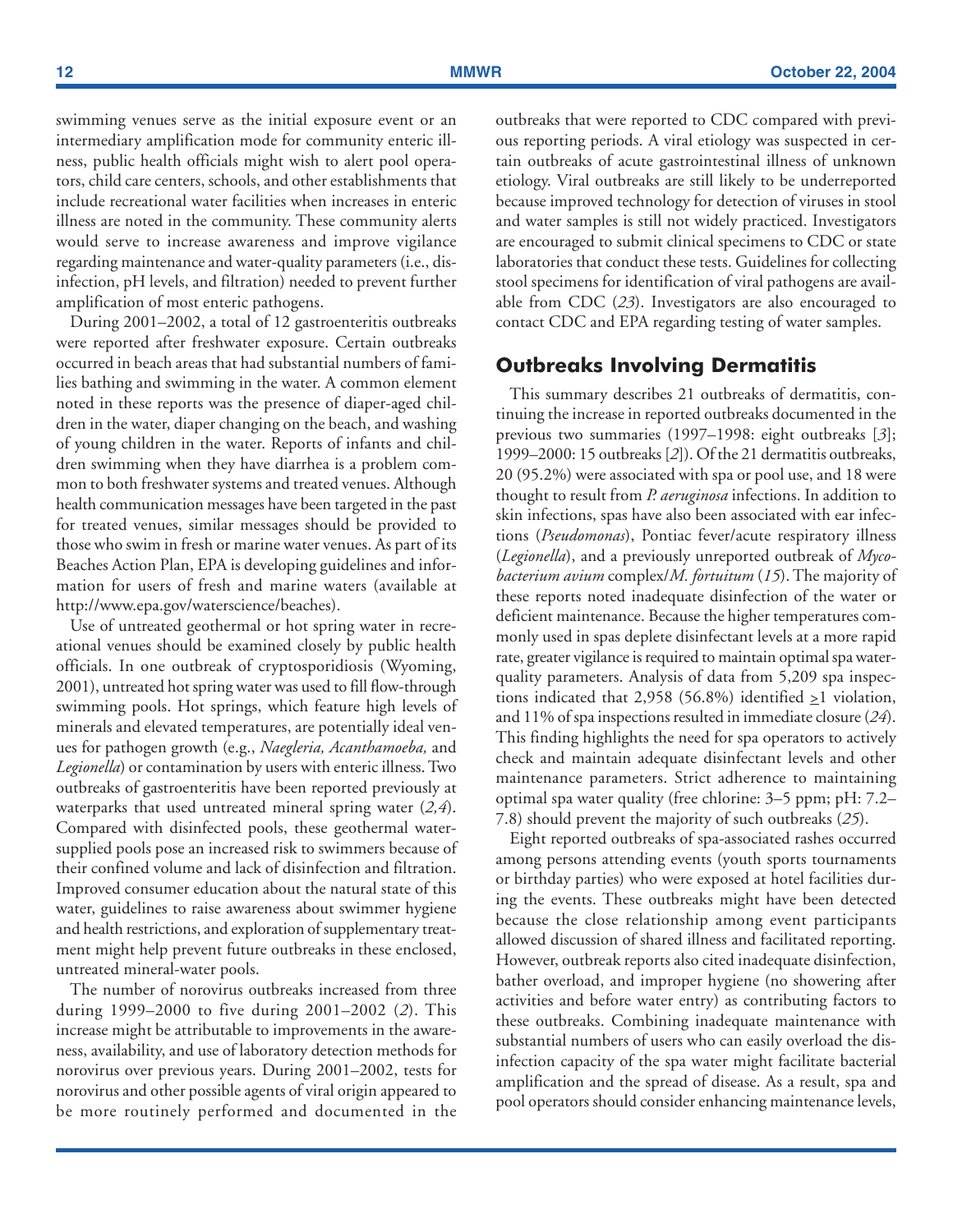swimming venues serve as the initial exposure event or an intermediary amplification mode for community enteric illness, public health officials might wish to alert pool operators, child care centers, schools, and other establishments that include recreational water facilities when increases in enteric illness are noted in the community. These community alerts would serve to increase awareness and improve vigilance regarding maintenance and water-quality parameters (i.e., disinfection, pH levels, and filtration) needed to prevent further amplification of most enteric pathogens.

During 2001–2002, a total of 12 gastroenteritis outbreaks were reported after freshwater exposure. Certain outbreaks occurred in beach areas that had substantial numbers of families bathing and swimming in the water. A common element noted in these reports was the presence of diaper-aged children in the water, diaper changing on the beach, and washing of young children in the water. Reports of infants and children swimming when they have diarrhea is a problem common to both freshwater systems and treated venues. Although health communication messages have been targeted in the past for treated venues, similar messages should be provided to those who swim in fresh or marine water venues. As part of its Beaches Action Plan, EPA is developing guidelines and information for users of fresh and marine waters (available at http://www.epa.gov/waterscience/beaches).

Use of untreated geothermal or hot spring water in recreational venues should be examined closely by public health officials. In one outbreak of cryptosporidiosis (Wyoming, 2001), untreated hot spring water was used to fill flow-through swimming pools. Hot springs, which feature high levels of minerals and elevated temperatures, are potentially ideal venues for pathogen growth (e.g., *Naegleria, Acanthamoeba,* and *Legionella*) or contamination by users with enteric illness. Two outbreaks of gastroenteritis have been reported previously at waterparks that used untreated mineral spring water (*2,4*). Compared with disinfected pools, these geothermal water-supplied pools pose an increased risk to swimmers because of their confined volume and lack of disinfection and filtration. Improved consumer education about the natural state of this water, guidelines to raise awareness about swimmer hygiene and health restrictions, and exploration of supplementary treatment might help prevent future outbreaks in these enclosed, untreated mineral-water pools.

The number of norovirus outbreaks increased from three during 1999–2000 to five during 2001–2002 (*2*). This increase might be attributable to improvements in the awareness, availability, and use of laboratory detection methods for norovirus over previous years. During 2001–2002, tests for norovirus and other possible agents of viral origin appeared to be more routinely performed and documented in the outbreaks that were reported to CDC compared with previous reporting periods. A viral etiology was suspected in certain outbreaks of acute gastrointestinal illness of unknown etiology. Viral outbreaks are still likely to be underreported because improved technology for detection of viruses in stool and water samples is still not widely practiced. Investigators are encouraged to submit clinical specimens to CDC or state laboratories that conduct these tests. Guidelines for collecting stool specimens for identification of viral pathogens are available from CDC (*23*). Investigators are also encouraged to contact CDC and EPA regarding testing of water samples.

## Outbreaks Involving Dermatitis

This summary describes 21 outbreaks of dermatitis, continuing the increase in reported outbreaks documented in the previous two summaries (1997–1998: eight outbreaks [*3*]; 1999–2000: 15 outbreaks [*2*]). Of the 21 dermatitis outbreaks, 20 (95.2%) were associated with spa or pool use, and 18 were thought to result from *P. aeruginosa* infections. In addition to skin infections, spas have also been associated with ear infections (*Pseudomonas*), Pontiac fever/acute respiratory illness (*Legionella*), and a previously unreported outbreak of *Mycobacterium avium* complex/*M. fortuitum* (*15*). The majority of these reports noted inadequate disinfection of the water or deficient maintenance. Because the higher temperatures commonly used in spas deplete disinfectant levels at a more rapid rate, greater vigilance is required to maintain optimal spa water-quality parameters. Analysis of data from 5,209 spa inspections indicated that 2,958 (56.8%) identified $\geq$1 violation, and 11% of spa inspections resulted in immediate closure (*24*). This finding highlights the need for spa operators to actively check and maintain adequate disinfectant levels and other maintenance parameters. Strict adherence to maintaining optimal spa water quality (free chlorine: 3–5 ppm; pH: 7.2–7.8) should prevent the majority of such outbreaks (*25*).

Eight reported outbreaks of spa-associated rashes occurred among persons attending events (youth sports tournaments or birthday parties) who were exposed at hotel facilities during the events. These outbreaks might have been detected because the close relationship among event participants allowed discussion of shared illness and facilitated reporting. However, outbreak reports also cited inadequate disinfection, bather overload, and improper hygiene (no showering after activities and before water entry) as contributing factors to these outbreaks. Combining inadequate maintenance with substantial numbers of users who can easily overload the disinfection capacity of the spa water might facilitate bacterial amplification and the spread of disease. As a result, spa and pool operators should consider enhancing maintenance levels,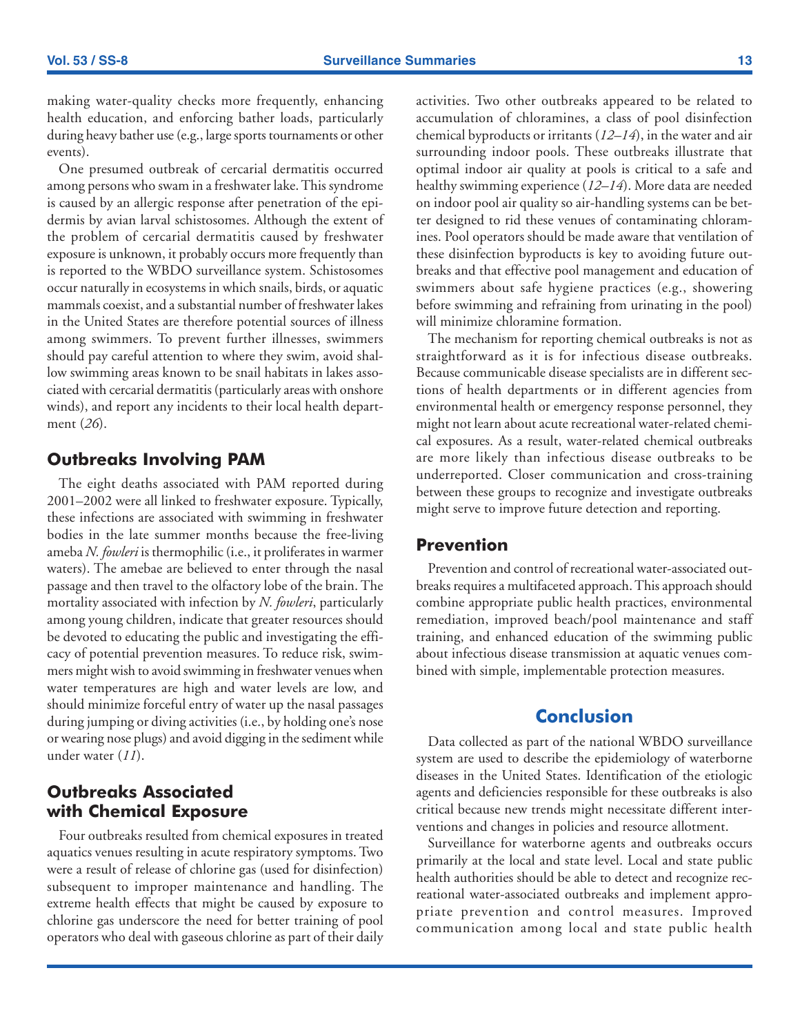making water-quality checks more frequently, enhancing health education, and enforcing bather loads, particularly during heavy bather use (e.g., large sports tournaments or other events).

One presumed outbreak of cercarial dermatitis occurred among persons who swam in a freshwater lake. This syndrome is caused by an allergic response after penetration of the epidermis by avian larval schistosomes. Although the extent of the problem of cercarial dermatitis caused by freshwater exposure is unknown, it probably occurs more frequently than is reported to the WBDO surveillance system. Schistosomes occur naturally in ecosystems in which snails, birds, or aquatic mammals coexist, and a substantial number of freshwater lakes in the United States are therefore potential sources of illness among swimmers. To prevent further illnesses, swimmers should pay careful attention to where they swim, avoid shallow swimming areas known to be snail habitats in lakes associated with cercarial dermatitis (particularly areas with onshore winds), and report any incidents to their local health department (*26*).

### Outbreaks Involving PAM

The eight deaths associated with PAM reported during 2001–2002 were all linked to freshwater exposure. Typically, these infections are associated with swimming in freshwater bodies in the late summer months because the free-living ameba *N. fowleri* is thermophilic (i.e., it proliferates in warmer waters). The amebae are believed to enter through the nasal passage and then travel to the olfactory lobe of the brain. The mortality associated with infection by *N. fowleri*, particularly among young children, indicate that greater resources should be devoted to educating the public and investigating the efficacy of potential prevention measures. To reduce risk, swimmers might wish to avoid swimming in freshwater venues when water temperatures are high and water levels are low, and should minimize forceful entry of water up the nasal passages during jumping or diving activities (i.e., by holding one's nose or wearing nose plugs) and avoid digging in the sediment while under water (*11*).

### Outbreaks Associated with Chemical Exposure

Four outbreaks resulted from chemical exposures in treated aquatics venues resulting in acute respiratory symptoms. Two were a result of release of chlorine gas (used for disinfection) subsequent to improper maintenance and handling. The extreme health effects that might be caused by exposure to chlorine gas underscore the need for better training of pool operators who deal with gaseous chlorine as part of their daily activities. Two other outbreaks appeared to be related to accumulation of chloramines, a class of pool disinfection chemical byproducts or irritants (*12–14*), in the water and air surrounding indoor pools. These outbreaks illustrate that optimal indoor air quality at pools is critical to a safe and healthy swimming experience (*12–14*). More data are needed on indoor pool air quality so air-handling systems can be better designed to rid these venues of contaminating chloramines. Pool operators should be made aware that ventilation of these disinfection byproducts is key to avoiding future outbreaks and that effective pool management and education of swimmers about safe hygiene practices (e.g., showering before swimming and refraining from urinating in the pool) will minimize chloramine formation.

The mechanism for reporting chemical outbreaks is not as straightforward as it is for infectious disease outbreaks. Because communicable disease specialists are in different sections of health departments or in different agencies from environmental health or emergency response personnel, they might not learn about acute recreational water-related chemical exposures. As a result, water-related chemical outbreaks are more likely than infectious disease outbreaks to be underreported. Closer communication and cross-training between these groups to recognize and investigate outbreaks might serve to improve future detection and reporting.

### Prevention

Prevention and control of recreational water-associated outbreaks requires a multifaceted approach. This approach should combine appropriate public health practices, environmental remediation, improved beach/pool maintenance and staff training, and enhanced education of the swimming public about infectious disease transmission at aquatic venues combined with simple, implementable protection measures.

## Conclusion

Data collected as part of the national WBDO surveillance system are used to describe the epidemiology of waterborne diseases in the United States. Identification of the etiologic agents and deficiencies responsible for these outbreaks is also critical because new trends might necessitate different interventions and changes in policies and resource allotment.

Surveillance for waterborne agents and outbreaks occurs primarily at the local and state level. Local and state public health authorities should be able to detect and recognize recreational water-associated outbreaks and implement appropriate prevention and control measures. Improved communication among local and state public health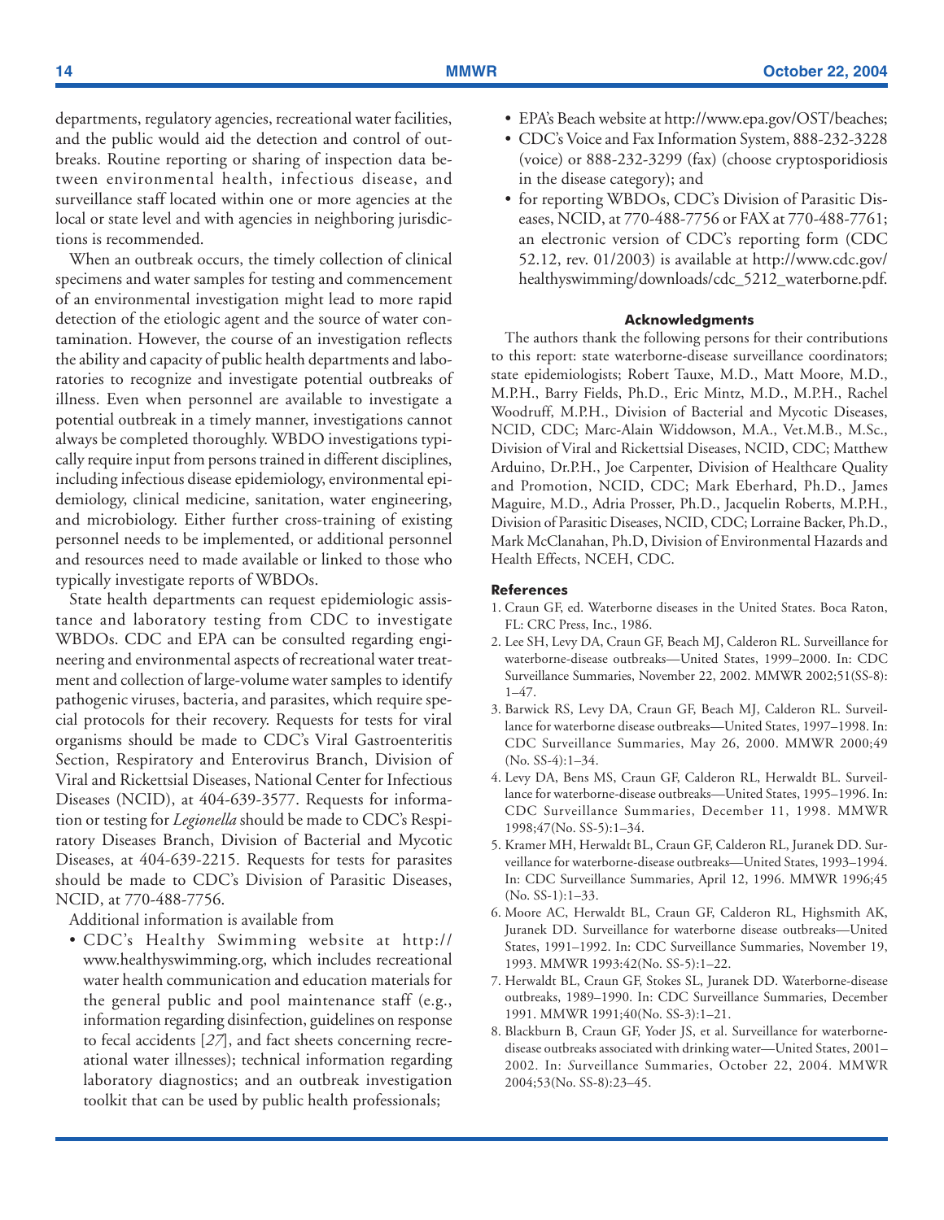departments, regulatory agencies, recreational water facilities, and the public would aid the detection and control of outbreaks. Routine reporting or sharing of inspection data between environmental health, infectious disease, and surveillance staff located within one or more agencies at the local or state level and with agencies in neighboring jurisdictions is recommended.

When an outbreak occurs, the timely collection of clinical specimens and water samples for testing and commencement of an environmental investigation might lead to more rapid detection of the etiologic agent and the source of water contamination. However, the course of an investigation reflects the ability and capacity of public health departments and laboratories to recognize and investigate potential outbreaks of illness. Even when personnel are available to investigate a potential outbreak in a timely manner, investigations cannot always be completed thoroughly. WBDO investigations typically require input from persons trained in different disciplines, including infectious disease epidemiology, environmental epidemiology, clinical medicine, sanitation, water engineering, and microbiology. Either further cross-training of existing personnel needs to be implemented, or additional personnel and resources need to made available or linked to those who typically investigate reports of WBDOs.

State health departments can request epidemiologic assistance and laboratory testing from CDC to investigate WBDOs. CDC and EPA can be consulted regarding engineering and environmental aspects of recreational water treatment and collection of large-volume water samples to identify pathogenic viruses, bacteria, and parasites, which require special protocols for their recovery. Requests for tests for viral organisms should be made to CDC's Viral Gastroenteritis Section, Respiratory and Enterovirus Branch, Division of Viral and Rickettsial Diseases, National Center for Infectious Diseases (NCID), at 404-639-3577. Requests for information or testing for *Legionella* should be made to CDC's Respiratory Diseases Branch, Division of Bacterial and Mycotic Diseases, at 404-639-2215. Requests for tests for parasites should be made to CDC's Division of Parasitic Diseases, NCID, at 770-488-7756.

Additional information is available from

- CDC's Healthy Swimming website at http://www.healthyswimming.org, which includes recreational water health communication and education materials for the general public and pool maintenance staff (e.g., information regarding disinfection, guidelines on response to fecal accidents [*27*], and fact sheets concerning recreational water illnesses); technical information regarding laboratory diagnostics; and an outbreak investigation toolkit that can be used by public health professionals;
- EPA's Beach website at http://www.epa.gov/OST/beaches;
- CDC's Voice and Fax Information System, 888-232-3228 (voice) or 888-232-3299 (fax) (choose cryptosporidiosis in the disease category); and
- for reporting WBDOs, CDC's Division of Parasitic Diseases, NCID, at 770-488-7756 or FAX at 770-488-7761; an electronic version of CDC's reporting form (CDC 52.12, rev. 01/2003) is available at http://www.cdc.gov/healthyswimming/downloads/cdc_5212_waterborne.pdf.

#### Acknowledgments

The authors thank the following persons for their contributions to this report: state waterborne-disease surveillance coordinators; state epidemiologists; Robert Tauxe, M.D., Matt Moore, M.D., M.P.H., Barry Fields, Ph.D., Eric Mintz, M.D., M.P.H., Rachel Woodruff, M.P.H., Division of Bacterial and Mycotic Diseases, NCID, CDC; Marc-Alain Widdowson, M.A., Vet.M.B., M.Sc., Division of Viral and Rickettsial Diseases, NCID, CDC; Matthew Arduino, Dr.P.H., Joe Carpenter, Division of Healthcare Quality and Promotion, NCID, CDC; Mark Eberhard, Ph.D., James Maguire, M.D., Adria Prosser, Ph.D., Jacquelin Roberts, M.P.H., Division of Parasitic Diseases, NCID, CDC; Lorraine Backer, Ph.D., Mark McClanahan, Ph.D, Division of Environmental Hazards and Health Effects, NCEH, CDC.

#### References

1. Craun GF, ed. Waterborne diseases in the United States. Boca Raton, FL: CRC Press, Inc., 1986.
2. Lee SH, Levy DA, Craun GF, Beach MJ, Calderon RL. Surveillance for waterborne-disease outbreaks—United States, 1999–2000. In: CDC Surveillance Summaries, November 22, 2002. MMWR 2002;51(SS-8): 1–47.
3. Barwick RS, Levy DA, Craun GF, Beach MJ, Calderon RL. Surveillance for waterborne disease outbreaks—United States, 1997–1998. In: CDC Surveillance Summaries, May 26, 2000. MMWR 2000;49 (No. SS-4):1–34.
4. Levy DA, Bens MS, Craun GF, Calderon RL, Herwaldt BL. Surveillance for waterborne-disease outbreaks—United States, 1995–1996. In: CDC Surveillance Summaries, December 11, 1998. MMWR 1998;47(No. SS-5):1–34.
5. Kramer MH, Herwaldt BL, Craun GF, Calderon RL, Juranek DD. Surveillance for waterborne-disease outbreaks—United States, 1993–1994. In: CDC Surveillance Summaries, April 12, 1996. MMWR 1996;45 (No. SS-1):1–33.
6. Moore AC, Herwaldt BL, Craun GF, Calderon RL, Highsmith AK, Juranek DD. Surveillance for waterborne disease outbreaks—United States, 1991–1992. In: CDC Surveillance Summaries, November 19, 1993. MMWR 1993:42(No. SS-5):1–22.
7. Herwaldt BL, Craun GF, Stokes SL, Juranek DD. Waterborne-disease outbreaks, 1989–1990. In: CDC Surveillance Summaries, December 1991. MMWR 1991;40(No. SS-3):1–21.
8. Blackburn B, Craun GF, Yoder JS, et al. Surveillance for waterborne-disease outbreaks associated with drinking water—United States, 2001–2002. In: *S*urveillance Summaries, October 22, 2004. MMWR 2004;53(No. SS-8):23–45.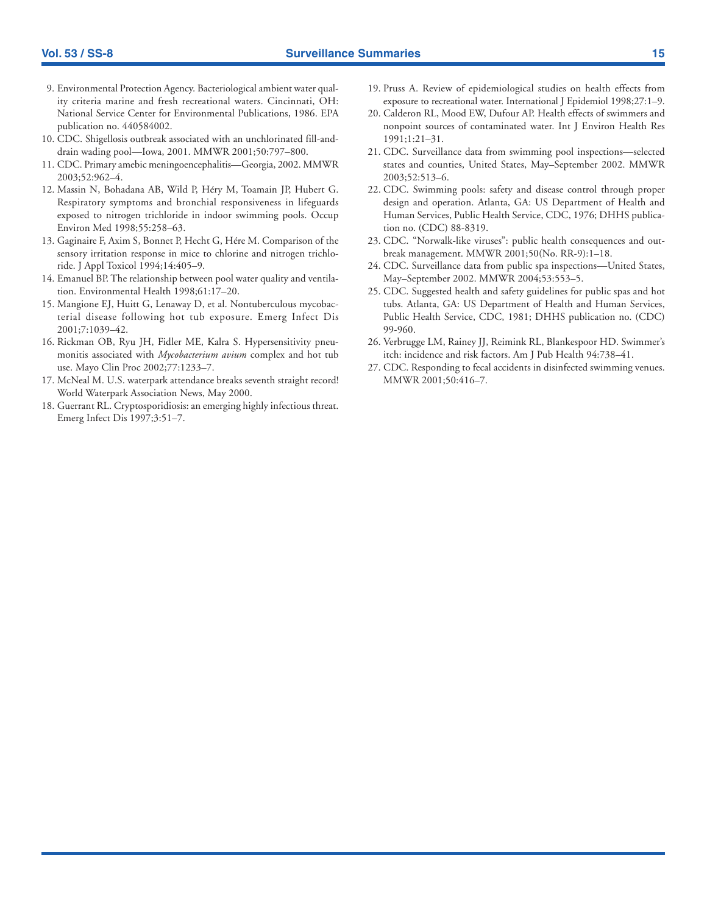9. Environmental Protection Agency. Bacteriological ambient water quality criteria marine and fresh recreational waters. Cincinnati, OH: National Service Center for Environmental Publications, 1986. EPA publication no. 440584002.
10. CDC. Shigellosis outbreak associated with an unchlorinated fill-and-drain wading pool—Iowa, 2001. MMWR 2001;50:797–800.
11. CDC. Primary amebic meningoencephalitis—Georgia, 2002. MMWR 2003;52:962–4.
12. Massin N, Bohadana AB, Wild P, Héry M, Toamain JP, Hubert G. Respiratory symptoms and bronchial responsiveness in lifeguards exposed to nitrogen trichloride in indoor swimming pools. Occup Environ Med 1998;55:258–63.
13. Gaginaire F, Axim S, Bonnet P, Hecht G, Hére M. Comparison of the sensory irritation response in mice to chlorine and nitrogen trichloride. J Appl Toxicol 1994;14:405–9.
14. Emanuel BP. The relationship between pool water quality and ventilation. Environmental Health 1998;61:17–20.
15. Mangione EJ, Huitt G, Lenaway D, et al. Nontuberculous mycobacterial disease following hot tub exposure. Emerg Infect Dis 2001;7:1039–42.
16. Rickman OB, Ryu JH, Fidler ME, Kalra S. Hypersensitivity pneumonitis associated with *Mycobacterium avium* complex and hot tub use. Mayo Clin Proc 2002;77:1233–7.
17. McNeal M. U.S. waterpark attendance breaks seventh straight record! World Waterpark Association News, May 2000.
18. Guerrant RL. Cryptosporidiosis: an emerging highly infectious threat. Emerg Infect Dis 1997;3:51–7.
19. Pruss A. Review of epidemiological studies on health effects from exposure to recreational water. International J Epidemiol 1998;27:1–9.
20. Calderon RL, Mood EW, Dufour AP. Health effects of swimmers and nonpoint sources of contaminated water. Int J Environ Health Res 1991;1:21–31.
21. CDC. Surveillance data from swimming pool inspections—selected states and counties, United States, May–September 2002. MMWR 2003;52:513–6.
22. CDC. Swimming pools: safety and disease control through proper design and operation. Atlanta, GA: US Department of Health and Human Services, Public Health Service, CDC, 1976; DHHS publication no. (CDC) 88-8319.
23. CDC. "Norwalk-like viruses": public health consequences and outbreak management. MMWR 2001;50(No. RR-9):1–18.
24. CDC. Surveillance data from public spa inspections—United States, May–September 2002. MMWR 2004;53:553–5.
25. CDC. Suggested health and safety guidelines for public spas and hot tubs. Atlanta, GA: US Department of Health and Human Services, Public Health Service, CDC, 1981; DHHS publication no. (CDC) 99-960.
26. Verbrugge LM, Rainey JJ, Reimink RL, Blankespoor HD. Swimmer's itch: incidence and risk factors. Am J Pub Health 94:738–41.
27. CDC. Responding to fecal accidents in disinfected swimming venues. MMWR 2001;50:416–7.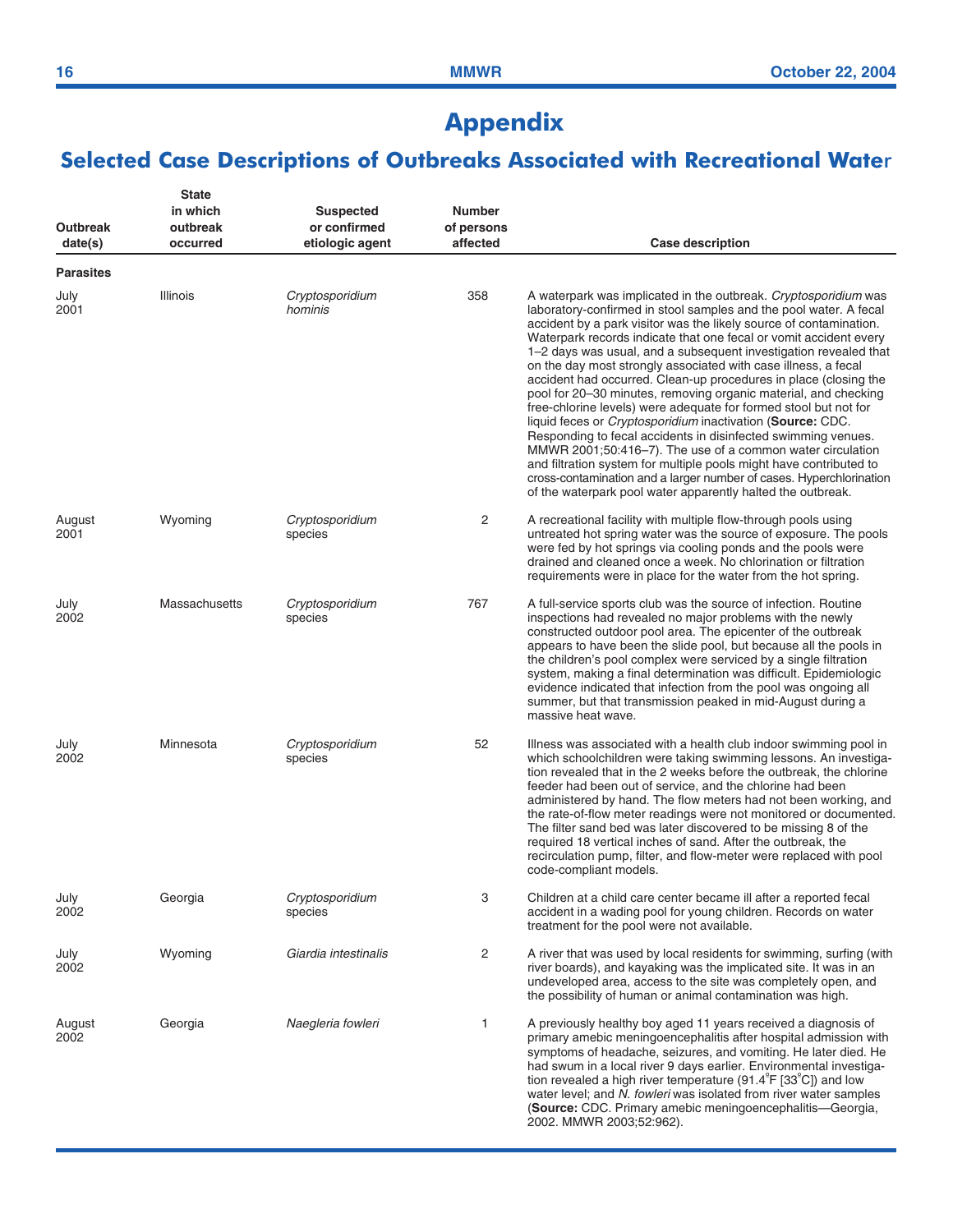# Appendix

## Selected Case Descriptions of Outbreaks Associated with Recreational Water

| Outbreak date(s) | State in which outbreak occurred | Suspected or confirmed etiologic agent | Number of persons affected | Case description |
|---|---|---|---|---|
| **Parasites** | | | | |
| July 2001 | Illinois | *Cryptosporidium hominis* | 358 | A waterpark was implicated in the outbreak. *Cryptosporidium* was laboratory-confirmed in stool samples and the pool water. A fecal accident by a park visitor was the likely source of contamination. Waterpark records indicate that one fecal or vomit accident every 1–2 days was usual, and a subsequent investigation revealed that on the day most strongly associated with case illness, a fecal accident had occurred. Clean-up procedures in place (closing the pool for 20–30 minutes, removing organic material, and checking free-chlorine levels) were adequate for formed stool but not for liquid feces or *Cryptosporidium* inactivation (**Source:** CDC. Responding to fecal accidents in disinfected swimming venues. MMWR 2001;50:416–7). The use of a common water circulation and filtration system for multiple pools might have contributed to cross-contamination and a larger number of cases. Hyperchlorination of the waterpark pool water apparently halted the outbreak. |
| August 2001 | Wyoming | *Cryptosporidium* species | 2 | A recreational facility with multiple flow-through pools using untreated hot spring water was the source of exposure. The pools were fed by hot springs via cooling ponds and the pools were drained and cleaned once a week. No chlorination or filtration requirements were in place for the water from the hot spring. |
| July 2002 | Massachusetts | *Cryptosporidium* species | 767 | A full-service sports club was the source of infection. Routine inspections had revealed no major problems with the newly constructed outdoor pool area. The epicenter of the outbreak appears to have been the slide pool, but because all the pools in the children's pool complex were serviced by a single filtration system, making a final determination was difficult. Epidemiologic evidence indicated that infection from the pool was ongoing all summer, but that transmission peaked in mid-August during a massive heat wave. |
| July 2002 | Minnesota | *Cryptosporidium* species | 52 | Illness was associated with a health club indoor swimming pool in which schoolchildren were taking swimming lessons. An investigation revealed that in the 2 weeks before the outbreak, the chlorine feeder had been out of service, and the chlorine had been administered by hand. The flow meters had not been working, and the rate-of-flow meter readings were not monitored or documented. The filter sand bed was later discovered to be missing 8 of the required 18 vertical inches of sand. After the outbreak, the recirculation pump, filter, and flow-meter were replaced with pool code-compliant models. |
| July 2002 | Georgia | *Cryptosporidium* species | 3 | Children at a child care center became ill after a reported fecal accident in a wading pool for young children. Records on water treatment for the pool were not available. |
| July 2002 | Wyoming | *Giardia intestinalis* | 2 | A river that was used by local residents for swimming, surfing (with river boards), and kayaking was the implicated site. It was in an undeveloped area, access to the site was completely open, and the possibility of human or animal contamination was high. |
| August 2002 | Georgia | *Naegleria fowleri* | 1 | A previously healthy boy aged 11 years received a diagnosis of primary amebic meningoencephalitis after hospital admission with symptoms of headache, seizures, and vomiting. He later died. He had swum in a local river 9 days earlier. Environmental investigation revealed a high river temperature (91.4°F [33°C]) and low water level; and *N. fowleri* was isolated from river water samples (**Source:** CDC. Primary amebic meningoencephalitis—Georgia, 2002. MMWR 2003;52:962). |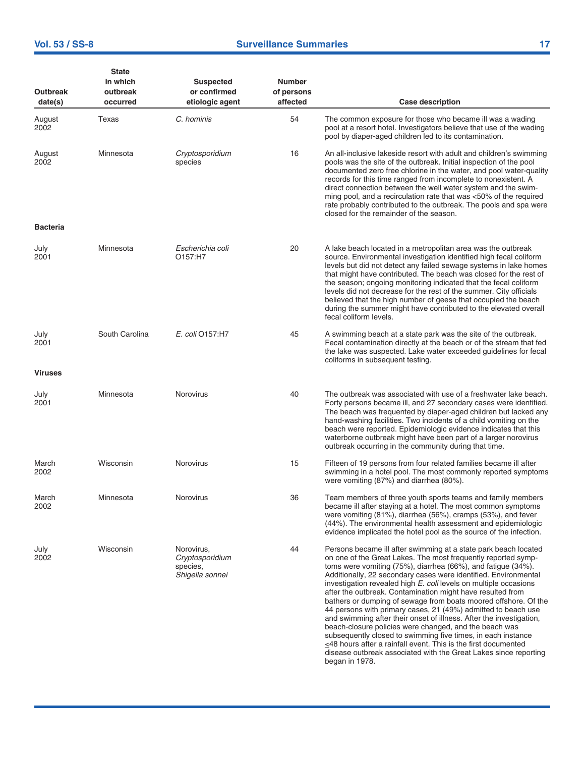| Outbreak date(s) | State in which outbreak occurred | Suspected or confirmed etiologic agent | Number of persons affected | Case description |
|---|---|---|---|---|
| August 2002 | Texas | *C. hominis* | 54 | The common exposure for those who became ill was a wading pool at a resort hotel. Investigators believe that use of the wading pool by diaper-aged children led to its contamination. |
| August 2002 | Minnesota | *Cryptosporidium* species | 16 | An all-inclusive lakeside resort with adult and children's swimming pools was the site of the outbreak. Initial inspection of the pool documented zero free chlorine in the water, and pool water-quality records for this time ranged from incomplete to nonexistent. A direct connection between the well water system and the swimming pool, and a recirculation rate that was <50% of the required rate probably contributed to the outbreak. The pools and spa were closed for the remainder of the season. |
| **Bacteria** | | | | |
| July 2001 | Minnesota | *Escherichia coli* O157:H7 | 20 | A lake beach located in a metropolitan area was the outbreak source. Environmental investigation identified high fecal coliform levels but did not detect any failed sewage systems in lake homes that might have contributed. The beach was closed for the rest of the season; ongoing monitoring indicated that the fecal coliform levels did not decrease for the rest of the summer. City officials believed that the high number of geese that occupied the beach during the summer might have contributed to the elevated overall fecal coliform levels. |
| July 2001 | South Carolina | *E. coli* O157:H7 | 45 | A swimming beach at a state park was the site of the outbreak. Fecal contamination directly at the beach or of the stream that fed the lake was suspected. Lake water exceeded guidelines for fecal coliforms in subsequent testing. |
| **Viruses** | | | | |
| July 2001 | Minnesota | Norovirus | 40 | The outbreak was associated with use of a freshwater lake beach. Forty persons became ill, and 27 secondary cases were identified. The beach was frequented by diaper-aged children but lacked any hand-washing facilities. Two incidents of a child vomiting on the beach were reported. Epidemiologic evidence indicates that this waterborne outbreak might have been part of a larger norovirus outbreak occurring in the community during that time. |
| March 2002 | Wisconsin | Norovirus | 15 | Fifteen of 19 persons from four related families became ill after swimming in a hotel pool. The most commonly reported symptoms were vomiting (87%) and diarrhea (80%). |
| March 2002 | Minnesota | Norovirus | 36 | Team members of three youth sports teams and family members became ill after staying at a hotel. The most common symptoms were vomiting (81%), diarrhea (56%), cramps (53%), and fever (44%). The environmental health assessment and epidemiologic evidence implicated the hotel pool as the source of the infection. |
| July 2002 | Wisconsin | Norovirus, *Cryptosporidium* species, *Shigella sonnei* | 44 | Persons became ill after swimming at a state park beach located on one of the Great Lakes. The most frequently reported symptoms were vomiting (75%), diarrhea (66%), and fatigue (34%). Additionally, 22 secondary cases were identified. Environmental investigation revealed high *E. coli* levels on multiple occasions after the outbreak. Contamination might have resulted from bathers or dumping of sewage from boats moored offshore. Of the 44 persons with primary cases, 21 (49%) admitted to beach use and swimming after their onset of illness. After the investigation, beach-closure policies were changed, and the beach was subsequently closed to swimming five times, in each instance ≤48 hours after a rainfall event. This is the first documented disease outbreak associated with the Great Lakes since reporting began in 1978. |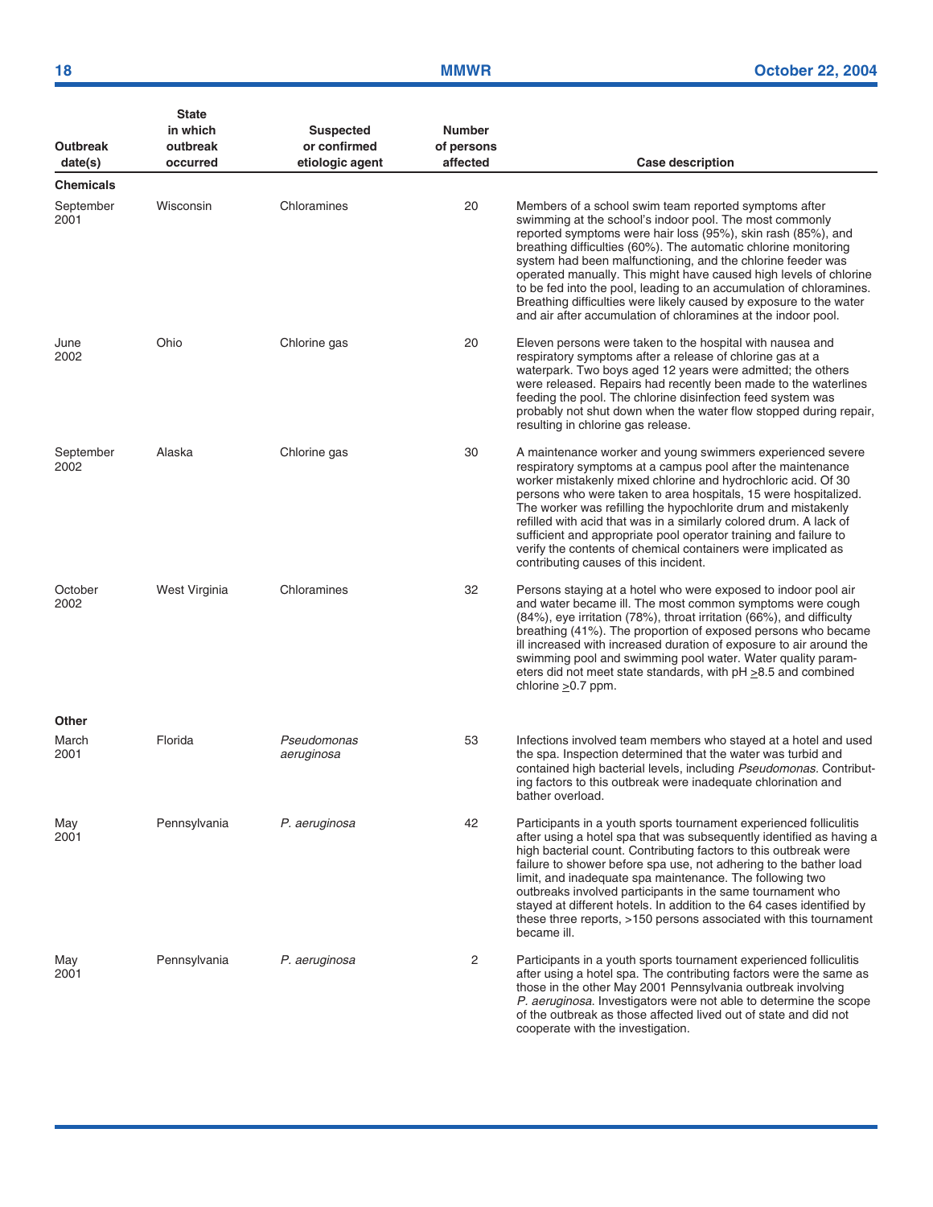| Outbreak date(s) | State in which outbreak occurred | Suspected or confirmed etiologic agent | Number of persons affected | Case description |
|---|---|---|---|---|
| **Chemicals** | | | | |
| September 2001 | Wisconsin | Chloramines | 20 | Members of a school swim team reported symptoms after swimming at the school's indoor pool. The most commonly reported symptoms were hair loss (95%), skin rash (85%), and breathing difficulties (60%). The automatic chlorine monitoring system had been malfunctioning, and the chlorine feeder was operated manually. This might have caused high levels of chlorine to be fed into the pool, leading to an accumulation of chloramines. Breathing difficulties were likely caused by exposure to the water and air after accumulation of chloramines at the indoor pool. |
| June 2002 | Ohio | Chlorine gas | 20 | Eleven persons were taken to the hospital with nausea and respiratory symptoms after a release of chlorine gas at a waterpark. Two boys aged 12 years were admitted; the others were released. Repairs had recently been made to the waterlines feeding the pool. The chlorine disinfection feed system was probably not shut down when the water flow stopped during repair, resulting in chlorine gas release. |
| September 2002 | Alaska | Chlorine gas | 30 | A maintenance worker and young swimmers experienced severe respiratory symptoms at a campus pool after the maintenance worker mistakenly mixed chlorine and hydrochloric acid. Of 30 persons who were taken to area hospitals, 15 were hospitalized. The worker was refilling the hypochlorite drum and mistakenly refilled with acid that was in a similarly colored drum. A lack of sufficient and appropriate pool operator training and failure to verify the contents of chemical containers were implicated as contributing causes of this incident. |
| October 2002 | West Virginia | Chloramines | 32 | Persons staying at a hotel who were exposed to indoor pool air and water became ill. The most common symptoms were cough (84%), eye irritation (78%), throat irritation (66%), and difficulty breathing (41%). The proportion of exposed persons who became ill increased with increased duration of exposure to air around the swimming pool and swimming pool water. Water quality parameters did not meet state standards, with pH $\geq$8.5 and combined chlorine $\geq$0.7 ppm. |
| **Other** | | | | |
| March 2001 | Florida | *Pseudomonas aeruginosa* | 53 | Infections involved team members who stayed at a hotel and used the spa. Inspection determined that the water was turbid and contained high bacterial levels, including *Pseudomonas.* Contributing factors to this outbreak were inadequate chlorination and bather overload. |
| May 2001 | Pennsylvania | *P. aeruginosa* | 42 | Participants in a youth sports tournament experienced folliculitis after using a hotel spa that was subsequently identified as having a high bacterial count. Contributing factors to this outbreak were failure to shower before spa use, not adhering to the bather load limit, and inadequate spa maintenance. The following two outbreaks involved participants in the same tournament who stayed at different hotels. In addition to the 64 cases identified by these three reports, >150 persons associated with this tournament became ill. |
| May 2001 | Pennsylvania | *P. aeruginosa* | 2 | Participants in a youth sports tournament experienced folliculitis after using a hotel spa. The contributing factors were the same as those in the other May 2001 Pennsylvania outbreak involving *P. aeruginosa.* Investigators were not able to determine the scope of the outbreak as those affected lived out of state and did not cooperate with the investigation. |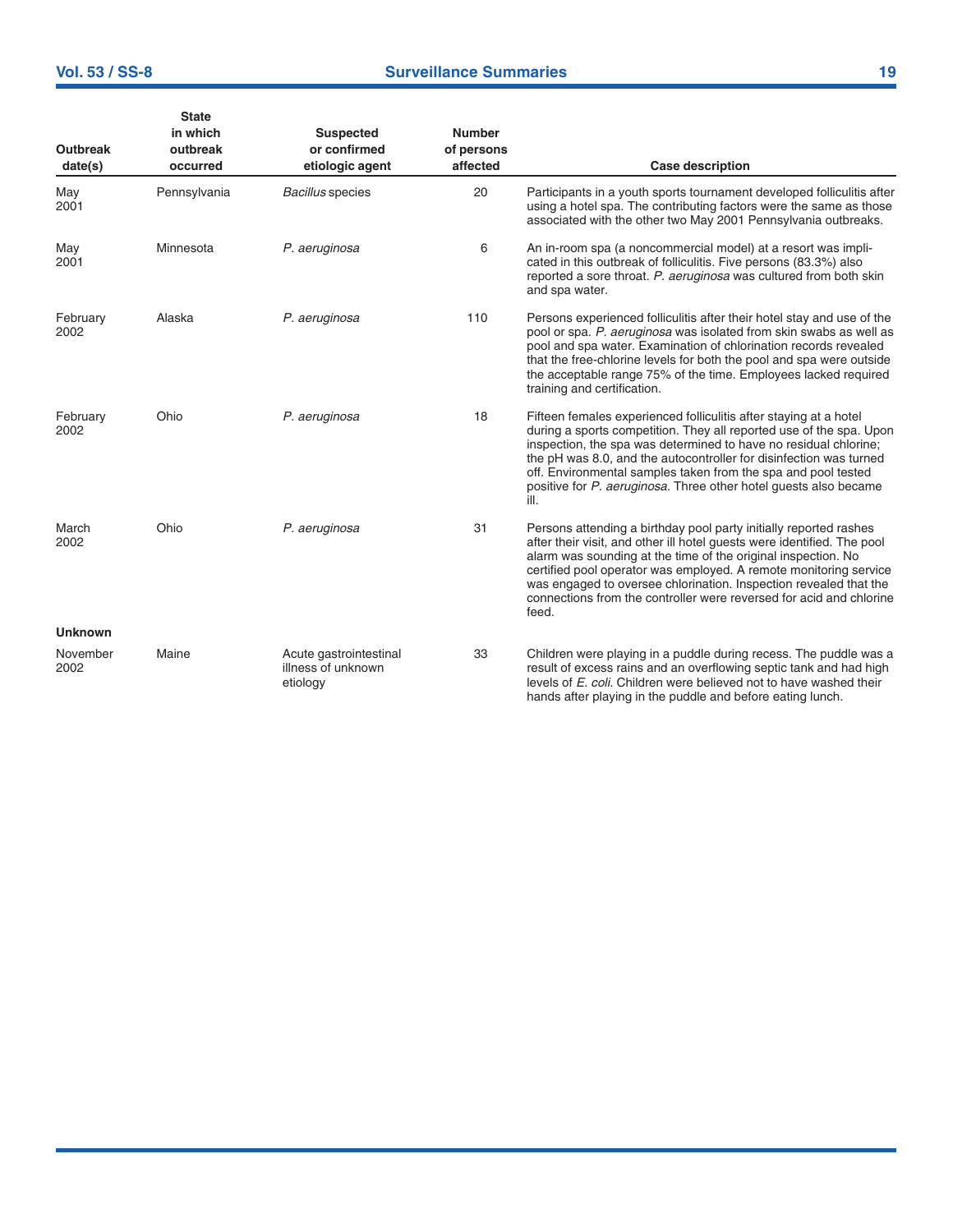| Outbreak date(s) | State in which outbreak occurred | Suspected or confirmed etiologic agent | Number of persons affected | Case description |
|---|---|---|---|---|
| May 2001 | Pennsylvania | *Bacillus* species | 20 | Participants in a youth sports tournament developed folliculitis after using a hotel spa. The contributing factors were the same as those associated with the other two May 2001 Pennsylvania outbreaks. |
| May 2001 | Minnesota | *P. aeruginosa* | 6 | An in-room spa (a noncommercial model) at a resort was implicated in this outbreak of folliculitis. Five persons (83.3%) also reported a sore throat. *P. aeruginosa* was cultured from both skin and spa water. |
| February 2002 | Alaska | *P. aeruginosa* | 110 | Persons experienced folliculitis after their hotel stay and use of the pool or spa. *P. aeruginosa* was isolated from skin swabs as well as pool and spa water. Examination of chlorination records revealed that the free-chlorine levels for both the pool and spa were outside the acceptable range 75% of the time. Employees lacked required training and certification. |
| February 2002 | Ohio | *P. aeruginosa* | 18 | Fifteen females experienced folliculitis after staying at a hotel during a sports competition. They all reported use of the spa. Upon inspection, the spa was determined to have no residual chlorine; the pH was 8.0, and the autocontroller for disinfection was turned off. Environmental samples taken from the spa and pool tested positive for *P. aeruginosa*. Three other hotel guests also became ill. |
| March 2002 | Ohio | *P. aeruginosa* | 31 | Persons attending a birthday pool party initially reported rashes after their visit, and other ill hotel guests were identified. The pool alarm was sounding at the time of the original inspection. No certified pool operator was employed. A remote monitoring service was engaged to oversee chlorination. Inspection revealed that the connections from the controller were reversed for acid and chlorine feed. |
| **Unknown** | | | | |
| November 2002 | Maine | Acute gastrointestinal illness of unknown etiology | 33 | Children were playing in a puddle during recess. The puddle was a result of excess rains and an overflowing septic tank and had high levels of *E. coli*. Children were believed not to have washed their hands after playing in the puddle and before eating lunch. |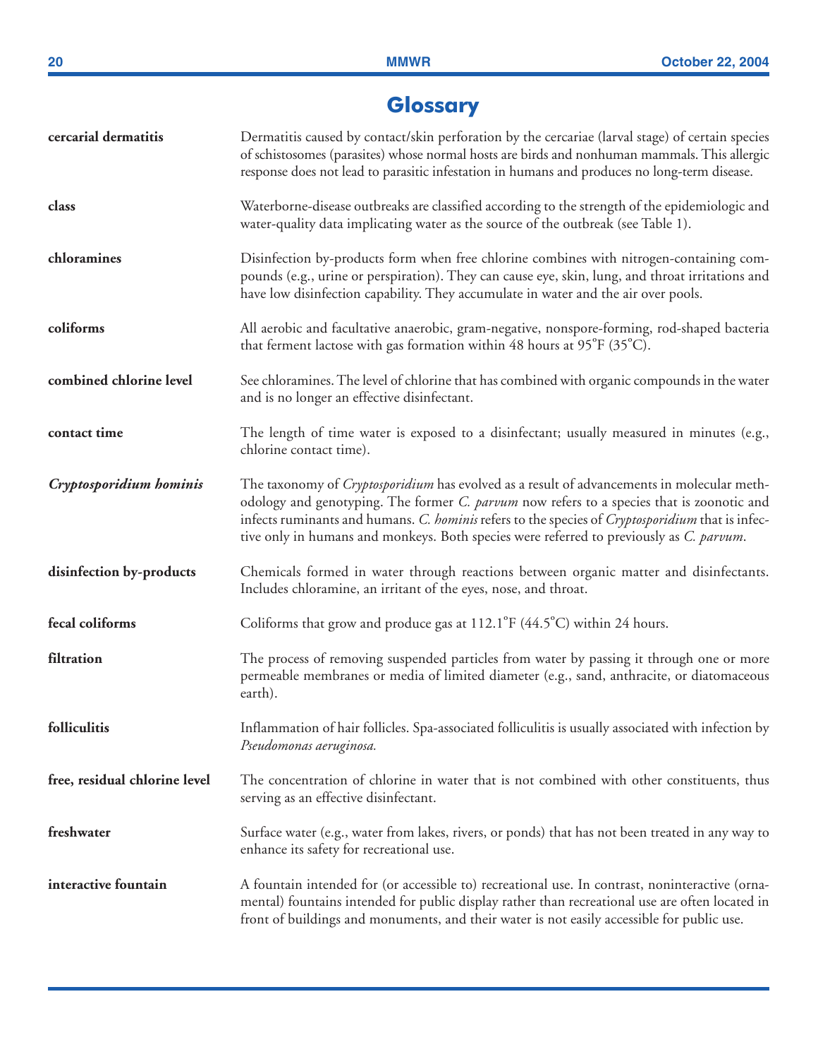# Glossary

**cercarial dermatitis** — Dermatitis caused by contact/skin perforation by the cercariae (larval stage) of certain species of schistosomes (parasites) whose normal hosts are birds and nonhuman mammals. This allergic response does not lead to parasitic infestation in humans and produces no long-term disease.

**class** — Waterborne-disease outbreaks are classified according to the strength of the epidemiologic and water-quality data implicating water as the source of the outbreak (see Table 1).

**chloramines** — Disinfection by-products form when free chlorine combines with nitrogen-containing compounds (e.g., urine or perspiration). They can cause eye, skin, lung, and throat irritations and have low disinfection capability. They accumulate in water and the air over pools.

**coliforms** — All aerobic and facultative anaerobic, gram-negative, nonspore-forming, rod-shaped bacteria that ferment lactose with gas formation within 48 hours at 95°F (35°C).

**combined chlorine level** — See chloramines. The level of chlorine that has combined with organic compounds in the water and is no longer an effective disinfectant.

**contact time** — The length of time water is exposed to a disinfectant; usually measured in minutes (e.g., chlorine contact time).

***Cryptosporidium hominis*** — The taxonomy of *Cryptosporidium* has evolved as a result of advancements in molecular methodology and genotyping. The former *C. parvum* now refers to a species that is zoonotic and infects ruminants and humans. *C. hominis* refers to the species of *Cryptosporidium* that is infective only in humans and monkeys. Both species were referred to previously as *C. parvum*.

**disinfection by-products** — Chemicals formed in water through reactions between organic matter and disinfectants. Includes chloramine, an irritant of the eyes, nose, and throat.

**fecal coliforms** — Coliforms that grow and produce gas at 112.1°F (44.5°C) within 24 hours.

**filtration** — The process of removing suspended particles from water by passing it through one or more permeable membranes or media of limited diameter (e.g., sand, anthracite, or diatomaceous earth).

**folliculitis** — Inflammation of hair follicles. Spa-associated folliculitis is usually associated with infection by *Pseudomonas aeruginosa.*

**free, residual chlorine level** — The concentration of chlorine in water that is not combined with other constituents, thus serving as an effective disinfectant.

**freshwater** — Surface water (e.g., water from lakes, rivers, or ponds) that has not been treated in any way to enhance its safety for recreational use.

**interactive fountain** — A fountain intended for (or accessible to) recreational use. In contrast, noninteractive (ornamental) fountains intended for public display rather than recreational use are often located in front of buildings and monuments, and their water is not easily accessible for public use.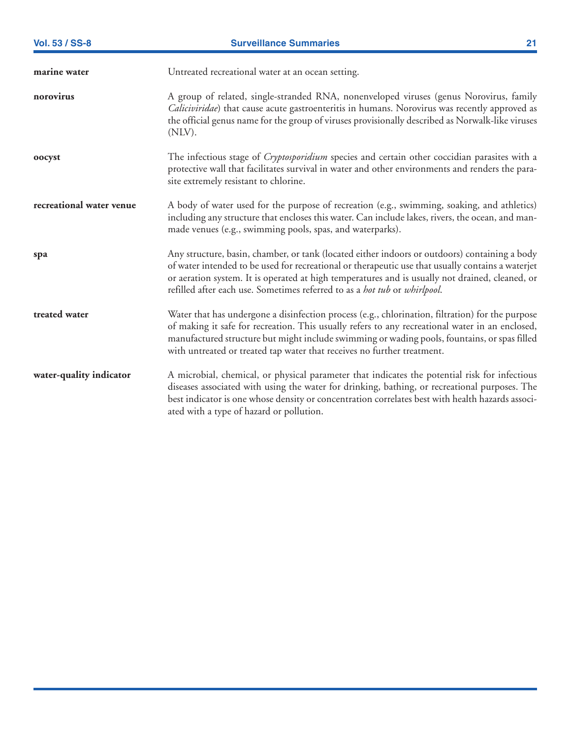**marine water** Untreated recreational water at an ocean setting.

**norovirus** A group of related, single-stranded RNA, nonenveloped viruses (genus Norovirus, family *Caliciviridae*) that cause acute gastroenteritis in humans. Norovirus was recently approved as the official genus name for the group of viruses provisionally described as Norwalk-like viruses (NLV).

**oocyst** The infectious stage of *Cryptosporidium* species and certain other coccidian parasites with a protective wall that facilitates survival in water and other environments and renders the parasite extremely resistant to chlorine.

**recreational water venue** A body of water used for the purpose of recreation (e.g., swimming, soaking, and athletics) including any structure that encloses this water. Can include lakes, rivers, the ocean, and man-made venues (e.g., swimming pools, spas, and waterparks).

**spa** Any structure, basin, chamber, or tank (located either indoors or outdoors) containing a body of water intended to be used for recreational or therapeutic use that usually contains a waterjet or aeration system. It is operated at high temperatures and is usually not drained, cleaned, or refilled after each use. Sometimes referred to as a *hot tub* or *whirlpool*.

**treated water** Water that has undergone a disinfection process (e.g., chlorination, filtration) for the purpose of making it safe for recreation. This usually refers to any recreational water in an enclosed, manufactured structure but might include swimming or wading pools, fountains, or spas filled with untreated or treated tap water that receives no further treatment.

**water-quality indicator** A microbial, chemical, or physical parameter that indicates the potential risk for infectious diseases associated with using the water for drinking, bathing, or recreational purposes. The best indicator is one whose density or concentration correlates best with health hazards associated with a type of hazard or pollution.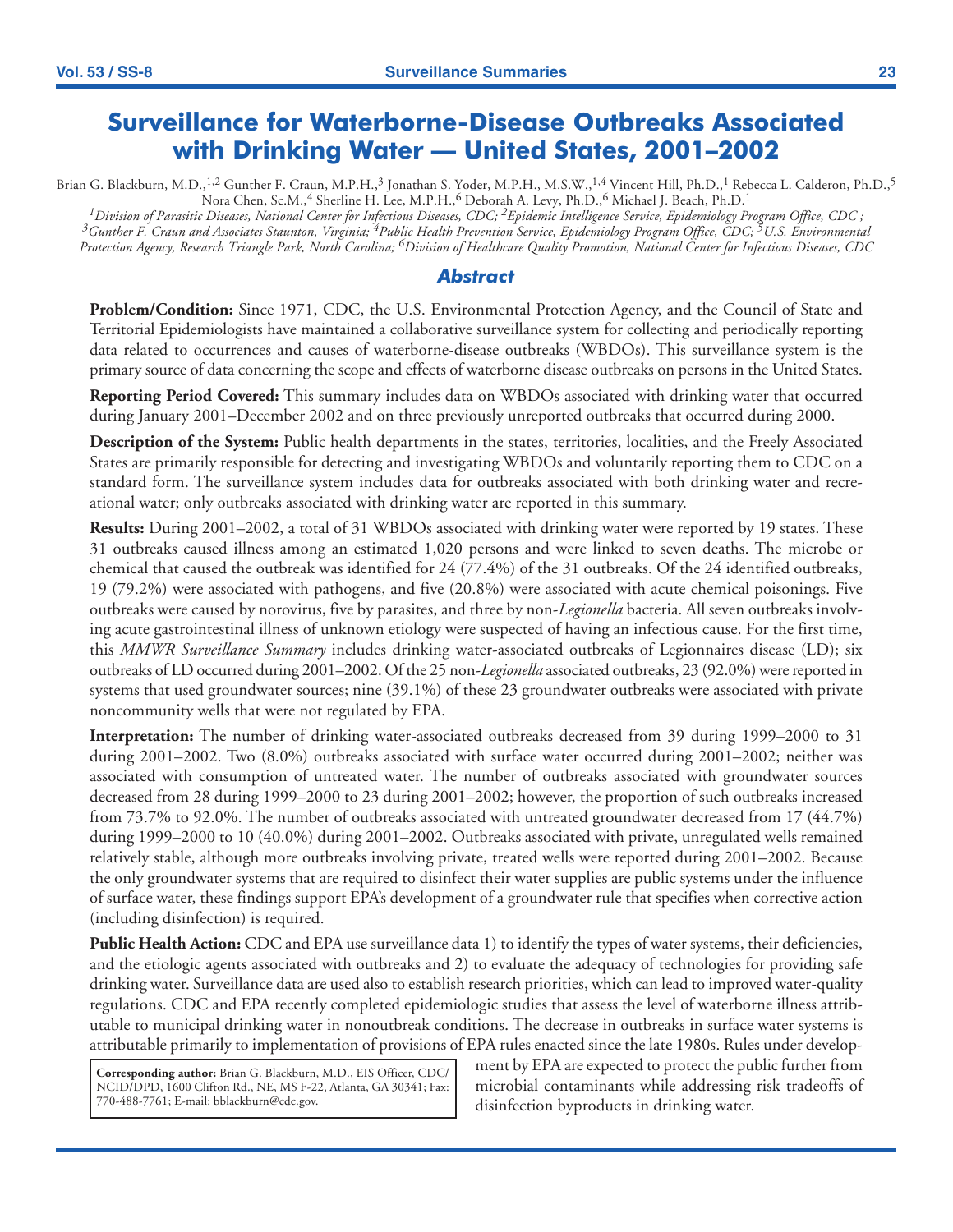# Surveillance for Waterborne-Disease Outbreaks Associated with Drinking Water — United States, 2001–2002

Brian G. Blackburn, M.D.,[1,2] Gunther F. Craun, M.P.H.,[3] Jonathan S. Yoder, M.P.H., M.S.W.,[1,4] Vincent Hill, Ph.D.,[1] Rebecca L. Calderon, Ph.D.,[5] Nora Chen, Sc.M.,[4] Sherline H. Lee, M.P.H.,[6] Deborah A. Levy, Ph.D.,[6] Michael J. Beach, Ph.D.[1]

*[1]Division of Parasitic Diseases, National Center for Infectious Diseases, CDC; [2]Epidemic Intelligence Service, Epidemiology Program Office, CDC ; [3]Gunther F. Craun and Associates Staunton, Virginia; [4]Public Health Prevention Service, Epidemiology Program Office, CDC; [5]U.S. Environmental Protection Agency, Research Triangle Park, North Carolina; [6]Division of Healthcare Quality Promotion, National Center for Infectious Diseases, CDC*

## Abstract

**Problem/Condition:** Since 1971, CDC, the U.S. Environmental Protection Agency, and the Council of State and Territorial Epidemiologists have maintained a collaborative surveillance system for collecting and periodically reporting data related to occurrences and causes of waterborne-disease outbreaks (WBDOs). This surveillance system is the primary source of data concerning the scope and effects of waterborne disease outbreaks on persons in the United States.

**Reporting Period Covered:** This summary includes data on WBDOs associated with drinking water that occurred during January 2001–December 2002 and on three previously unreported outbreaks that occurred during 2000.

**Description of the System:** Public health departments in the states, territories, localities, and the Freely Associated States are primarily responsible for detecting and investigating WBDOs and voluntarily reporting them to CDC on a standard form. The surveillance system includes data for outbreaks associated with both drinking water and recreational water; only outbreaks associated with drinking water are reported in this summary.

**Results:** During 2001–2002, a total of 31 WBDOs associated with drinking water were reported by 19 states. These 31 outbreaks caused illness among an estimated 1,020 persons and were linked to seven deaths. The microbe or chemical that caused the outbreak was identified for 24 (77.4%) of the 31 outbreaks. Of the 24 identified outbreaks, 19 (79.2%) were associated with pathogens, and five (20.8%) were associated with acute chemical poisonings. Five outbreaks were caused by norovirus, five by parasites, and three by non-*Legionella* bacteria. All seven outbreaks involving acute gastrointestinal illness of unknown etiology were suspected of having an infectious cause. For the first time, this *MMWR Surveillance Summary* includes drinking water-associated outbreaks of Legionnaires disease (LD); six outbreaks of LD occurred during 2001–2002. Of the 25 non-*Legionella* associated outbreaks, 23 (92.0%) were reported in systems that used groundwater sources; nine (39.1%) of these 23 groundwater outbreaks were associated with private noncommunity wells that were not regulated by EPA.

**Interpretation:** The number of drinking water-associated outbreaks decreased from 39 during 1999–2000 to 31 during 2001–2002. Two (8.0%) outbreaks associated with surface water occurred during 2001–2002; neither was associated with consumption of untreated water. The number of outbreaks associated with groundwater sources decreased from 28 during 1999–2000 to 23 during 2001–2002; however, the proportion of such outbreaks increased from 73.7% to 92.0%. The number of outbreaks associated with untreated groundwater decreased from 17 (44.7%) during 1999–2000 to 10 (40.0%) during 2001–2002. Outbreaks associated with private, unregulated wells remained relatively stable, although more outbreaks involving private, treated wells were reported during 2001–2002. Because the only groundwater systems that are required to disinfect their water supplies are public systems under the influence of surface water, these findings support EPA's development of a groundwater rule that specifies when corrective action (including disinfection) is required.

**Public Health Action:** CDC and EPA use surveillance data 1) to identify the types of water systems, their deficiencies, and the etiologic agents associated with outbreaks and 2) to evaluate the adequacy of technologies for providing safe drinking water. Surveillance data are used also to establish research priorities, which can lead to improved water-quality regulations. CDC and EPA recently completed epidemiologic studies that assess the level of waterborne illness attributable to municipal drinking water in nonoutbreak conditions. The decrease in outbreaks in surface water systems is attributable primarily to implementation of provisions of EPA rules enacted since the late 1980s. Rules under development by EPA are expected to protect the public further from microbial contaminants while addressing risk tradeoffs of disinfection byproducts in drinking water.

**Corresponding author:** Brian G. Blackburn, M.D., EIS Officer, CDC/NCID/DPD, 1600 Clifton Rd., NE, MS F-22, Atlanta, GA 30341; Fax: 770-488-7761; E-mail: bblackburn@cdc.gov.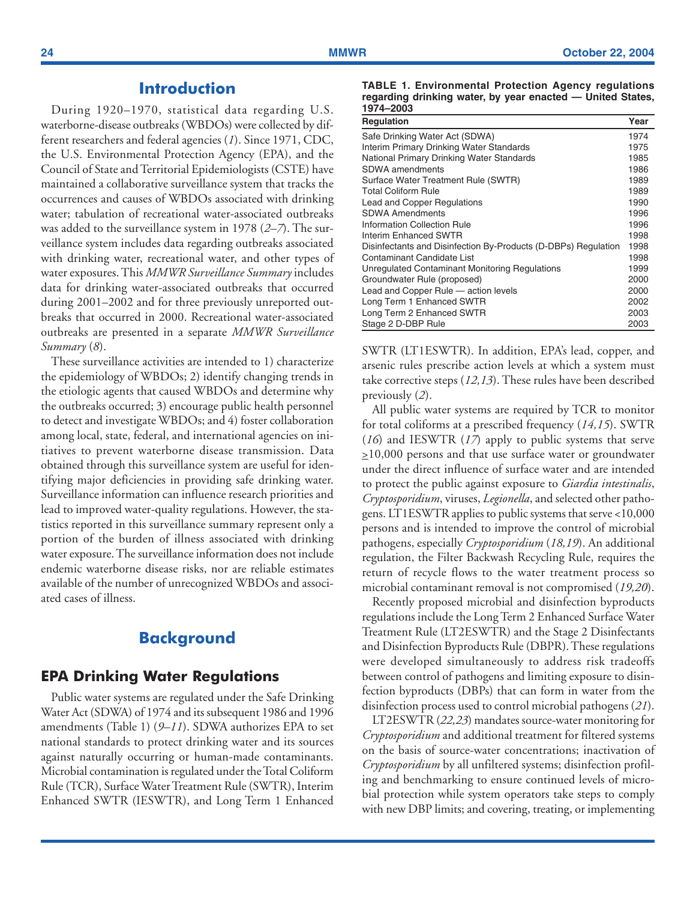## Introduction

During 1920–1970, statistical data regarding U.S. waterborne-disease outbreaks (WBDOs) were collected by different researchers and federal agencies (*1*). Since 1971, CDC, the U.S. Environmental Protection Agency (EPA), and the Council of State and Territorial Epidemiologists (CSTE) have maintained a collaborative surveillance system that tracks the occurrences and causes of WBDOs associated with drinking water; tabulation of recreational water-associated outbreaks was added to the surveillance system in 1978 (*2–7*). The surveillance system includes data regarding outbreaks associated with drinking water, recreational water, and other types of water exposures. This *MMWR Surveillance Summary* includes data for drinking water-associated outbreaks that occurred during 2001–2002 and for three previously unreported outbreaks that occurred in 2000. Recreational water-associated outbreaks are presented in a separate *MMWR Surveillance Summary* (*8*).

These surveillance activities are intended to 1) characterize the epidemiology of WBDOs; 2) identify changing trends in the etiologic agents that caused WBDOs and determine why the outbreaks occurred; 3) encourage public health personnel to detect and investigate WBDOs; and 4) foster collaboration among local, state, federal, and international agencies on initiatives to prevent waterborne disease transmission. Data obtained through this surveillance system are useful for identifying major deficiencies in providing safe drinking water. Surveillance information can influence research priorities and lead to improved water-quality regulations. However, the statistics reported in this surveillance summary represent only a portion of the burden of illness associated with drinking water exposure. The surveillance information does not include endemic waterborne disease risks, nor are reliable estimates available of the number of unrecognized WBDOs and associated cases of illness.

## Background

### EPA Drinking Water Regulations

Public water systems are regulated under the Safe Drinking Water Act (SDWA) of 1974 and its subsequent 1986 and 1996 amendments (Table 1) (*9–11*). SDWA authorizes EPA to set national standards to protect drinking water and its sources against naturally occurring or human-made contaminants. Microbial contamination is regulated under the Total Coliform Rule (TCR), Surface Water Treatment Rule (SWTR), Interim Enhanced SWTR (IESWTR), and Long Term 1 Enhanced SWTR (LT1ESWTR). In addition, EPA's lead, copper, and arsenic rules prescribe action levels at which a system must take corrective steps (*12,13*). These rules have been described previously (*2*).

**TABLE 1. Environmental Protection Agency regulations regarding drinking water, by year enacted — United States, 1974–2003**

| Regulation | Year |
|---|---|
| Safe Drinking Water Act (SDWA) | 1974 |
| Interim Primary Drinking Water Standards | 1975 |
| National Primary Drinking Water Standards | 1985 |
| SDWA amendments | 1986 |
| Surface Water Treatment Rule (SWTR) | 1989 |
| Total Coliform Rule | 1989 |
| Lead and Copper Regulations | 1990 |
| SDWA Amendments | 1996 |
| Information Collection Rule | 1996 |
| Interim Enhanced SWTR | 1998 |
| Disinfectants and Disinfection By-Products (D-DBPs) Regulation | 1998 |
| Contaminant Candidate List | 1998 |
| Unregulated Contaminant Monitoring Regulations | 1999 |
| Groundwater Rule (proposed) | 2000 |
| Lead and Copper Rule — action levels | 2000 |
| Long Term 1 Enhanced SWTR | 2002 |
| Long Term 2 Enhanced SWTR | 2003 |
| Stage 2 D-DBP Rule | 2003 |

All public water systems are required by TCR to monitor for total coliforms at a prescribed frequency (*14,15*). SWTR (*16*) and IESWTR (*17*) apply to public systems that serve ≥10,000 persons and that use surface water or groundwater under the direct influence of surface water and are intended to protect the public against exposure to *Giardia intestinalis*, *Cryptosporidium*, viruses, *Legionella*, and selected other pathogens. LT1ESWTR applies to public systems that serve <10,000 persons and is intended to improve the control of microbial pathogens, especially *Cryptosporidium* (*18,19*). An additional regulation, the Filter Backwash Recycling Rule, requires the return of recycle flows to the water treatment process so microbial contaminant removal is not compromised (*19,20*).

Recently proposed microbial and disinfection byproducts regulations include the Long Term 2 Enhanced Surface Water Treatment Rule (LT2ESWTR) and the Stage 2 Disinfectants and Disinfection Byproducts Rule (DBPR). These regulations were developed simultaneously to address risk tradeoffs between control of pathogens and limiting exposure to disinfection byproducts (DBPs) that can form in water from the disinfection process used to control microbial pathogens (*21*).

LT2ESWTR (*22,23*) mandates source-water monitoring for *Cryptosporidium* and additional treatment for filtered systems on the basis of source-water concentrations; inactivation of *Cryptosporidium* by all unfiltered systems; disinfection profiling and benchmarking to ensure continued levels of microbial protection while system operators take steps to comply with new DBP limits; and covering, treating, or implementing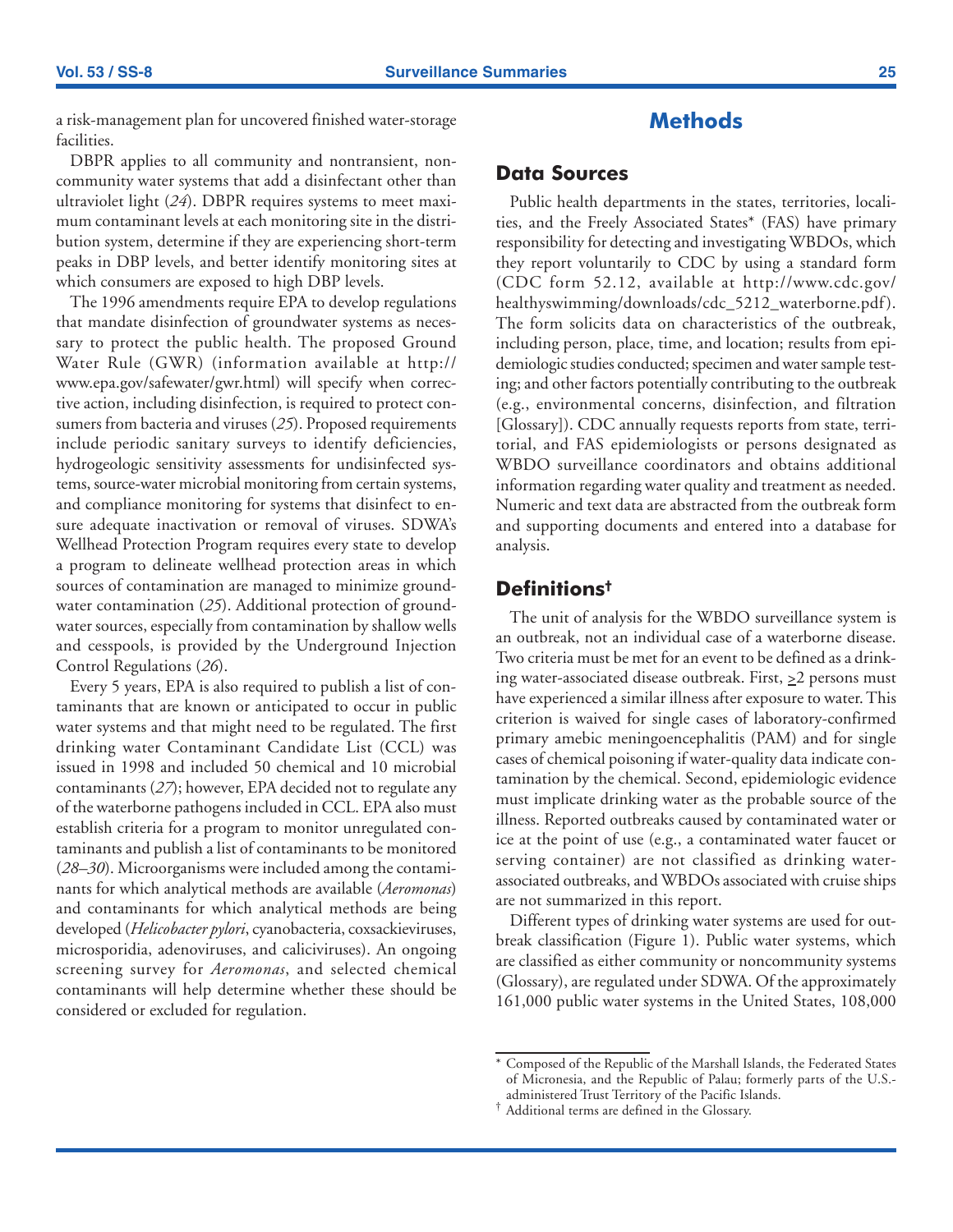a risk-management plan for uncovered finished water-storage facilities.

DBPR applies to all community and nontransient, noncommunity water systems that add a disinfectant other than ultraviolet light (*24*). DBPR requires systems to meet maximum contaminant levels at each monitoring site in the distribution system, determine if they are experiencing short-term peaks in DBP levels, and better identify monitoring sites at which consumers are exposed to high DBP levels.

The 1996 amendments require EPA to develop regulations that mandate disinfection of groundwater systems as necessary to protect the public health. The proposed Ground Water Rule (GWR) (information available at http://www.epa.gov/safewater/gwr.html) will specify when corrective action, including disinfection, is required to protect consumers from bacteria and viruses (*25*). Proposed requirements include periodic sanitary surveys to identify deficiencies, hydrogeologic sensitivity assessments for undisinfected systems, source-water microbial monitoring from certain systems, and compliance monitoring for systems that disinfect to ensure adequate inactivation or removal of viruses. SDWA's Wellhead Protection Program requires every state to develop a program to delineate wellhead protection areas in which sources of contamination are managed to minimize groundwater contamination (*25*). Additional protection of groundwater sources, especially from contamination by shallow wells and cesspools, is provided by the Underground Injection Control Regulations (*26*).

Every 5 years, EPA is also required to publish a list of contaminants that are known or anticipated to occur in public water systems and that might need to be regulated. The first drinking water Contaminant Candidate List (CCL) was issued in 1998 and included 50 chemical and 10 microbial contaminants (*27*); however, EPA decided not to regulate any of the waterborne pathogens included in CCL. EPA also must establish criteria for a program to monitor unregulated contaminants and publish a list of contaminants to be monitored (*28–30*). Microorganisms were included among the contaminants for which analytical methods are available (*Aeromonas*) and contaminants for which analytical methods are being developed (*Helicobacter pylori*, cyanobacteria, coxsackieviruses, microsporidia, adenoviruses, and caliciviruses). An ongoing screening survey for *Aeromonas*, and selected chemical contaminants will help determine whether these should be considered or excluded for regulation.

# Methods

## Data Sources

Public health departments in the states, territories, localities, and the Freely Associated States* (FAS) have primary responsibility for detecting and investigating WBDOs, which they report voluntarily to CDC by using a standard form (CDC form 52.12, available at http://www.cdc.gov/healthyswimming/downloads/cdc_5212_waterborne.pdf). The form solicits data on characteristics of the outbreak, including person, place, time, and location; results from epidemiologic studies conducted; specimen and water sample testing; and other factors potentially contributing to the outbreak (e.g., environmental concerns, disinfection, and filtration [Glossary]). CDC annually requests reports from state, territorial, and FAS epidemiologists or persons designated as WBDO surveillance coordinators and obtains additional information regarding water quality and treatment as needed. Numeric and text data are abstracted from the outbreak form and supporting documents and entered into a database for analysis.

## Definitions†

The unit of analysis for the WBDO surveillance system is an outbreak, not an individual case of a waterborne disease. Two criteria must be met for an event to be defined as a drinking water-associated disease outbreak. First, $\geq$2 persons must have experienced a similar illness after exposure to water. This criterion is waived for single cases of laboratory-confirmed primary amebic meningoencephalitis (PAM) and for single cases of chemical poisoning if water-quality data indicate contamination by the chemical. Second, epidemiologic evidence must implicate drinking water as the probable source of the illness. Reported outbreaks caused by contaminated water or ice at the point of use (e.g., a contaminated water faucet or serving container) are not classified as drinking water-associated outbreaks, and WBDOs associated with cruise ships are not summarized in this report.

Different types of drinking water systems are used for outbreak classification (Figure 1). Public water systems, which are classified as either community or noncommunity systems (Glossary), are regulated under SDWA. Of the approximately 161,000 public water systems in the United States, 108,000

\* Composed of the Republic of the Marshall Islands, the Federated States of Micronesia, and the Republic of Palau; formerly parts of the U.S.-administered Trust Territory of the Pacific Islands.

† Additional terms are defined in the Glossary.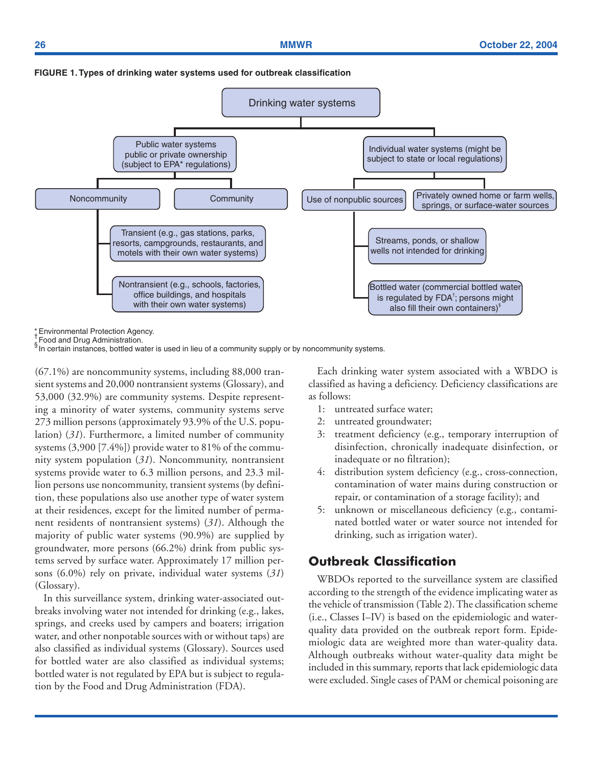**FIGURE 1. Types of drinking water systems used for outbreak classification**

- Drinking water systems
  - Public water systems public or private ownership (subject to EPA* regulations)
    - Noncommunity
      - Transient (e.g., gas stations, parks, resorts, campgrounds, restaurants, and motels with their own water systems)
      - Nontransient (e.g., schools, factories, office buildings, and hospitals with their own water systems)
    - Community
  - Individual water systems (might be subject to state or local regulations)
    - Use of nonpublic sources
      - Streams, ponds, or shallow wells not intended for drinking
      - Bottled water (commercial bottled water is regulated by FDA[†]; persons might also fill their own containers)[§]
    - Privately owned home or farm wells, springs, or surface-water sources

\* Environmental Protection Agency.
[†] Food and Drug Administration.
[§] In certain instances, bottled water is used in lieu of a community supply or by noncommunity systems.

(67.1%) are noncommunity systems, including 88,000 transient systems and 20,000 nontransient systems (Glossary), and 53,000 (32.9%) are community systems. Despite representing a minority of water systems, community systems serve 273 million persons (approximately 93.9% of the U.S. population) (*31*). Furthermore, a limited number of community systems (3,900 [7.4%]) provide water to 81% of the community system population (*31*). Noncommunity, nontransient systems provide water to 6.3 million persons, and 23.3 million persons use noncommunity, transient systems (by definition, these populations also use another type of water system at their residences, except for the limited number of permanent residents of nontransient systems) (*31*). Although the majority of public water systems (90.9%) are supplied by groundwater, more persons (66.2%) drink from public systems served by surface water. Approximately 17 million persons (6.0%) rely on private, individual water systems (*31*) (Glossary).

In this surveillance system, drinking water-associated outbreaks involving water not intended for drinking (e.g., lakes, springs, and creeks used by campers and boaters; irrigation water, and other nonpotable sources with or without taps) are also classified as individual systems (Glossary). Sources used for bottled water are also classified as individual systems; bottled water is not regulated by EPA but is subject to regulation by the Food and Drug Administration (FDA).

Each drinking water system associated with a WBDO is classified as having a deficiency. Deficiency classifications are as follows:

1: untreated surface water;
2: untreated groundwater;
3: treatment deficiency (e.g., temporary interruption of disinfection, chronically inadequate disinfection, or inadequate or no filtration);
4: distribution system deficiency (e.g., cross-connection, contamination of water mains during construction or repair, or contamination of a storage facility); and
5: unknown or miscellaneous deficiency (e.g., contaminated bottled water or water source not intended for drinking, such as irrigation water).

## Outbreak Classification

WBDOs reported to the surveillance system are classified according to the strength of the evidence implicating water as the vehicle of transmission (Table 2). The classification scheme (i.e., Classes I–IV) is based on the epidemiologic and water-quality data provided on the outbreak report form. Epidemiologic data are weighted more than water-quality data. Although outbreaks without water-quality data might be included in this summary, reports that lack epidemiologic data were excluded. Single cases of PAM or chemical poisoning are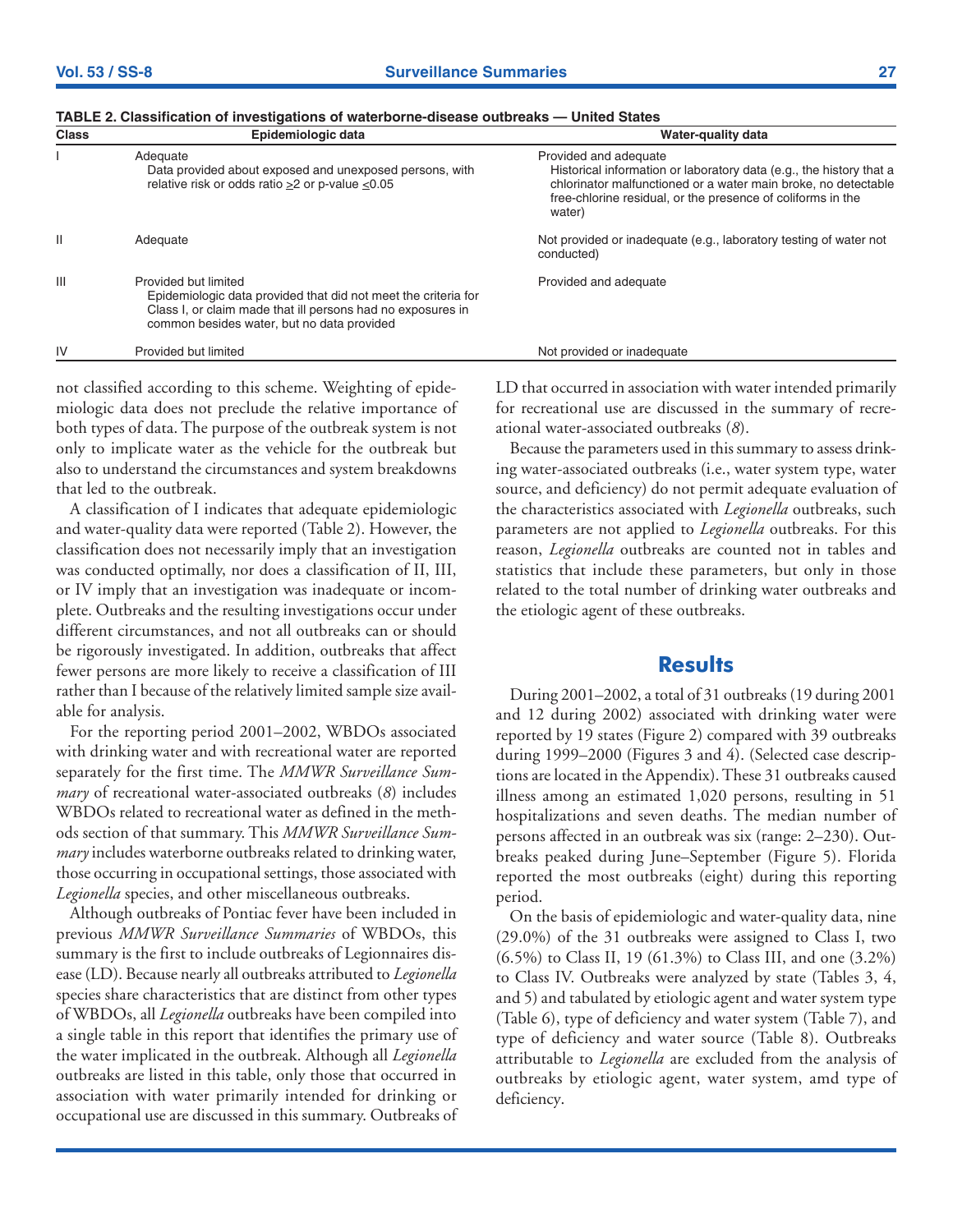**TABLE 2. Classification of investigations of waterborne-disease outbreaks — United States**

| Class | Epidemiologic data | Water-quality data |
|---|---|---|
| I | Adequate<br>Data provided about exposed and unexposed persons, with relative risk or odds ratio ≥2 or p-value ≤0.05 | Provided and adequate<br>Historical information or laboratory data (e.g., the history that a chlorinator malfunctioned or a water main broke, no detectable free-chlorine residual, or the presence of coliforms in the water) |
| II | Adequate | Not provided or inadequate (e.g., laboratory testing of water not conducted) |
| III | Provided but limited<br>Epidemiologic data provided that did not meet the criteria for Class I, or claim made that ill persons had no exposures in common besides water, but no data provided | Provided and adequate |
| IV | Provided but limited | Not provided or inadequate |

not classified according to this scheme. Weighting of epidemiologic data does not preclude the relative importance of both types of data. The purpose of the outbreak system is not only to implicate water as the vehicle for the outbreak but also to understand the circumstances and system breakdowns that led to the outbreak.

A classification of I indicates that adequate epidemiologic and water-quality data were reported (Table 2). However, the classification does not necessarily imply that an investigation was conducted optimally, nor does a classification of II, III, or IV imply that an investigation was inadequate or incomplete. Outbreaks and the resulting investigations occur under different circumstances, and not all outbreaks can or should be rigorously investigated. In addition, outbreaks that affect fewer persons are more likely to receive a classification of III rather than I because of the relatively limited sample size available for analysis.

For the reporting period 2001–2002, WBDOs associated with drinking water and with recreational water are reported separately for the first time. The *MMWR Surveillance Summary* of recreational water-associated outbreaks (*8*) includes WBDOs related to recreational water as defined in the methods section of that summary. This *MMWR Surveillance Summary* includes waterborne outbreaks related to drinking water, those occurring in occupational settings, those associated with *Legionella* species, and other miscellaneous outbreaks.

Although outbreaks of Pontiac fever have been included in previous *MMWR Surveillance Summaries* of WBDOs, this summary is the first to include outbreaks of Legionnaires disease (LD). Because nearly all outbreaks attributed to *Legionella* species share characteristics that are distinct from other types of WBDOs, all *Legionella* outbreaks have been compiled into a single table in this report that identifies the primary use of the water implicated in the outbreak. Although all *Legionella* outbreaks are listed in this table, only those that occurred in association with water primarily intended for drinking or occupational use are discussed in this summary. Outbreaks of LD that occurred in association with water intended primarily for recreational use are discussed in the summary of recreational water-associated outbreaks (*8*).

Because the parameters used in this summary to assess drinking water-associated outbreaks (i.e., water system type, water source, and deficiency) do not permit adequate evaluation of the characteristics associated with *Legionella* outbreaks, such parameters are not applied to *Legionella* outbreaks. For this reason, *Legionella* outbreaks are counted not in tables and statistics that include these parameters, but only in those related to the total number of drinking water outbreaks and the etiologic agent of these outbreaks.

## Results

During 2001–2002, a total of 31 outbreaks (19 during 2001 and 12 during 2002) associated with drinking water were reported by 19 states (Figure 2) compared with 39 outbreaks during 1999–2000 (Figures 3 and 4). (Selected case descriptions are located in the Appendix). These 31 outbreaks caused illness among an estimated 1,020 persons, resulting in 51 hospitalizations and seven deaths. The median number of persons affected in an outbreak was six (range: 2–230). Outbreaks peaked during June–September (Figure 5). Florida reported the most outbreaks (eight) during this reporting period.

On the basis of epidemiologic and water-quality data, nine (29.0%) of the 31 outbreaks were assigned to Class I, two (6.5%) to Class II, 19 (61.3%) to Class III, and one (3.2%) to Class IV. Outbreaks were analyzed by state (Tables 3, 4, and 5) and tabulated by etiologic agent and water system type (Table 6), type of deficiency and water system (Table 7), and type of deficiency and water source (Table 8). Outbreaks attributable to *Legionella* are excluded from the analysis of outbreaks by etiologic agent, water system, amd type of deficiency.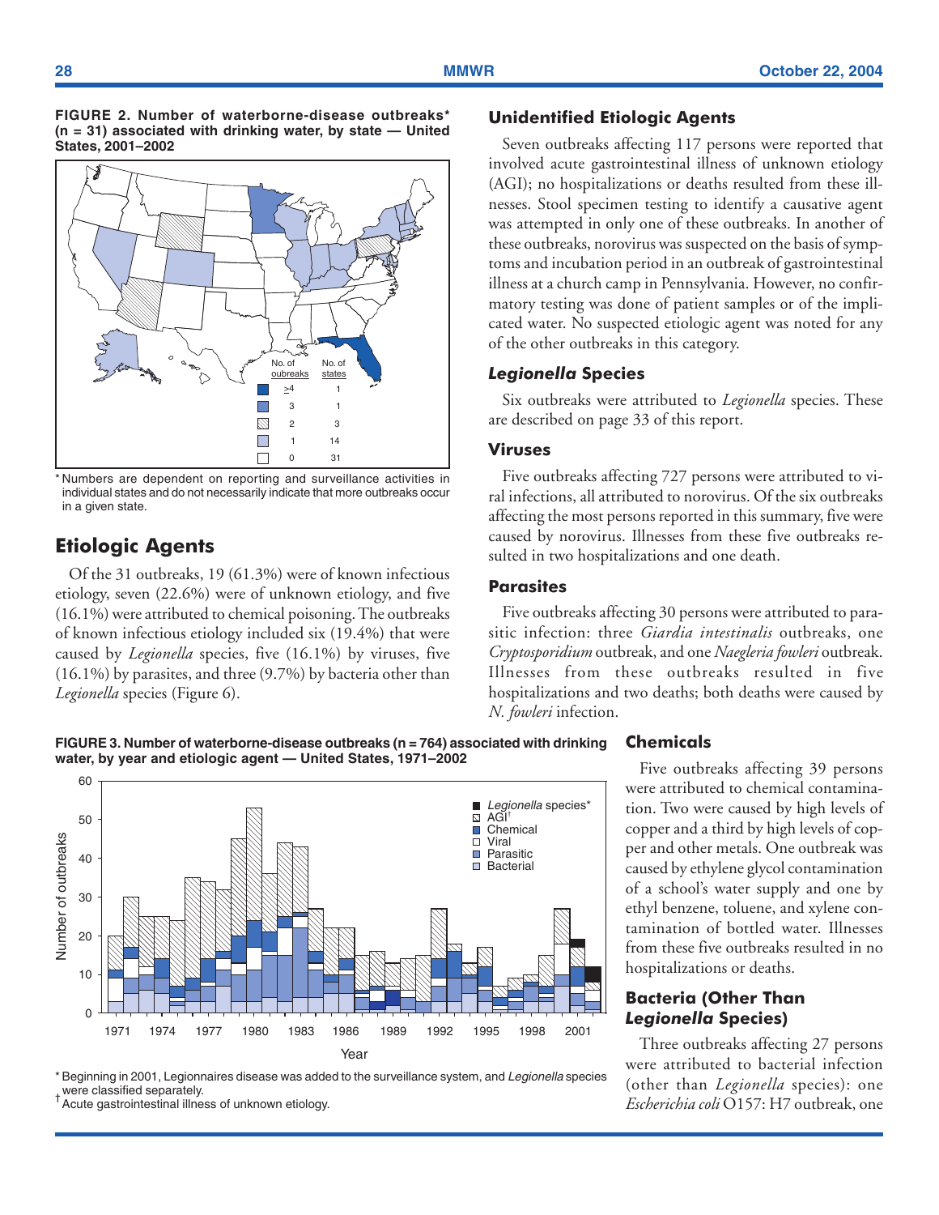**FIGURE 2. Number of waterborne-disease outbreaks* (n = 31) associated with drinking water, by state — United States, 2001–2002**

| No. of outbreaks | No. of states |
|---|---|
| ≥4 | 1 |
| 3 | 1 |
| 2 | 3 |
| 1 | 14 |
| 0 | 31 |

* Numbers are dependent on reporting and surveillance activities in individual states and do not necessarily indicate that more outbreaks occur in a given state.

## Etiologic Agents

Of the 31 outbreaks, 19 (61.3%) were of known infectious etiology, seven (22.6%) were of unknown etiology, and five (16.1%) were attributed to chemical poisoning. The outbreaks of known infectious etiology included six (19.4%) that were caused by *Legionella* species, five (16.1%) by viruses, five (16.1%) by parasites, and three (9.7%) by bacteria other than *Legionella* species (Figure 6).

### Unidentified Etiologic Agents

Seven outbreaks affecting 117 persons were reported that involved acute gastrointestinal illness of unknown etiology (AGI); no hospitalizations or deaths resulted from these illnesses. Stool specimen testing to identify a causative agent was attempted in only one of these outbreaks. In another of these outbreaks, norovirus was suspected on the basis of symptoms and incubation period in an outbreak of gastrointestinal illness at a church camp in Pennsylvania. However, no confirmatory testing was done of patient samples or of the implicated water. No suspected etiologic agent was noted for any of the other outbreaks in this category.

### *Legionella* Species

Six outbreaks were attributed to *Legionella* species. These are described on page 33 of this report.

### Viruses

Five outbreaks affecting 727 persons were attributed to viral infections, all attributed to norovirus. Of the six outbreaks affecting the most persons reported in this summary, five were caused by norovirus. Illnesses from these five outbreaks resulted in two hospitalizations and one death.

### Parasites

Five outbreaks affecting 30 persons were attributed to parasitic infection: three *Giardia intestinalis* outbreaks, one *Cryptosporidium* outbreak, and one *Naegleria fowleri* outbreak. Illnesses from these outbreaks resulted in five hospitalizations and two deaths; both deaths were caused by *N. fowleri* infection.

**FIGURE 3. Number of waterborne-disease outbreaks (n = 764) associated with drinking water, by year and etiologic agent — United States, 1971–2002**

* Beginning in 2001, Legionnaires disease was added to the surveillance system, and *Legionella* species were classified separately.
† Acute gastrointestinal illness of unknown etiology.

### Chemicals

Five outbreaks affecting 39 persons were attributed to chemical contamination. Two were caused by high levels of copper and a third by high levels of copper and other metals. One outbreak was caused by ethylene glycol contamination of a school's water supply and one by ethyl benzene, toluene, and xylene contamination of bottled water. Illnesses from these five outbreaks resulted in no hospitalizations or deaths.

### Bacteria (Other Than *Legionella* Species)

Three outbreaks affecting 27 persons were attributed to bacterial infection (other than *Legionella* species): one *Escherichia coli* O157: H7 outbreak, one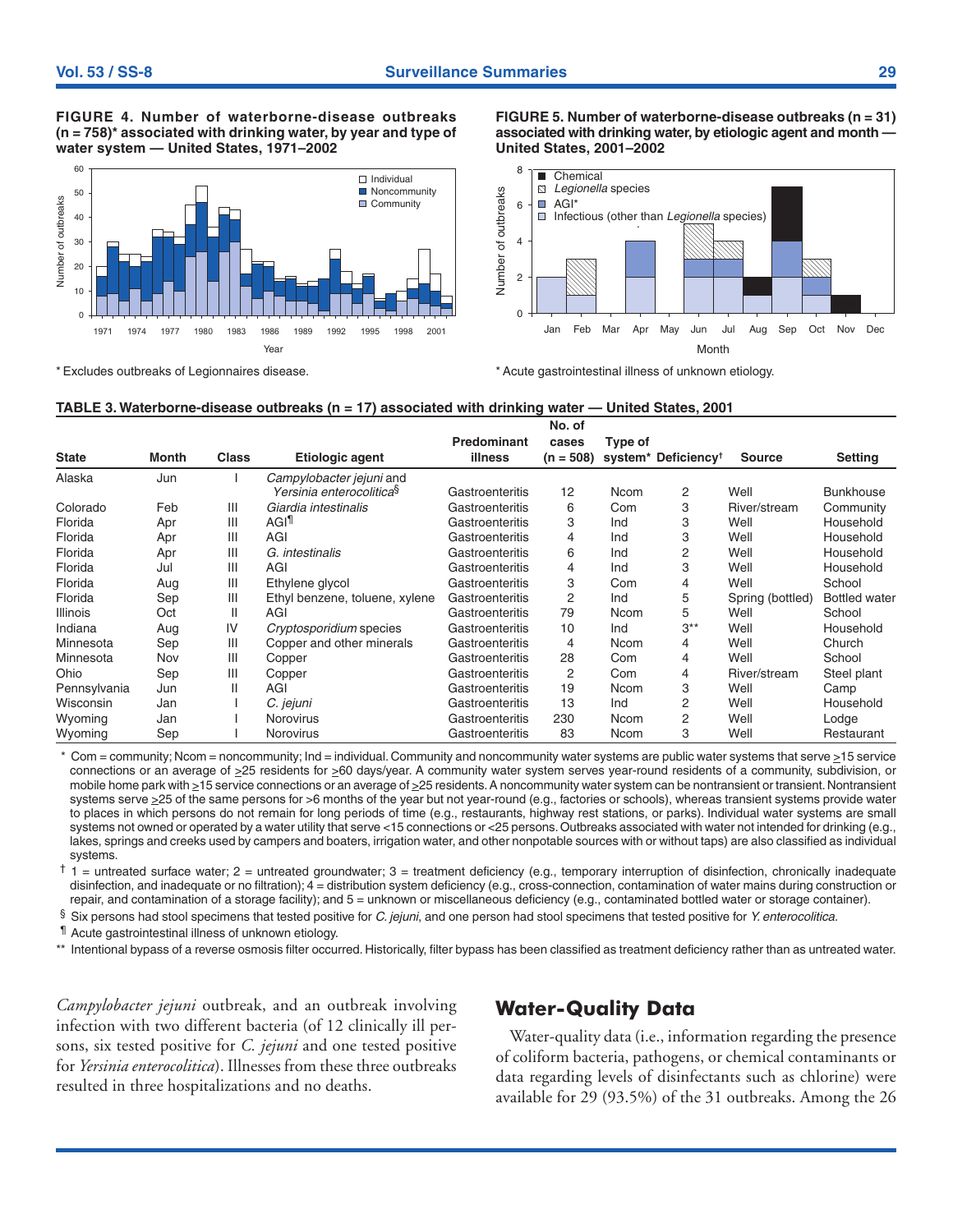**FIGURE 4. Number of waterborne-disease outbreaks (n = 758)* associated with drinking water, by year and type of water system — United States, 1971–2002**

* Excludes outbreaks of Legionnaires disease.

**FIGURE 5. Number of waterborne-disease outbreaks (n = 31) associated with drinking water, by etiologic agent and month — United States, 2001–2002**

* Acute gastrointestinal illness of unknown etiology.

**TABLE 3. Waterborne-disease outbreaks (n = 17) associated with drinking water — United States, 2001**

| State | Month | Class | Etiologic agent | Predominant illness | No. of cases (n = 508) | Type of system* | Deficiency† | Source | Setting |
|---|---|---|---|---|---|---|---|---|---|
| Alaska | Jun | I | *Campylobacter jejuni* and *Yersinia enterocolitica*§ | Gastroenteritis | 12 | Ncom | 2 | Well | Bunkhouse |
| Colorado | Feb | III | *Giardia intestinalis* | Gastroenteritis | 6 | Com | 3 | River/stream | Community |
| Florida | Apr | III | AGI¶ | Gastroenteritis | 3 | Ind | 3 | Well | Household |
| Florida | Apr | III | AGI | Gastroenteritis | 4 | Ind | 3 | Well | Household |
| Florida | Apr | III | *G. intestinalis* | Gastroenteritis | 6 | Ind | 2 | Well | Household |
| Florida | Jul | III | AGI | Gastroenteritis | 4 | Ind | 3 | Well | Household |
| Florida | Aug | III | Ethylene glycol | Gastroenteritis | 3 | Com | 4 | Well | School |
| Florida | Sep | III | Ethyl benzene, toluene, xylene | Gastroenteritis | 2 | Ind | 5 | Spring (bottled) | Bottled water |
| Illinois | Oct | II | AGI | Gastroenteritis | 79 | Ncom | 5 | Well | School |
| Indiana | Aug | IV | *Cryptosporidium* species | Gastroenteritis | 10 | Ind | 3** | Well | Household |
| Minnesota | Sep | III | Copper and other minerals | Gastroenteritis | 4 | Ncom | 4 | Well | Church |
| Minnesota | Nov | III | Copper | Gastroenteritis | 28 | Com | 4 | Well | School |
| Ohio | Sep | III | Copper | Gastroenteritis | 2 | Com | 4 | River/stream | Steel plant |
| Pennsylvania | Jun | II | AGI | Gastroenteritis | 19 | Ncom | 3 | Well | Camp |
| Wisconsin | Jan | I | *C. jejuni* | Gastroenteritis | 13 | Ind | 2 | Well | Household |
| Wyoming | Jan | I | Norovirus | Gastroenteritis | 230 | Ncom | 2 | Well | Lodge |
| Wyoming | Sep | I | Norovirus | Gastroenteritis | 83 | Ncom | 3 | Well | Restaurant |

* Com = community; Ncom = noncommunity; Ind = individual. Community and noncommunity water systems are public water systems that serve ≥15 service connections or an average of ≥25 residents for ≥60 days/year. A community water system serves year-round residents of a community, subdivision, or mobile home park with ≥15 service connections or an average of ≥25 residents. A noncommunity water system can be nontransient or transient. Nontransient systems serve ≥25 of the same persons for >6 months of the year but not year-round (e.g., factories or schools), whereas transient systems provide water to places in which persons do not remain for long periods of time (e.g., restaurants, highway rest stations, or parks). Individual water systems are small systems not owned or operated by a water utility that serve <15 connections or <25 persons. Outbreaks associated with water not intended for drinking (e.g., lakes, springs and creeks used by campers and boaters, irrigation water, and other nonpotable sources with or without taps) are also classified as individual systems.

† 1 = untreated surface water; 2 = untreated groundwater; 3 = treatment deficiency (e.g., temporary interruption of disinfection, chronically inadequate disinfection, and inadequate or no filtration); 4 = distribution system deficiency (e.g., cross-connection, contamination of water mains during construction or repair, and contamination of a storage facility); and 5 = unknown or miscellaneous deficiency (e.g., contaminated bottled water or storage container).

§ Six persons had stool specimens that tested positive for *C. jejuni*, and one person had stool specimens that tested positive for *Y. enterocolitica*.

¶ Acute gastrointestinal illness of unknown etiology.

** Intentional bypass of a reverse osmosis filter occurred. Historically, filter bypass has been classified as treatment deficiency rather than as untreated water.

*Campylobacter jejuni* outbreak, and an outbreak involving infection with two different bacteria (of 12 clinically ill persons, six tested positive for *C. jejuni* and one tested positive for *Yersinia enterocolitica*). Illnesses from these three outbreaks resulted in three hospitalizations and no deaths.

## Water-Quality Data

Water-quality data (i.e., information regarding the presence of coliform bacteria, pathogens, or chemical contaminants or data regarding levels of disinfectants such as chlorine) were available for 29 (93.5%) of the 31 outbreaks. Among the 26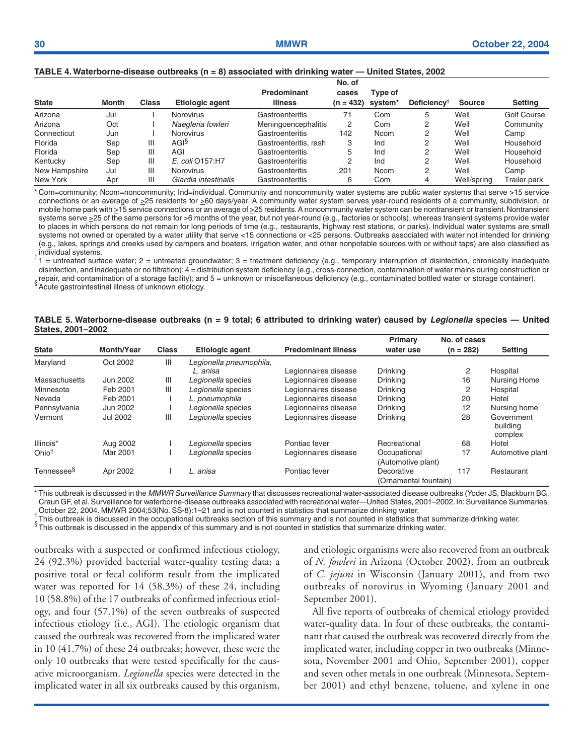**TABLE 4. Waterborne-disease outbreaks (n = 8) associated with drinking water — United States, 2002**

| State | Month | Class | Etiologic agent | Predominant illness | No. of cases (n = 432) | Type of system* | Deficiency† | Source | Setting |
|---|---|---|---|---|---|---|---|---|---|
| Arizona | Jul | I | Norovirus | Gastroenteritis | 71 | Com | 5 | Well | Golf Course |
| Arizona | Oct | I | *Naegleria fowleri* | Meningoencephalitis | 2 | Com | 2 | Well | Community |
| Connecticut | Jun | I | Norovirus | Gastroenteritis | 142 | Ncom | 2 | Well | Camp |
| Florida | Sep | III | AGI§ | Gastroenteritis, rash | 3 | Ind | 2 | Well | Household |
| Florida | Sep | III | AGI | Gastroenteritis | 5 | Ind | 2 | Well | Household |
| Kentucky | Sep | III | *E. coli* O157:H7 | Gastroenteritis | 2 | Ind | 2 | Well | Household |
| New Hampshire | Jul | III | Norovirus | Gastroenteritis | 201 | Ncom | 2 | Well | Camp |
| New York | Apr | III | *Giardia intestinalis* | Gastroenteritis | 6 | Com | 4 | Well/spring | Trailer park |

\* Com=community; Ncom=noncommunity; Ind=individual. Community and noncommunity water systems are public water systems that serve ≥15 service connections or an average of ≥25 residents for ≥60 days/year. A community water system serves year-round residents of a community, subdivision, or mobile home park with ≥15 service connections or an average of ≥25 residents. A noncommunity water system can be nontransient or transient. Nontransient systems serve ≥25 of the same persons for >6 months of the year, but not year-round (e.g., factories or schools), whereas transient systems provide water to places in which persons do not remain for long periods of time (e.g., restaurants, highway rest stations, or parks). Individual water systems are small systems not owned or operated by a water utility that serve <15 connections or <25 persons. Outbreaks associated with water not intended for drinking (e.g., lakes, springs and creeks used by campers and boaters, irrigation water, and other nonpotable sources with or without taps) are also classified as individual systems.

† 1 = untreated surface water; 2 = untreated groundwater; 3 = treatment deficiency (e.g., temporary interruption of disinfection, chronically inadequate disinfection, and inadequate or no filtration); 4 = distribution system deficiency (e.g., cross-connection, contamination of water mains during construction or repair, and contamination of a storage facility); and 5 = unknown or miscellaneous deficiency (e.g., contaminated bottled water or storage container).

§ Acute gastrointestinal illness of unknown etiology.

**TABLE 5. Waterborne-disease outbreaks (n = 9 total; 6 attributed to drinking water) caused by *Legionella* species — United States, 2001–2002**

| State | Month/Year | Class | Etiologic agent | Predominant illness | Primary water use | No. of cases (n = 282) | Setting |
|---|---|---|---|---|---|---|---|
| Maryland | Oct 2002 | III | *Legionella pneumophila, L. anisa* | Legionnaires disease | Drinking | 2 | Hospital |
| Massachusetts | Jun 2002 | III | *Legionella* species | Legionnaires disease | Drinking | 16 | Nursing Home |
| Minnesota | Feb 2001 | III | *Legionella* species | Legionnaires disease | Drinking | 2 | Hospital |
| Nevada | Feb 2001 | I | *L. pneumophila* | Legionnaires disease | Drinking | 20 | Hotel |
| Pennsylvania | Jun 2002 | I | *Legionella* species | Legionnaires disease | Drinking | 12 | Nursing home |
| Vermont | Jul 2002 | III | *Legionella* species | Legionnaires disease | Drinking | 28 | Government building complex |
| Illinois* | Aug 2002 | I | *Legionella* species | Pontiac fever | Recreational | 68 | Hotel |
| Ohio† | Mar 2001 | I | *Legionella* species | Legionnaires disease | Occupational (Automotive plant) | 17 | Automotive plant |
| Tennessee§ | Apr 2002 | I | *L. anisa* | Pontiac fever | Decorative (Ornamental fountain) | 117 | Restaurant |

\* This outbreak is discussed in the *MMWR Surveillance Summary* that discusses recreational water-associated disease outbreaks (Yoder JS, Blackburn BG, Craun GF, et al. Surveillance for waterborne-disease outbreaks associated with recreational water—United States, 2001–2002. In: Surveillance Summaries, October 22, 2004. MMWR 2004;53(No. SS-8):1–21 and is not counted in statistics that summarize drinking water.

† This outbreak is discussed in the occupational outbreaks section of this summary and is not counted in statistics that summarize drinking water.

§ This outbreak is discussed in the appendix of this summary and is not counted in statistics that summarize drinking water.

outbreaks with a suspected or confirmed infectious etiology, 24 (92.3%) provided bacterial water-quality testing data; a positive total or fecal coliform result from the implicated water was reported for 14 (58.3%) of these 24, including 10 (58.8%) of the 17 outbreaks of confirmed infectious etiology, and four (57.1%) of the seven outbreaks of suspected infectious etiology (i.e., AGI). The etiologic organism that caused the outbreak was recovered from the implicated water in 10 (41.7%) of these 24 outbreaks; however, these were the only 10 outbreaks that were tested specifically for the causative microorganism. *Legionella* species were detected in the implicated water in all six outbreaks caused by this organism, and etiologic organisms were also recovered from an outbreak of *N. fowleri* in Arizona (October 2002), from an outbreak of *C. jejuni* in Wisconsin (January 2001), and from two outbreaks of norovirus in Wyoming (January 2001 and September 2001).

All five reports of outbreaks of chemical etiology provided water-quality data. In four of these outbreaks, the contaminant that caused the outbreak was recovered directly from the implicated water, including copper in two outbreaks (Minnesota, November 2001 and Ohio, September 2001), copper and seven other metals in one outbreak (Minnesota, September 2001) and ethyl benzene, toluene, and xylene in one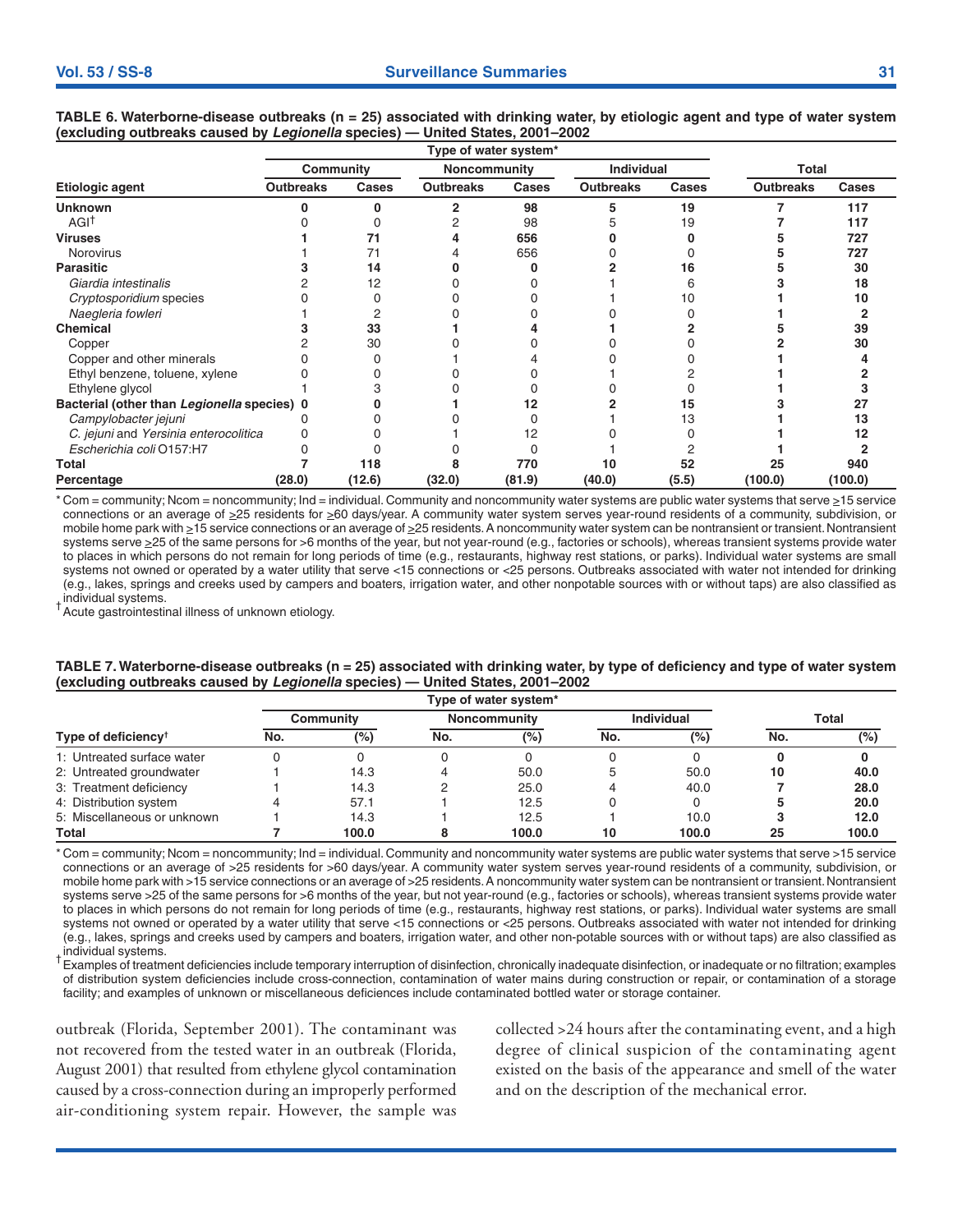**TABLE 6. Waterborne-disease outbreaks (n = 25) associated with drinking water, by etiologic agent and type of water system (excluding outbreaks caused by *Legionella* species) — United States, 2001–2002**

| | Type of water system* | | | | | | | |
|---|---|---|---|---|---|---|---|---|
| | Community | | Noncommunity | | Individual | | Total | |
| Etiologic agent | Outbreaks | Cases | Outbreaks | Cases | Outbreaks | Cases | Outbreaks | Cases |
| **Unknown** | **0** | **0** | **2** | **98** | **5** | **19** | **7** | **117** |
| AGI† | 0 | 0 | 2 | 98 | 5 | 19 | **7** | **117** |
| **Viruses** | **1** | **71** | **4** | **656** | **0** | **0** | **5** | **727** |
| Norovirus | 1 | 71 | 4 | 656 | 0 | 0 | **5** | **727** |
| **Parasitic** | **3** | **14** | **0** | **0** | **2** | **16** | **5** | **30** |
| *Giardia intestinalis* | 2 | 12 | 0 | 0 | 1 | 6 | **3** | **18** |
| *Cryptosporidium* species | 0 | 0 | 0 | 0 | 1 | 10 | **1** | **10** |
| *Naegleria fowleri* | 1 | 2 | 0 | 0 | 0 | 0 | **1** | **2** |
| **Chemical** | **3** | **33** | **1** | **4** | **1** | **2** | **5** | **39** |
| Copper | 2 | 30 | 0 | 0 | 0 | 0 | **2** | **30** |
| Copper and other minerals | 0 | 0 | 1 | 4 | 0 | 0 | **1** | **4** |
| Ethyl benzene, toluene, xylene | 0 | 0 | 0 | 0 | 1 | 2 | **1** | **2** |
| Ethylene glycol | 1 | 3 | 0 | 0 | 0 | 0 | **1** | **3** |
| **Bacterial (other than *Legionella* species)** | **0** | **0** | **1** | **12** | **2** | **15** | **3** | **27** |
| *Campylobacter jejuni* | 0 | 0 | 0 | 0 | 1 | 13 | **1** | **13** |
| *C. jejuni* and *Yersinia enterocolitica* | 0 | 0 | 1 | 12 | 0 | 0 | **1** | **12** |
| *Escherichia coli* O157:H7 | 0 | 0 | 0 | 0 | 1 | 2 | **1** | **2** |
| **Total** | **7** | **118** | **8** | **770** | **10** | **52** | **25** | **940** |
| **Percentage** | **(28.0)** | **(12.6)** | **(32.0)** | **(81.9)** | **(40.0)** | **(5.5)** | **(100.0)** | **(100.0)** |

\* Com = community; Ncom = noncommunity; Ind = individual. Community and noncommunity water systems are public water systems that serve ≥15 service connections or an average of ≥25 residents for ≥60 days/year. A community water system serves year-round residents of a community, subdivision, or mobile home park with ≥15 service connections or an average of ≥25 residents. A noncommunity water system can be nontransient or transient. Nontransient systems serve ≥25 of the same persons for >6 months of the year, but not year-round (e.g., factories or schools), whereas transient systems provide water to places in which persons do not remain for long periods of time (e.g., restaurants, highway rest stations, or parks). Individual water systems are small systems not owned or operated by a water utility that serve <15 connections or <25 persons. Outbreaks associated with water not intended for drinking (e.g., lakes, springs and creeks used by campers and boaters, irrigation water, and other nonpotable sources with or without taps) are also classified as individual systems.

† Acute gastrointestinal illness of unknown etiology.

**TABLE 7. Waterborne-disease outbreaks (n = 25) associated with drinking water, by type of deficiency and type of water system (excluding outbreaks caused by *Legionella* species) — United States, 2001–2002**

| | Type of water system* | | | | | | | |
|---|---|---|---|---|---|---|---|---|
| | Community | | Noncommunity | | Individual | | Total | |
| Type of deficiency† | No. | (%) | No. | (%) | No. | (%) | No. | (%) |
| 1: Untreated surface water | 0 | 0 | 0 | 0 | 0 | 0 | **0** | **0** |
| 2: Untreated groundwater | 1 | 14.3 | 4 | 50.0 | 5 | 50.0 | **10** | **40.0** |
| 3: Treatment deficiency | 1 | 14.3 | 2 | 25.0 | 4 | 40.0 | **7** | **28.0** |
| 4: Distribution system | 4 | 57.1 | 1 | 12.5 | 0 | 0 | **5** | **20.0** |
| 5: Miscellaneous or unknown | 1 | 14.3 | 1 | 12.5 | 1 | 10.0 | **3** | **12.0** |
| **Total** | **7** | **100.0** | **8** | **100.0** | **10** | **100.0** | **25** | **100.0** |

\* Com = community; Ncom = noncommunity; Ind = individual. Community and noncommunity water systems are public water systems that serve >15 service connections or an average of >25 residents for >60 days/year. A community water system serves year-round residents of a community, subdivision, or mobile home park with >15 service connections or an average of >25 residents. A noncommunity water system can be nontransient or transient. Nontransient systems serve >25 of the same persons for >6 months of the year, but not year-round (e.g., factories or schools), whereas transient systems provide water to places in which persons do not remain for long periods of time (e.g., restaurants, highway rest stations, or parks). Individual water systems are small systems not owned or operated by a water utility that serve <15 connections or <25 persons. Outbreaks associated with water not intended for drinking (e.g., lakes, springs and creeks used by campers and boaters, irrigation water, and other non-potable sources with or without taps) are also classified as individual systems.

† Examples of treatment deficiencies include temporary interruption of disinfection, chronically inadequate disinfection, or inadequate or no filtration; examples of distribution system deficiencies include cross-connection, contamination of water mains during construction or repair, or contamination of a storage facility; and examples of unknown or miscellaneous deficiences include contaminated bottled water or storage container.

outbreak (Florida, September 2001). The contaminant was not recovered from the tested water in an outbreak (Florida, August 2001) that resulted from ethylene glycol contamination caused by a cross-connection during an improperly performed air-conditioning system repair. However, the sample was collected >24 hours after the contaminating event, and a high degree of clinical suspicion of the contaminating agent existed on the basis of the appearance and smell of the water and on the description of the mechanical error.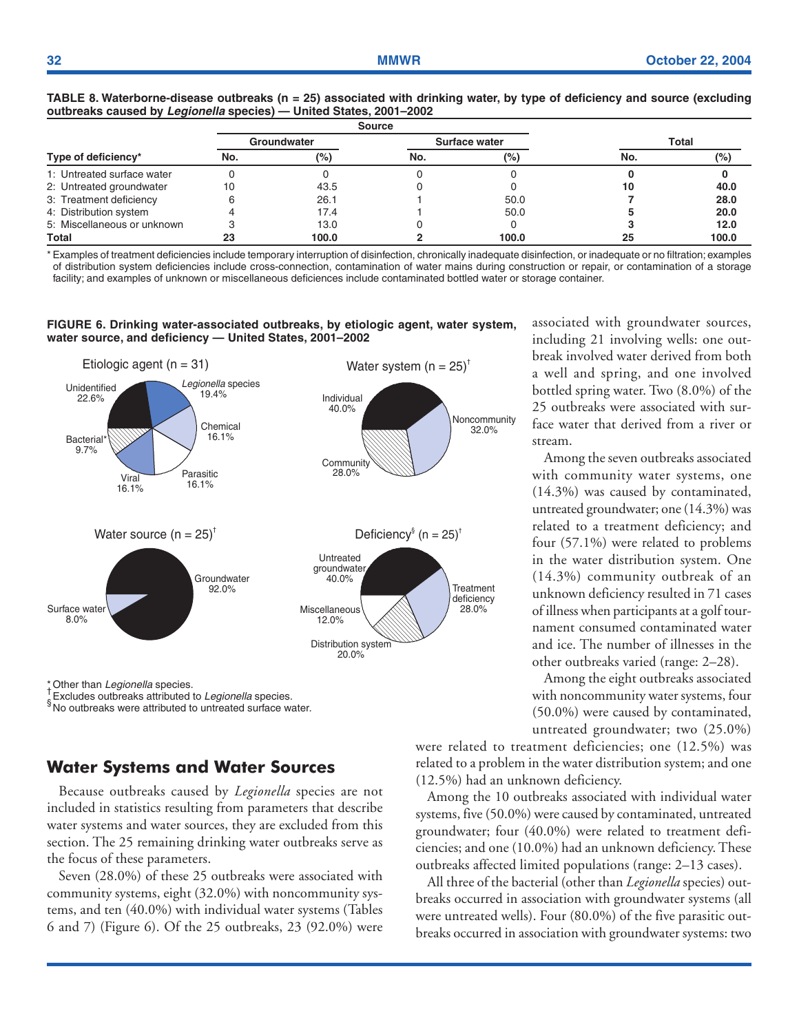**TABLE 8. Waterborne-disease outbreaks (n = 25) associated with drinking water, by type of deficiency and source (excluding outbreaks caused by *Legionella* species) — United States, 2001–2002**

| | Source | | | | Total | |
|---|---|---|---|---|---|---|
| | Groundwater | | Surface water | | | |
| Type of deficiency* | No. | (%) | No. | (%) | No. | (%) |
| 1: Untreated surface water | 0 | 0 | 0 | 0 | **0** | **0** |
| 2: Untreated groundwater | 10 | 43.5 | 0 | 0 | **10** | **40.0** |
| 3: Treatment deficiency | 6 | 26.1 | 1 | 50.0 | **7** | **28.0** |
| 4: Distribution system | 4 | 17.4 | 1 | 50.0 | **5** | **20.0** |
| 5: Miscellaneous or unknown | 3 | 13.0 | 0 | 0 | **3** | **12.0** |
| **Total** | **23** | **100.0** | **2** | **100.0** | **25** | **100.0** |

\* Examples of treatment deficiencies include temporary interruption of disinfection, chronically inadequate disinfection, or inadequate or no filtration; examples of distribution system deficiencies include cross-connection, contamination of water mains during construction or repair, or contamination of a storage facility; and examples of unknown or miscellaneous deficiences include contaminated bottled water or storage container.

**FIGURE 6. Drinking water-associated outbreaks, by etiologic agent, water system, water source, and deficiency — United States, 2001–2002**

Etiologic agent (n = 31): Unidentified 22.6%; *Legionella* species 19.4%; Chemical 16.1%; Parasitic 16.1%; Viral 16.1%; Bacterial* 9.7%

Water system (n = 25)†: Individual 40.0%; Noncommunity 32.0%; Community 28.0%

Water source (n = 25)†: Groundwater 92.0%; Surface water 8.0%

Deficiency§ (n = 25)†: Untreated groundwater 40.0%; Treatment deficiency 28.0%; Distribution system 20.0%; Miscellaneous 12.0%

\* Other than *Legionella* species.
† Excludes outbreaks attributed to *Legionella* species.
§ No outbreaks were attributed to untreated surface water.

## Water Systems and Water Sources

Because outbreaks caused by *Legionella* species are not included in statistics resulting from parameters that describe water systems and water sources, they are excluded from this section. The 25 remaining drinking water outbreaks serve as the focus of these parameters.

Seven (28.0%) of these 25 outbreaks were associated with community systems, eight (32.0%) with noncommunity systems, and ten (40.0%) with individual water systems (Tables 6 and 7) (Figure 6). Of the 25 outbreaks, 23 (92.0%) were associated with groundwater sources, including 21 involving wells: one outbreak involved water derived from both a well and spring, and one involved bottled spring water. Two (8.0%) of the 25 outbreaks were associated with surface water that derived from a river or stream.

Among the seven outbreaks associated with community water systems, one (14.3%) was caused by contaminated, untreated groundwater; one (14.3%) was related to a treatment deficiency; and four (57.1%) were related to problems in the water distribution system. One (14.3%) community outbreak of an unknown deficiency resulted in 71 cases of illness when participants at a golf tournament consumed contaminated water and ice. The number of illnesses in the other outbreaks varied (range: 2–28).

Among the eight outbreaks associated with noncommunity water systems, four (50.0%) were caused by contaminated, untreated groundwater; two (25.0%) were related to treatment deficiencies; one (12.5%) was related to a problem in the water distribution system; and one (12.5%) had an unknown deficiency.

Among the 10 outbreaks associated with individual water systems, five (50.0%) were caused by contaminated, untreated groundwater; four (40.0%) were related to treatment deficiencies; and one (10.0%) had an unknown deficiency. These outbreaks affected limited populations (range: 2–13 cases).

All three of the bacterial (other than *Legionella* species) outbreaks occurred in association with groundwater systems (all were untreated wells). Four (80.0%) of the five parasitic outbreaks occurred in association with groundwater systems: two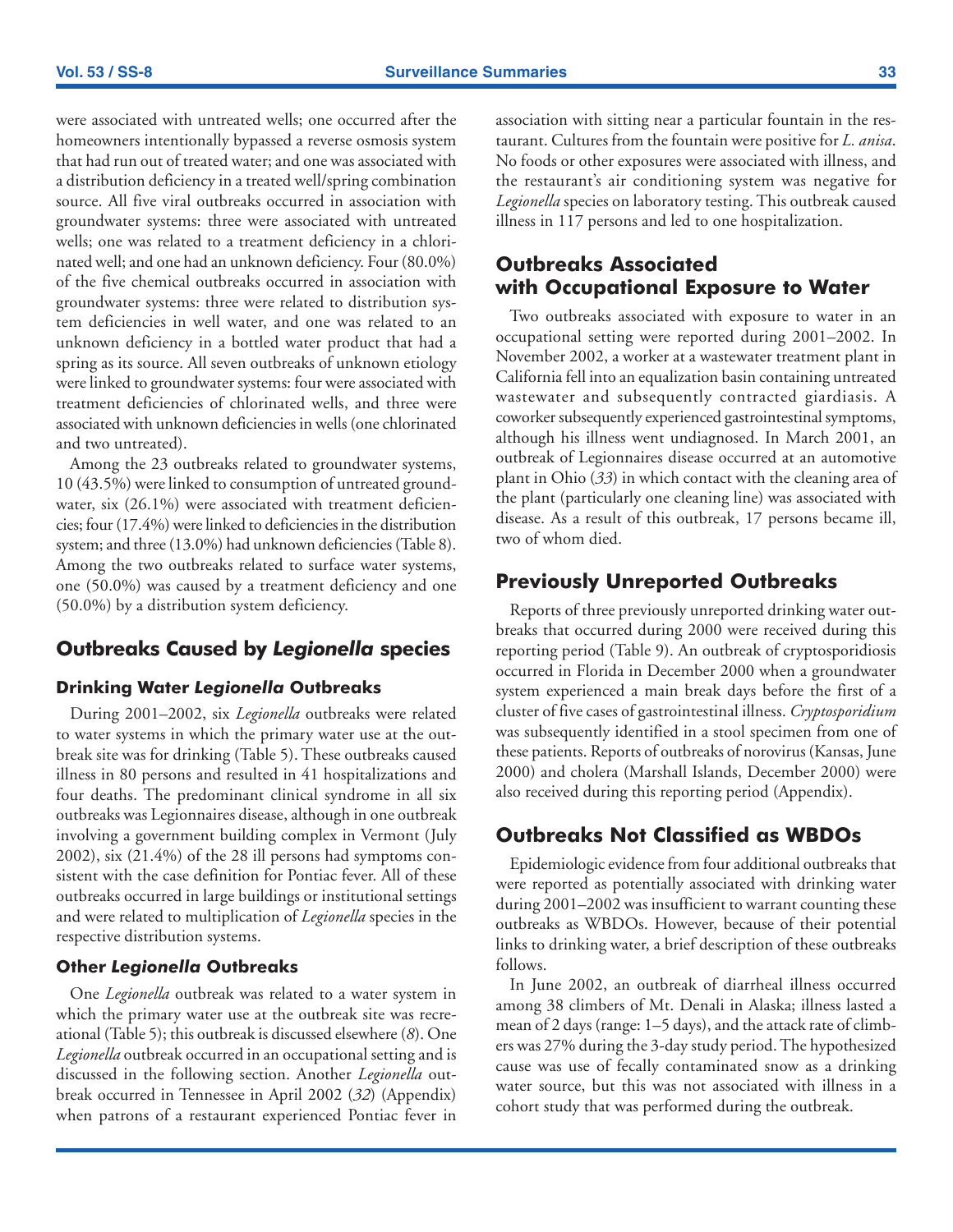were associated with untreated wells; one occurred after the homeowners intentionally bypassed a reverse osmosis system that had run out of treated water; and one was associated with a distribution deficiency in a treated well/spring combination source. All five viral outbreaks occurred in association with groundwater systems: three were associated with untreated wells; one was related to a treatment deficiency in a chlorinated well; and one had an unknown deficiency. Four (80.0%) of the five chemical outbreaks occurred in association with groundwater systems: three were related to distribution system deficiencies in well water, and one was related to an unknown deficiency in a bottled water product that had a spring as its source. All seven outbreaks of unknown etiology were linked to groundwater systems: four were associated with treatment deficiencies of chlorinated wells, and three were associated with unknown deficiencies in wells (one chlorinated and two untreated).

Among the 23 outbreaks related to groundwater systems, 10 (43.5%) were linked to consumption of untreated groundwater, six (26.1%) were associated with treatment deficiencies; four (17.4%) were linked to deficiencies in the distribution system; and three (13.0%) had unknown deficiencies (Table 8). Among the two outbreaks related to surface water systems, one (50.0%) was caused by a treatment deficiency and one (50.0%) by a distribution system deficiency.

## Outbreaks Caused by *Legionella* species

### Drinking Water *Legionella* Outbreaks

During 2001–2002, six *Legionella* outbreaks were related to water systems in which the primary water use at the outbreak site was for drinking (Table 5). These outbreaks caused illness in 80 persons and resulted in 41 hospitalizations and four deaths. The predominant clinical syndrome in all six outbreaks was Legionnaires disease, although in one outbreak involving a government building complex in Vermont (July 2002), six (21.4%) of the 28 ill persons had symptoms consistent with the case definition for Pontiac fever. All of these outbreaks occurred in large buildings or institutional settings and were related to multiplication of *Legionella* species in the respective distribution systems.

### Other *Legionella* Outbreaks

One *Legionella* outbreak was related to a water system in which the primary water use at the outbreak site was recreational (Table 5); this outbreak is discussed elsewhere (*8*). One *Legionella* outbreak occurred in an occupational setting and is discussed in the following section. Another *Legionella* outbreak occurred in Tennessee in April 2002 (*32*) (Appendix) when patrons of a restaurant experienced Pontiac fever in association with sitting near a particular fountain in the restaurant. Cultures from the fountain were positive for *L. anisa*. No foods or other exposures were associated with illness, and the restaurant's air conditioning system was negative for *Legionella* species on laboratory testing. This outbreak caused illness in 117 persons and led to one hospitalization.

## Outbreaks Associated with Occupational Exposure to Water

Two outbreaks associated with exposure to water in an occupational setting were reported during 2001–2002. In November 2002, a worker at a wastewater treatment plant in California fell into an equalization basin containing untreated wastewater and subsequently contracted giardiasis. A coworker subsequently experienced gastrointestinal symptoms, although his illness went undiagnosed. In March 2001, an outbreak of Legionnaires disease occurred at an automotive plant in Ohio (*33*) in which contact with the cleaning area of the plant (particularly one cleaning line) was associated with disease. As a result of this outbreak, 17 persons became ill, two of whom died.

## Previously Unreported Outbreaks

Reports of three previously unreported drinking water outbreaks that occurred during 2000 were received during this reporting period (Table 9). An outbreak of cryptosporidiosis occurred in Florida in December 2000 when a groundwater system experienced a main break days before the first of a cluster of five cases of gastrointestinal illness. *Cryptosporidium* was subsequently identified in a stool specimen from one of these patients. Reports of outbreaks of norovirus (Kansas, June 2000) and cholera (Marshall Islands, December 2000) were also received during this reporting period (Appendix).

## Outbreaks Not Classified as WBDOs

Epidemiologic evidence from four additional outbreaks that were reported as potentially associated with drinking water during 2001–2002 was insufficient to warrant counting these outbreaks as WBDOs. However, because of their potential links to drinking water, a brief description of these outbreaks follows.

In June 2002, an outbreak of diarrheal illness occurred among 38 climbers of Mt. Denali in Alaska; illness lasted a mean of 2 days (range: 1–5 days), and the attack rate of climbers was 27% during the 3-day study period. The hypothesized cause was use of fecally contaminated snow as a drinking water source, but this was not associated with illness in a cohort study that was performed during the outbreak.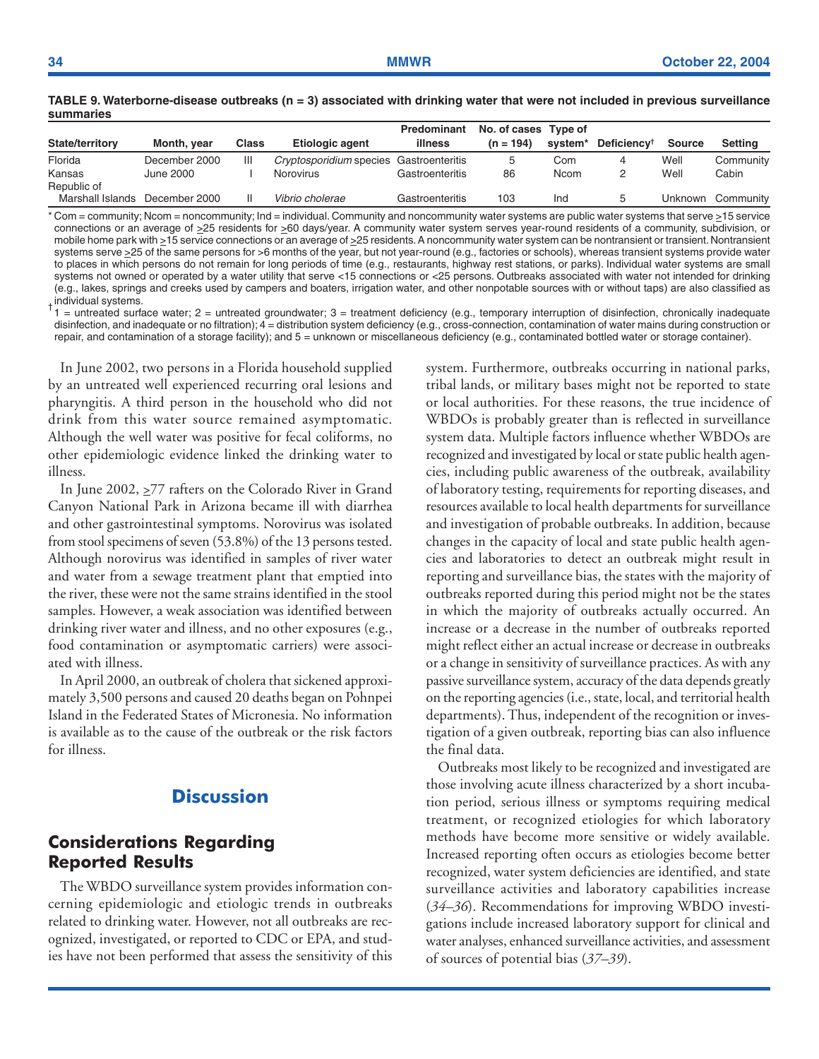**TABLE 9. Waterborne-disease outbreaks (n = 3) associated with drinking water that were not included in previous surveillance summaries**

| State/territory | Month, year | Class | Etiologic agent | Predominant illness | No. of cases (n = 194) | Type of system* | Deficiency† | Source | Setting |
|---|---|---|---|---|---|---|---|---|---|
| Florida | December 2000 | III | *Cryptosporidium* species | Gastroenteritis | 5 | Com | 4 | Well | Community |
| Kansas | June 2000 | I | Norovirus | Gastroenteritis | 86 | Ncom | 2 | Well | Cabin |
| Republic of Marshall Islands | December 2000 | II | *Vibrio cholerae* | Gastroenteritis | 103 | Ind | 5 | Unknown | Community |

\* Com = community; Ncom = noncommunity; Ind = individual. Community and noncommunity water systems are public water systems that serve ≥15 service connections or an average of ≥25 residents for ≥60 days/year. A community water system serves year-round residents of a community, subdivision, or mobile home park with ≥15 service connections or an average of ≥25 residents. A noncommunity water system can be nontransient or transient. Nontransient systems serve ≥25 of the same persons for >6 months of the year, but not year-round (e.g., factories or schools), whereas transient systems provide water to places in which persons do not remain for long periods of time (e.g., restaurants, highway rest stations, or parks). Individual water systems are small systems not owned or operated by a water utility that serve <15 connections or <25 persons. Outbreaks associated with water not intended for drinking (e.g., lakes, springs and creeks used by campers and boaters, irrigation water, and other nonpotable sources with or without taps) are also classified as individual systems.

† 1 = untreated surface water; 2 = untreated groundwater; 3 = treatment deficiency (e.g., temporary interruption of disinfection, chronically inadequate disinfection, and inadequate or no filtration); 4 = distribution system deficiency (e.g., cross-connection, contamination of water mains during construction or repair, and contamination of a storage facility); and 5 = unknown or miscellaneous deficiency (e.g., contaminated bottled water or storage container).

In June 2002, two persons in a Florida household supplied by an untreated well experienced recurring oral lesions and pharyngitis. A third person in the household who did not drink from this water source remained asymptomatic. Although the well water was positive for fecal coliforms, no other epidemiologic evidence linked the drinking water to illness.

In June 2002, ≥77 rafters on the Colorado River in Grand Canyon National Park in Arizona became ill with diarrhea and other gastrointestinal symptoms. Norovirus was isolated from stool specimens of seven (53.8%) of the 13 persons tested. Although norovirus was identified in samples of river water and water from a sewage treatment plant that emptied into the river, these were not the same strains identified in the stool samples. However, a weak association was identified between drinking river water and illness, and no other exposures (e.g., food contamination or asymptomatic carriers) were associated with illness.

In April 2000, an outbreak of cholera that sickened approximately 3,500 persons and caused 20 deaths began on Pohnpei Island in the Federated States of Micronesia. No information is available as to the cause of the outbreak or the risk factors for illness.

# Discussion

## Considerations Regarding Reported Results

The WBDO surveillance system provides information concerning epidemiologic and etiologic trends in outbreaks related to drinking water. However, not all outbreaks are recognized, investigated, or reported to CDC or EPA, and studies have not been performed that assess the sensitivity of this system. Furthermore, outbreaks occurring in national parks, tribal lands, or military bases might not be reported to state or local authorities. For these reasons, the true incidence of WBDOs is probably greater than is reflected in surveillance system data. Multiple factors influence whether WBDOs are recognized and investigated by local or state public health agencies, including public awareness of the outbreak, availability of laboratory testing, requirements for reporting diseases, and resources available to local health departments for surveillance and investigation of probable outbreaks. In addition, because changes in the capacity of local and state public health agencies and laboratories to detect an outbreak might result in reporting and surveillance bias, the states with the majority of outbreaks reported during this period might not be the states in which the majority of outbreaks actually occurred. An increase or a decrease in the number of outbreaks reported might reflect either an actual increase or decrease in outbreaks or a change in sensitivity of surveillance practices. As with any passive surveillance system, accuracy of the data depends greatly on the reporting agencies (i.e., state, local, and territorial health departments). Thus, independent of the recognition or investigation of a given outbreak, reporting bias can also influence the final data.

Outbreaks most likely to be recognized and investigated are those involving acute illness characterized by a short incubation period, serious illness or symptoms requiring medical treatment, or recognized etiologies for which laboratory methods have become more sensitive or widely available. Increased reporting often occurs as etiologies become better recognized, water system deficiencies are identified, and state surveillance activities and laboratory capabilities increase (*34–36*). Recommendations for improving WBDO investigations include increased laboratory support for clinical and water analyses, enhanced surveillance activities, and assessment of sources of potential bias (*37–39*).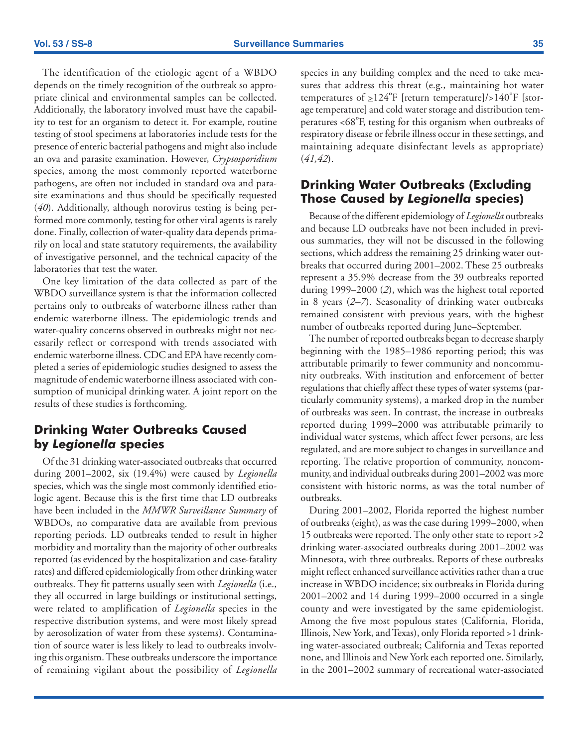The identification of the etiologic agent of a WBDO depends on the timely recognition of the outbreak so appropriate clinical and environmental samples can be collected. Additionally, the laboratory involved must have the capability to test for an organism to detect it. For example, routine testing of stool specimens at laboratories include tests for the presence of enteric bacterial pathogens and might also include an ova and parasite examination. However, *Cryptosporidium* species, among the most commonly reported waterborne pathogens, are often not included in standard ova and parasite examinations and thus should be specifically requested (*40*). Additionally, although norovirus testing is being performed more commonly, testing for other viral agents is rarely done. Finally, collection of water-quality data depends primarily on local and state statutory requirements, the availability of investigative personnel, and the technical capacity of the laboratories that test the water.

One key limitation of the data collected as part of the WBDO surveillance system is that the information collected pertains only to outbreaks of waterborne illness rather than endemic waterborne illness. The epidemiologic trends and water-quality concerns observed in outbreaks might not necessarily reflect or correspond with trends associated with endemic waterborne illness. CDC and EPA have recently completed a series of epidemiologic studies designed to assess the magnitude of endemic waterborne illness associated with consumption of municipal drinking water. A joint report on the results of these studies is forthcoming.

## Drinking Water Outbreaks Caused by *Legionella* species

Of the 31 drinking water-associated outbreaks that occurred during 2001–2002, six (19.4%) were caused by *Legionella* species, which was the single most commonly identified etiologic agent. Because this is the first time that LD outbreaks have been included in the *MMWR Surveillance Summary* of WBDOs, no comparative data are available from previous reporting periods. LD outbreaks tended to result in higher morbidity and mortality than the majority of other outbreaks reported (as evidenced by the hospitalization and case-fatality rates) and differed epidemiologically from other drinking water outbreaks. They fit patterns usually seen with *Legionella* (i.e., they all occurred in large buildings or institutional settings, were related to amplification of *Legionella* species in the respective distribution systems, and were most likely spread by aerosolization of water from these systems). Contamination of source water is less likely to lead to outbreaks involving this organism. These outbreaks underscore the importance of remaining vigilant about the possibility of *Legionella* species in any building complex and the need to take measures that address this threat (e.g., maintaining hot water temperatures of ≥124°F [return temperature]/>140°F [storage temperature] and cold water storage and distribution temperatures <68°F, testing for this organism when outbreaks of respiratory disease or febrile illness occur in these settings, and maintaining adequate disinfectant levels as appropriate) (*41,42*).

## Drinking Water Outbreaks (Excluding Those Caused by *Legionella* species)

Because of the different epidemiology of *Legionella* outbreaks and because LD outbreaks have not been included in previous summaries, they will not be discussed in the following sections, which address the remaining 25 drinking water outbreaks that occurred during 2001–2002. These 25 outbreaks represent a 35.9% decrease from the 39 outbreaks reported during 1999–2000 (*2*), which was the highest total reported in 8 years (*2–7*). Seasonality of drinking water outbreaks remained consistent with previous years, with the highest number of outbreaks reported during June–September.

The number of reported outbreaks began to decrease sharply beginning with the 1985–1986 reporting period; this was attributable primarily to fewer community and noncommunity outbreaks. With institution and enforcement of better regulations that chiefly affect these types of water systems (particularly community systems), a marked drop in the number of outbreaks was seen. In contrast, the increase in outbreaks reported during 1999–2000 was attributable primarily to individual water systems, which affect fewer persons, are less regulated, and are more subject to changes in surveillance and reporting. The relative proportion of community, noncommunity, and individual outbreaks during 2001–2002 was more consistent with historic norms, as was the total number of outbreaks.

During 2001–2002, Florida reported the highest number of outbreaks (eight), as was the case during 1999–2000, when 15 outbreaks were reported. The only other state to report >2 drinking water-associated outbreaks during 2001–2002 was Minnesota, with three outbreaks. Reports of these outbreaks might reflect enhanced surveillance activities rather than a true increase in WBDO incidence; six outbreaks in Florida during 2001–2002 and 14 during 1999–2000 occurred in a single county and were investigated by the same epidemiologist. Among the five most populous states (California, Florida, Illinois, New York, and Texas), only Florida reported >1 drinking water-associated outbreak; California and Texas reported none, and Illinois and New York each reported one. Similarly, in the 2001–2002 summary of recreational water-associated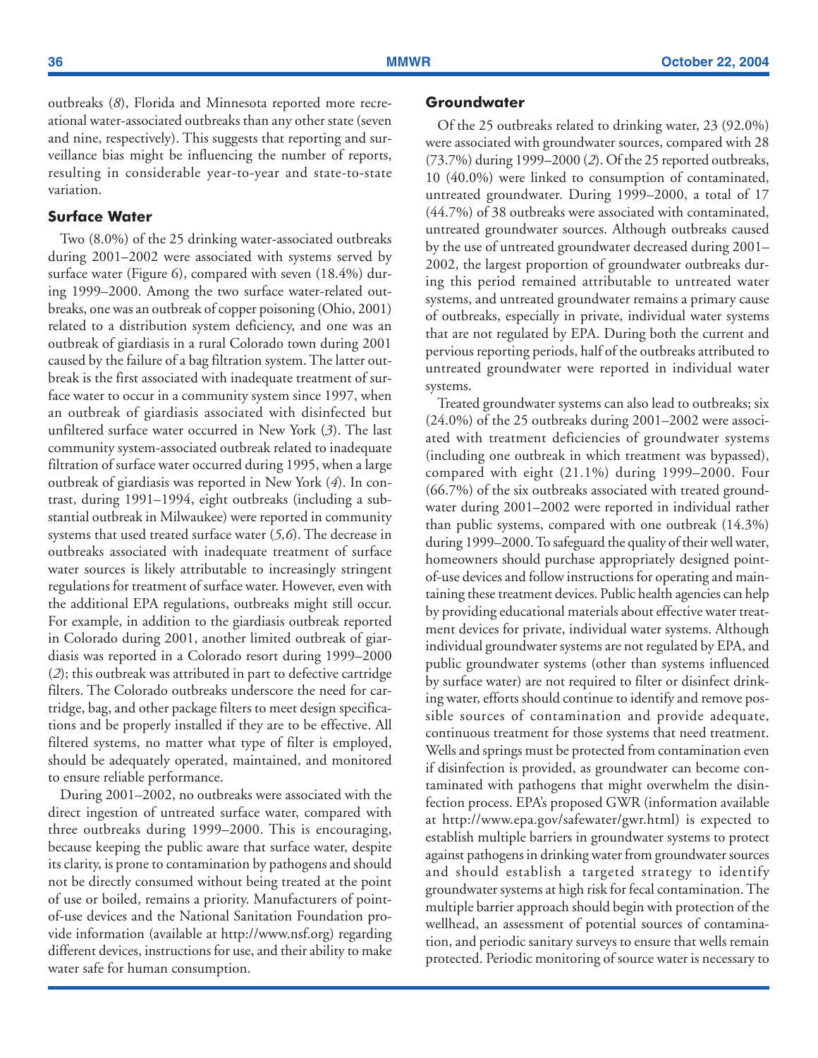outbreaks (*8*), Florida and Minnesota reported more recreational water-associated outbreaks than any other state (seven and nine, respectively). This suggests that reporting and surveillance bias might be influencing the number of reports, resulting in considerable year-to-year and state-to-state variation.

### Surface Water

Two (8.0%) of the 25 drinking water-associated outbreaks during 2001–2002 were associated with systems served by surface water (Figure 6), compared with seven (18.4%) during 1999–2000. Among the two surface water-related outbreaks, one was an outbreak of copper poisoning (Ohio, 2001) related to a distribution system deficiency, and one was an outbreak of giardiasis in a rural Colorado town during 2001 caused by the failure of a bag filtration system. The latter outbreak is the first associated with inadequate treatment of surface water to occur in a community system since 1997, when an outbreak of giardiasis associated with disinfected but unfiltered surface water occurred in New York (*3*). The last community system-associated outbreak related to inadequate filtration of surface water occurred during 1995, when a large outbreak of giardiasis was reported in New York (*4*). In contrast, during 1991–1994, eight outbreaks (including a substantial outbreak in Milwaukee) were reported in community systems that used treated surface water (*5,6*). The decrease in outbreaks associated with inadequate treatment of surface water sources is likely attributable to increasingly stringent regulations for treatment of surface water. However, even with the additional EPA regulations, outbreaks might still occur. For example, in addition to the giardiasis outbreak reported in Colorado during 2001, another limited outbreak of giardiasis was reported in a Colorado resort during 1999–2000 (*2*); this outbreak was attributed in part to defective cartridge filters. The Colorado outbreaks underscore the need for cartridge, bag, and other package filters to meet design specifications and be properly installed if they are to be effective. All filtered systems, no matter what type of filter is employed, should be adequately operated, maintained, and monitored to ensure reliable performance.

During 2001–2002, no outbreaks were associated with the direct ingestion of untreated surface water, compared with three outbreaks during 1999–2000. This is encouraging, because keeping the public aware that surface water, despite its clarity, is prone to contamination by pathogens and should not be directly consumed without being treated at the point of use or boiled, remains a priority. Manufacturers of point-of-use devices and the National Sanitation Foundation provide information (available at http://www.nsf.org) regarding different devices, instructions for use, and their ability to make water safe for human consumption.

### Groundwater

Of the 25 outbreaks related to drinking water, 23 (92.0%) were associated with groundwater sources, compared with 28 (73.7%) during 1999–2000 (*2*). Of the 25 reported outbreaks, 10 (40.0%) were linked to consumption of contaminated, untreated groundwater. During 1999–2000, a total of 17 (44.7%) of 38 outbreaks were associated with contaminated, untreated groundwater sources. Although outbreaks caused by the use of untreated groundwater decreased during 2001–2002, the largest proportion of groundwater outbreaks during this period remained attributable to untreated water systems, and untreated groundwater remains a primary cause of outbreaks, especially in private, individual water systems that are not regulated by EPA. During both the current and pervious reporting periods, half of the outbreaks attributed to untreated groundwater were reported in individual water systems.

Treated groundwater systems can also lead to outbreaks; six (24.0%) of the 25 outbreaks during 2001–2002 were associated with treatment deficiencies of groundwater systems (including one outbreak in which treatment was bypassed), compared with eight (21.1%) during 1999–2000. Four (66.7%) of the six outbreaks associated with treated groundwater during 2001–2002 were reported in individual rather than public systems, compared with one outbreak (14.3%) during 1999–2000. To safeguard the quality of their well water, homeowners should purchase appropriately designed point-of-use devices and follow instructions for operating and maintaining these treatment devices. Public health agencies can help by providing educational materials about effective water treatment devices for private, individual water systems. Although individual groundwater systems are not regulated by EPA, and public groundwater systems (other than systems influenced by surface water) are not required to filter or disinfect drinking water, efforts should continue to identify and remove possible sources of contamination and provide adequate, continuous treatment for those systems that need treatment. Wells and springs must be protected from contamination even if disinfection is provided, as groundwater can become contaminated with pathogens that might overwhelm the disinfection process. EPA's proposed GWR (information available at http://www.epa.gov/safewater/gwr.html) is expected to establish multiple barriers in groundwater systems to protect against pathogens in drinking water from groundwater sources and should establish a targeted strategy to identify groundwater systems at high risk for fecal contamination. The multiple barrier approach should begin with protection of the wellhead, an assessment of potential sources of contamination, and periodic sanitary surveys to ensure that wells remain protected. Periodic monitoring of source water is necessary to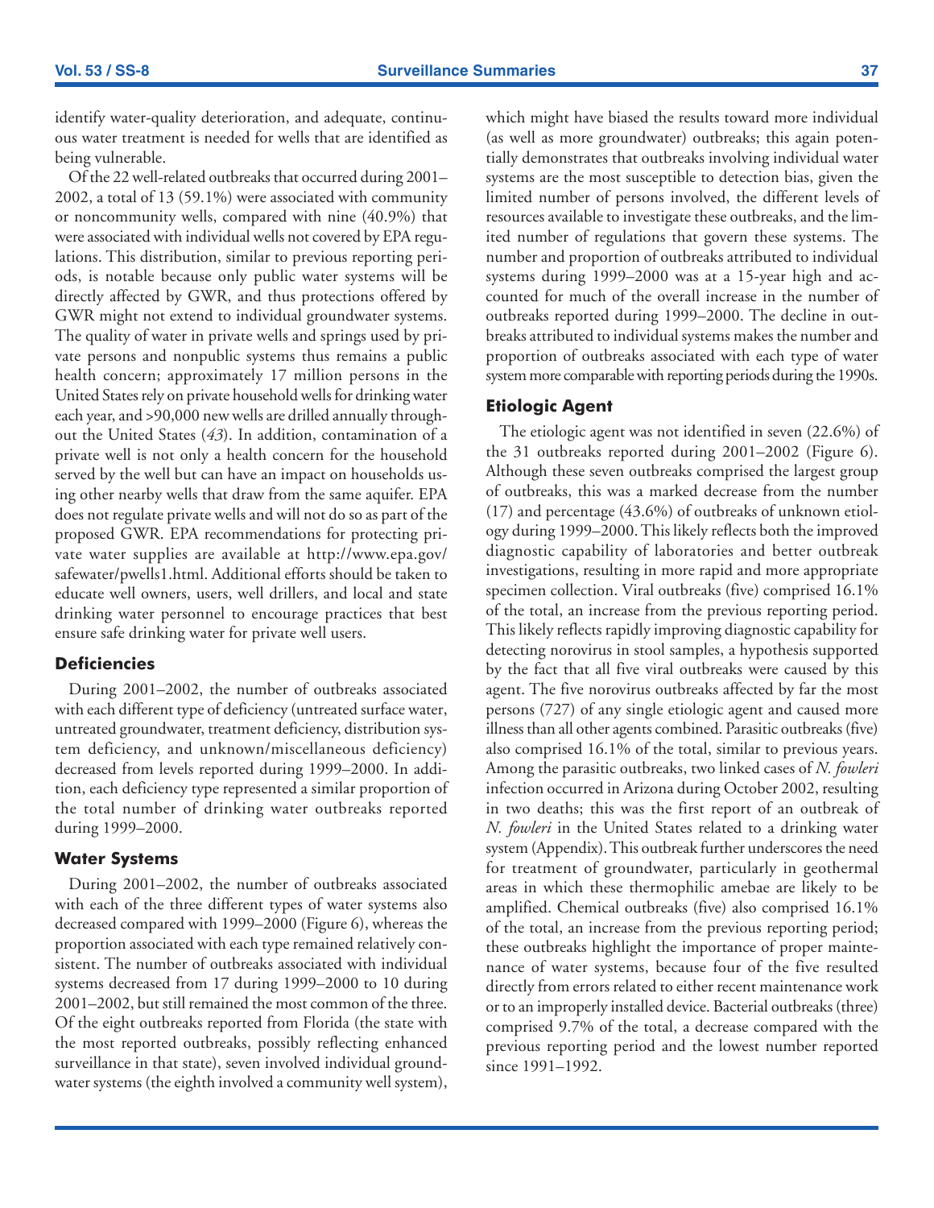identify water-quality deterioration, and adequate, continuous water treatment is needed for wells that are identified as being vulnerable.

Of the 22 well-related outbreaks that occurred during 2001–2002, a total of 13 (59.1%) were associated with community or noncommunity wells, compared with nine (40.9%) that were associated with individual wells not covered by EPA regulations. This distribution, similar to previous reporting periods, is notable because only public water systems will be directly affected by GWR, and thus protections offered by GWR might not extend to individual groundwater systems. The quality of water in private wells and springs used by private persons and nonpublic systems thus remains a public health concern; approximately 17 million persons in the United States rely on private household wells for drinking water each year, and >90,000 new wells are drilled annually throughout the United States (*43*). In addition, contamination of a private well is not only a health concern for the household served by the well but can have an impact on households using other nearby wells that draw from the same aquifer. EPA does not regulate private wells and will not do so as part of the proposed GWR. EPA recommendations for protecting private water supplies are available at http://www.epa.gov/safewater/pwells1.html. Additional efforts should be taken to educate well owners, users, well drillers, and local and state drinking water personnel to encourage practices that best ensure safe drinking water for private well users.

### Deficiencies

During 2001–2002, the number of outbreaks associated with each different type of deficiency (untreated surface water, untreated groundwater, treatment deficiency, distribution system deficiency, and unknown/miscellaneous deficiency) decreased from levels reported during 1999–2000. In addition, each deficiency type represented a similar proportion of the total number of drinking water outbreaks reported during 1999–2000.

### Water Systems

During 2001–2002, the number of outbreaks associated with each of the three different types of water systems also decreased compared with 1999–2000 (Figure 6), whereas the proportion associated with each type remained relatively consistent. The number of outbreaks associated with individual systems decreased from 17 during 1999–2000 to 10 during 2001–2002, but still remained the most common of the three. Of the eight outbreaks reported from Florida (the state with the most reported outbreaks, possibly reflecting enhanced surveillance in that state), seven involved individual groundwater systems (the eighth involved a community well system), which might have biased the results toward more individual (as well as more groundwater) outbreaks; this again potentially demonstrates that outbreaks involving individual water systems are the most susceptible to detection bias, given the limited number of persons involved, the different levels of resources available to investigate these outbreaks, and the limited number of regulations that govern these systems. The number and proportion of outbreaks attributed to individual systems during 1999–2000 was at a 15-year high and accounted for much of the overall increase in the number of outbreaks reported during 1999–2000. The decline in outbreaks attributed to individual systems makes the number and proportion of outbreaks associated with each type of water system more comparable with reporting periods during the 1990s.

### Etiologic Agent

The etiologic agent was not identified in seven (22.6%) of the 31 outbreaks reported during 2001–2002 (Figure 6). Although these seven outbreaks comprised the largest group of outbreaks, this was a marked decrease from the number (17) and percentage (43.6%) of outbreaks of unknown etiology during 1999–2000. This likely reflects both the improved diagnostic capability of laboratories and better outbreak investigations, resulting in more rapid and more appropriate specimen collection. Viral outbreaks (five) comprised 16.1% of the total, an increase from the previous reporting period. This likely reflects rapidly improving diagnostic capability for detecting norovirus in stool samples, a hypothesis supported by the fact that all five viral outbreaks were caused by this agent. The five norovirus outbreaks affected by far the most persons (727) of any single etiologic agent and caused more illness than all other agents combined. Parasitic outbreaks (five) also comprised 16.1% of the total, similar to previous years. Among the parasitic outbreaks, two linked cases of *N. fowleri* infection occurred in Arizona during October 2002, resulting in two deaths; this was the first report of an outbreak of *N. fowleri* in the United States related to a drinking water system (Appendix). This outbreak further underscores the need for treatment of groundwater, particularly in geothermal areas in which these thermophilic amebae are likely to be amplified. Chemical outbreaks (five) also comprised 16.1% of the total, an increase from the previous reporting period; these outbreaks highlight the importance of proper maintenance of water systems, because four of the five resulted directly from errors related to either recent maintenance work or to an improperly installed device. Bacterial outbreaks (three) comprised 9.7% of the total, a decrease compared with the previous reporting period and the lowest number reported since 1991–1992.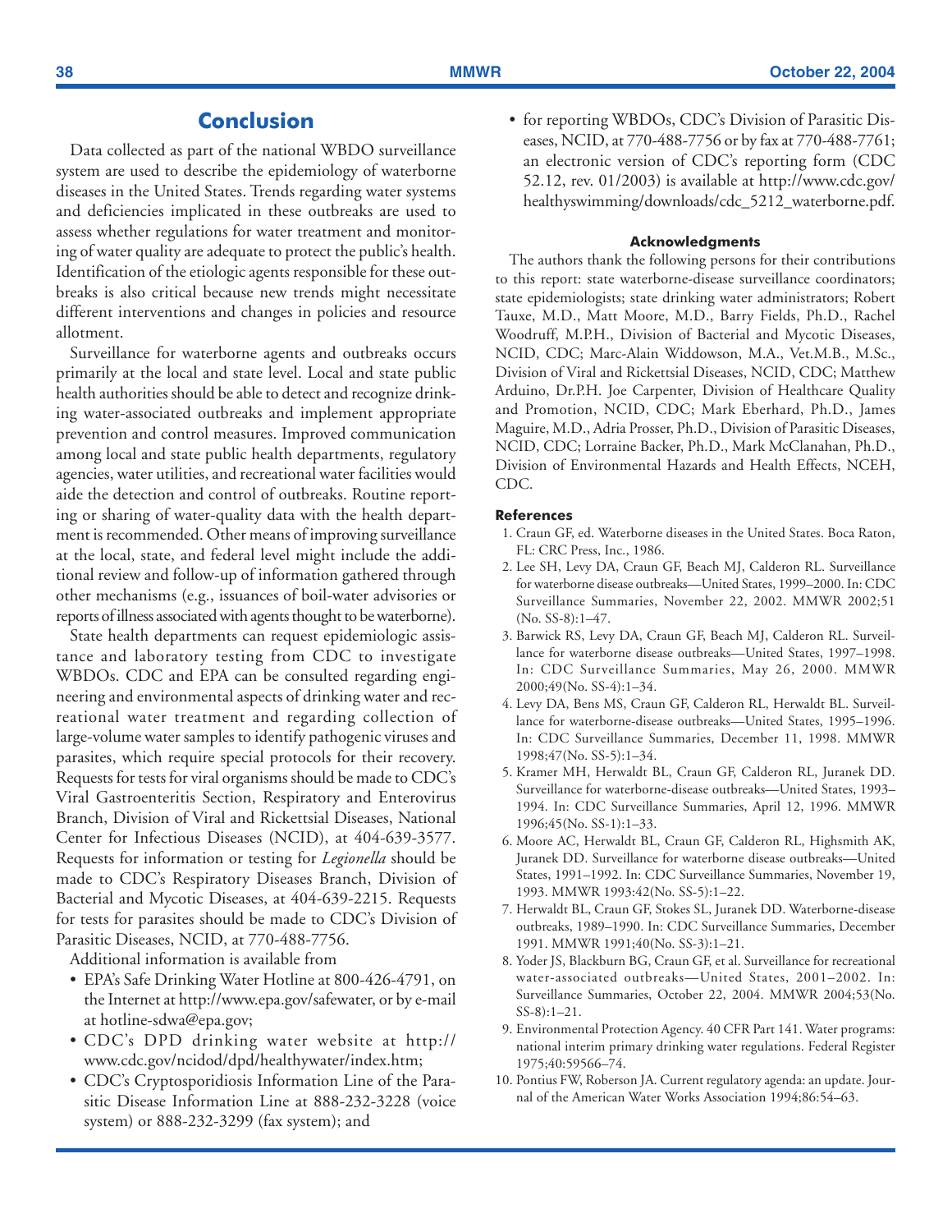## Conclusion

Data collected as part of the national WBDO surveillance system are used to describe the epidemiology of waterborne diseases in the United States. Trends regarding water systems and deficiencies implicated in these outbreaks are used to assess whether regulations for water treatment and monitoring of water quality are adequate to protect the public's health. Identification of the etiologic agents responsible for these outbreaks is also critical because new trends might necessitate different interventions and changes in policies and resource allotment.

Surveillance for waterborne agents and outbreaks occurs primarily at the local and state level. Local and state public health authorities should be able to detect and recognize drinking water-associated outbreaks and implement appropriate prevention and control measures. Improved communication among local and state public health departments, regulatory agencies, water utilities, and recreational water facilities would aide the detection and control of outbreaks. Routine reporting or sharing of water-quality data with the health department is recommended. Other means of improving surveillance at the local, state, and federal level might include the additional review and follow-up of information gathered through other mechanisms (e.g., issuances of boil-water advisories or reports of illness associated with agents thought to be waterborne).

State health departments can request epidemiologic assistance and laboratory testing from CDC to investigate WBDOs. CDC and EPA can be consulted regarding engineering and environmental aspects of drinking water and recreational water treatment and regarding collection of large-volume water samples to identify pathogenic viruses and parasites, which require special protocols for their recovery. Requests for tests for viral organisms should be made to CDC's Viral Gastroenteritis Section, Respiratory and Enterovirus Branch, Division of Viral and Rickettsial Diseases, National Center for Infectious Diseases (NCID), at 404-639-3577. Requests for information or testing for *Legionella* should be made to CDC's Respiratory Diseases Branch, Division of Bacterial and Mycotic Diseases, at 404-639-2215. Requests for tests for parasites should be made to CDC's Division of Parasitic Diseases, NCID, at 770-488-7756.

Additional information is available from

- EPA's Safe Drinking Water Hotline at 800-426-4791, on the Internet at http://www.epa.gov/safewater, or by e-mail at hotline-sdwa@epa.gov;
- CDC's DPD drinking water website at http://www.cdc.gov/ncidod/dpd/healthywater/index.htm;
- CDC's Cryptosporidiosis Information Line of the Parasitic Disease Information Line at 888-232-3228 (voice system) or 888-232-3299 (fax system); and
- for reporting WBDOs, CDC's Division of Parasitic Diseases, NCID, at 770-488-7756 or by fax at 770-488-7761; an electronic version of CDC's reporting form (CDC 52.12, rev. 01/2003) is available at http://www.cdc.gov/healthyswimming/downloads/cdc_5212_waterborne.pdf.

### Acknowledgments

The authors thank the following persons for their contributions to this report: state waterborne-disease surveillance coordinators; state epidemiologists; state drinking water administrators; Robert Tauxe, M.D., Matt Moore, M.D., Barry Fields, Ph.D., Rachel Woodruff, M.P.H., Division of Bacterial and Mycotic Diseases, NCID, CDC; Marc-Alain Widdowson, M.A., Vet.M.B., M.Sc., Division of Viral and Rickettsial Diseases, NCID, CDC; Matthew Arduino, Dr.P.H. Joe Carpenter, Division of Healthcare Quality and Promotion, NCID, CDC; Mark Eberhard, Ph.D., James Maguire, M.D., Adria Prosser, Ph.D., Division of Parasitic Diseases, NCID, CDC; Lorraine Backer, Ph.D., Mark McClanahan, Ph.D., Division of Environmental Hazards and Health Effects, NCEH, CDC.

### References

1. Craun GF, ed. Waterborne diseases in the United States. Boca Raton, FL: CRC Press, Inc., 1986.
2. Lee SH, Levy DA, Craun GF, Beach MJ, Calderon RL. Surveillance for waterborne disease outbreaks—United States, 1999–2000. In: CDC Surveillance Summaries, November 22, 2002. MMWR 2002;51 (No. SS-8):1–47.
3. Barwick RS, Levy DA, Craun GF, Beach MJ, Calderon RL. Surveillance for waterborne disease outbreaks—United States, 1997–1998. In: CDC Surveillance Summaries, May 26, 2000. MMWR 2000;49(No. SS-4):1–34.
4. Levy DA, Bens MS, Craun GF, Calderon RL, Herwaldt BL. Surveillance for waterborne-disease outbreaks—United States, 1995–1996. In: CDC Surveillance Summaries, December 11, 1998. MMWR 1998;47(No. SS-5):1–34.
5. Kramer MH, Herwaldt BL, Craun GF, Calderon RL, Juranek DD. Surveillance for waterborne-disease outbreaks—United States, 1993–1994. In: CDC Surveillance Summaries, April 12, 1996. MMWR 1996;45(No. SS-1):1–33.
6. Moore AC, Herwaldt BL, Craun GF, Calderon RL, Highsmith AK, Juranek DD. Surveillance for waterborne disease outbreaks—United States, 1991–1992. In: CDC Surveillance Summaries, November 19, 1993. MMWR 1993:42(No. SS-5):1–22.
7. Herwaldt BL, Craun GF, Stokes SL, Juranek DD. Waterborne-disease outbreaks, 1989–1990. In: CDC Surveillance Summaries, December 1991. MMWR 1991;40(No. SS-3):1–21.
8. Yoder JS, Blackburn BG, Craun GF, et al. Surveillance for recreational water-associated outbreaks—United States, 2001–2002. In: Surveillance Summaries, October 22, 2004. MMWR 2004;53(No. SS-8):1–21.
9. Environmental Protection Agency. 40 CFR Part 141. Water programs: national interim primary drinking water regulations. Federal Register 1975;40:59566–74.
10. Pontius FW, Roberson JA. Current regulatory agenda: an update. Journal of the American Water Works Association 1994;86:54–63.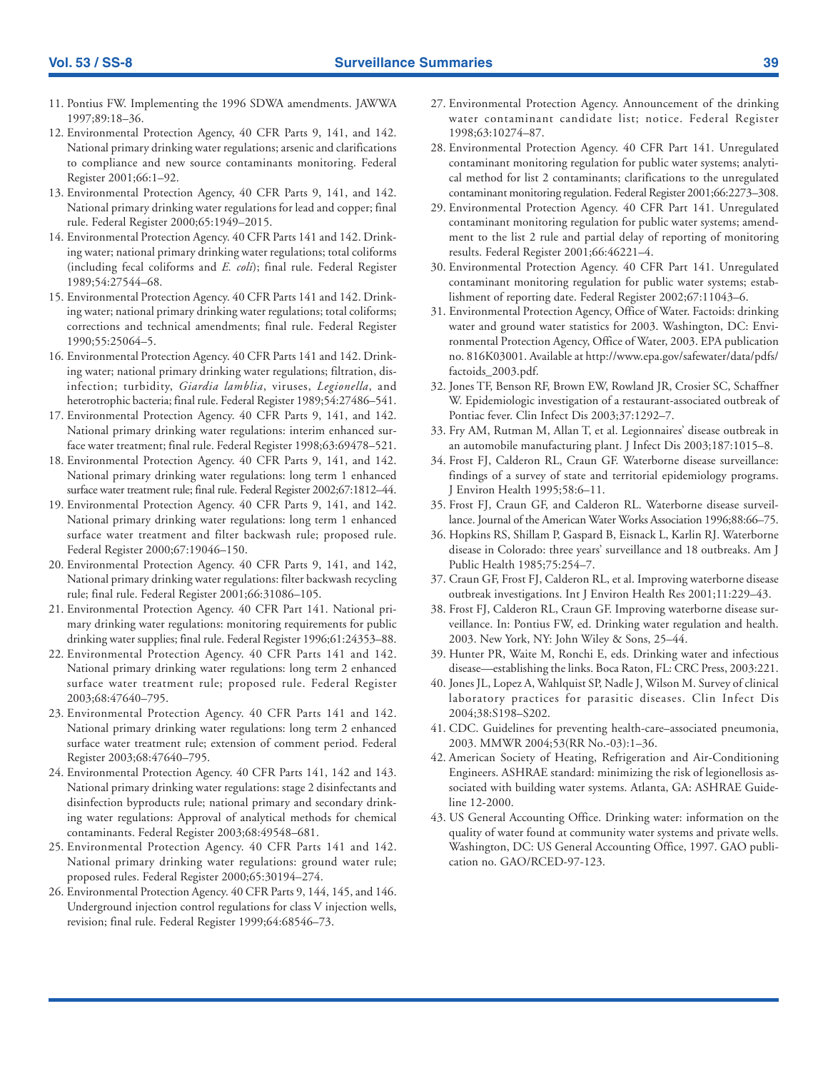11. Pontius FW. Implementing the 1996 SDWA amendments. JAWWA 1997;89:18–36.
12. Environmental Protection Agency, 40 CFR Parts 9, 141, and 142. National primary drinking water regulations; arsenic and clarifications to compliance and new source contaminants monitoring. Federal Register 2001;66:1–92.
13. Environmental Protection Agency, 40 CFR Parts 9, 141, and 142. National primary drinking water regulations for lead and copper; final rule. Federal Register 2000;65:1949–2015.
14. Environmental Protection Agency. 40 CFR Parts 141 and 142. Drinking water; national primary drinking water regulations; total coliforms (including fecal coliforms and *E. coli*); final rule. Federal Register 1989;54:27544–68.
15. Environmental Protection Agency. 40 CFR Parts 141 and 142. Drinking water; national primary drinking water regulations; total coliforms; corrections and technical amendments; final rule. Federal Register 1990;55:25064–5.
16. Environmental Protection Agency. 40 CFR Parts 141 and 142. Drinking water; national primary drinking water regulations; filtration, disinfection; turbidity, *Giardia lamblia*, viruses, *Legionella*, and heterotrophic bacteria; final rule. Federal Register 1989;54:27486–541.
17. Environmental Protection Agency. 40 CFR Parts 9, 141, and 142. National primary drinking water regulations: interim enhanced surface water treatment; final rule. Federal Register 1998;63:69478–521.
18. Environmental Protection Agency. 40 CFR Parts 9, 141, and 142. National primary drinking water regulations: long term 1 enhanced surface water treatment rule; final rule. Federal Register 2002;67:1812–44.
19. Environmental Protection Agency. 40 CFR Parts 9, 141, and 142. National primary drinking water regulations: long term 1 enhanced surface water treatment and filter backwash rule; proposed rule. Federal Register 2000;67:19046–150.
20. Environmental Protection Agency. 40 CFR Parts 9, 141, and 142, National primary drinking water regulations: filter backwash recycling rule; final rule. Federal Register 2001;66:31086–105.
21. Environmental Protection Agency. 40 CFR Part 141. National primary drinking water regulations: monitoring requirements for public drinking water supplies; final rule. Federal Register 1996;61:24353–88.
22. Environmental Protection Agency. 40 CFR Parts 141 and 142. National primary drinking water regulations: long term 2 enhanced surface water treatment rule; proposed rule. Federal Register 2003;68:47640–795.
23. Environmental Protection Agency. 40 CFR Parts 141 and 142. National primary drinking water regulations: long term 2 enhanced surface water treatment rule; extension of comment period. Federal Register 2003;68:47640–795.
24. Environmental Protection Agency. 40 CFR Parts 141, 142 and 143. National primary drinking water regulations: stage 2 disinfectants and disinfection byproducts rule; national primary and secondary drinking water regulations: Approval of analytical methods for chemical contaminants. Federal Register 2003;68:49548–681.
25. Environmental Protection Agency. 40 CFR Parts 141 and 142. National primary drinking water regulations: ground water rule; proposed rules. Federal Register 2000;65:30194–274.
26. Environmental Protection Agency. 40 CFR Parts 9, 144, 145, and 146. Underground injection control regulations for class V injection wells, revision; final rule. Federal Register 1999;64:68546–73.
27. Environmental Protection Agency. Announcement of the drinking water contaminant candidate list; notice. Federal Register 1998;63:10274–87.
28. Environmental Protection Agency. 40 CFR Part 141. Unregulated contaminant monitoring regulation for public water systems; analytical method for list 2 contaminants; clarifications to the unregulated contaminant monitoring regulation. Federal Register 2001;66:2273–308.
29. Environmental Protection Agency. 40 CFR Part 141. Unregulated contaminant monitoring regulation for public water systems; amendment to the list 2 rule and partial delay of reporting of monitoring results. Federal Register 2001;66:46221–4.
30. Environmental Protection Agency. 40 CFR Part 141. Unregulated contaminant monitoring regulation for public water systems; establishment of reporting date. Federal Register 2002;67:11043–6.
31. Environmental Protection Agency, Office of Water. Factoids: drinking water and ground water statistics for 2003. Washington, DC: Environmental Protection Agency, Office of Water, 2003. EPA publication no. 816K03001. Available at http://www.epa.gov/safewater/data/pdfs/factoids_2003.pdf.
32. Jones TF, Benson RF, Brown EW, Rowland JR, Crosier SC, Schaffner W. Epidemiologic investigation of a restaurant-associated outbreak of Pontiac fever. Clin Infect Dis 2003;37:1292–7.
33. Fry AM, Rutman M, Allan T, et al. Legionnaires' disease outbreak in an automobile manufacturing plant. J Infect Dis 2003;187:1015–8.
34. Frost FJ, Calderon RL, Craun GF. Waterborne disease surveillance: findings of a survey of state and territorial epidemiology programs. J Environ Health 1995;58:6–11.
35. Frost FJ, Craun GF, and Calderon RL. Waterborne disease surveillance. Journal of the American Water Works Association 1996;88:66–75.
36. Hopkins RS, Shillam P, Gaspard B, Eisnack L, Karlin RJ. Waterborne disease in Colorado: three years' surveillance and 18 outbreaks. Am J Public Health 1985;75:254–7.
37. Craun GF, Frost FJ, Calderon RL, et al. Improving waterborne disease outbreak investigations. Int J Environ Health Res 2001;11:229–43.
38. Frost FJ, Calderon RL, Craun GF. Improving waterborne disease surveillance. In: Pontius FW, ed. Drinking water regulation and health. 2003. New York, NY: John Wiley & Sons, 25–44.
39. Hunter PR, Waite M, Ronchi E, eds. Drinking water and infectious disease—establishing the links. Boca Raton, FL: CRC Press, 2003:221.
40. Jones JL, Lopez A, Wahlquist SP, Nadle J, Wilson M. Survey of clinical laboratory practices for parasitic diseases. Clin Infect Dis 2004;38:S198–S202.
41. CDC. Guidelines for preventing health-care–associated pneumonia, 2003. MMWR 2004;53(RR No.-03):1–36.
42. American Society of Heating, Refrigeration and Air-Conditioning Engineers. ASHRAE standard: minimizing the risk of legionellosis associated with building water systems. Atlanta, GA: ASHRAE Guideline 12-2000.
43. US General Accounting Office. Drinking water: information on the quality of water found at community water systems and private wells. Washington, DC: US General Accounting Office, 1997. GAO publication no. GAO/RCED-97-123.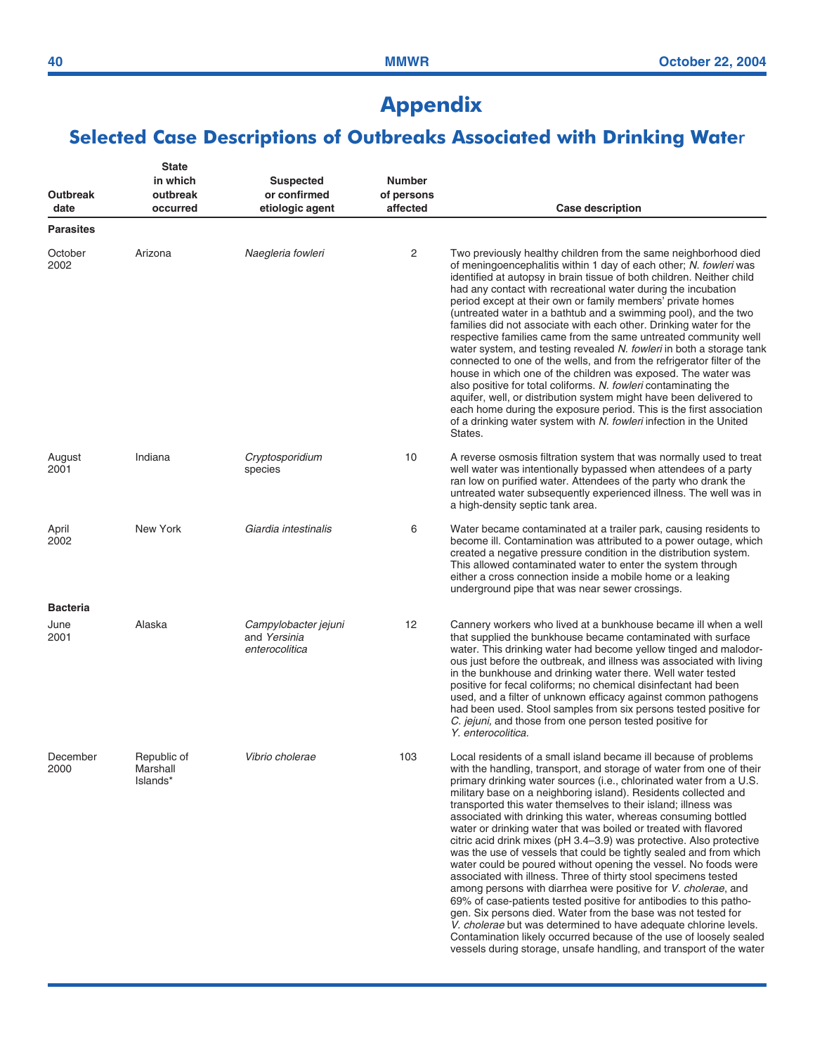# Appendix

## Selected Case Descriptions of Outbreaks Associated with Drinking Water

| Outbreak date | State in which outbreak occurred | Suspected or confirmed etiologic agent | Number of persons affected | Case description |
|---|---|---|---|---|
| **Parasites** | | | | |
| October 2002 | Arizona | *Naegleria fowleri* | 2 | Two previously healthy children from the same neighborhood died of meningoencephalitis within 1 day of each other; *N. fowleri* was identified at autopsy in brain tissue of both children. Neither child had any contact with recreational water during the incubation period except at their own or family members' private homes (untreated water in a bathtub and a swimming pool), and the two families did not associate with each other. Drinking water for the respective families came from the same untreated community well water system, and testing revealed *N. fowleri* in both a storage tank connected to one of the wells, and from the refrigerator filter of the house in which one of the children was exposed. The water was also positive for total coliforms. *N. fowleri* contaminating the aquifer, well, or distribution system might have been delivered to each home during the exposure period. This is the first association of a drinking water system with *N. fowleri* infection in the United States. |
| August 2001 | Indiana | *Cryptosporidium* species | 10 | A reverse osmosis filtration system that was normally used to treat well water was intentionally bypassed when attendees of a party ran low on purified water. Attendees of the party who drank the untreated water subsequently experienced illness. The well was in a high-density septic tank area. |
| April 2002 | New York | *Giardia intestinalis* | 6 | Water became contaminated at a trailer park, causing residents to become ill. Contamination was attributed to a power outage, which created a negative pressure condition in the distribution system. This allowed contaminated water to enter the system through either a cross connection inside a mobile home or a leaking underground pipe that was near sewer crossings. |
| **Bacteria** | | | | |
| June 2001 | Alaska | *Campylobacter jejuni* and *Yersinia enterocolitica* | 12 | Cannery workers who lived at a bunkhouse became ill when a well that supplied the bunkhouse became contaminated with surface water. This drinking water had become yellow tinged and malodorous just before the outbreak, and illness was associated with living in the bunkhouse and drinking water there. Well water tested positive for fecal coliforms; no chemical disinfectant had been used, and a filter of unknown efficacy against common pathogens had been used. Stool samples from six persons tested positive for *C. jejuni,* and those from one person tested positive for *Y. enterocolitica.* |
| December 2000 | Republic of Marshall Islands* | *Vibrio cholerae* | 103 | Local residents of a small island became ill because of problems with the handling, transport, and storage of water from one of their primary drinking water sources (i.e., chlorinated water from a U.S. military base on a neighboring island). Residents collected and transported this water themselves to their island; illness was associated with drinking this water, whereas consuming bottled water or drinking water that was boiled or treated with flavored citric acid drink mixes (pH 3.4–3.9) was protective. Also protective was the use of vessels that could be tightly sealed and from which water could be poured without opening the vessel. No foods were associated with illness. Three of thirty stool specimens tested among persons with diarrhea were positive for *V. cholerae*, and 69% of case-patients tested positive for antibodies to this pathogen. Six persons died. Water from the base was not tested for *V. cholerae* but was determined to have adequate chlorine levels. Contamination likely occurred because of the use of loosely sealed vessels during storage, unsafe handling, and transport of the water |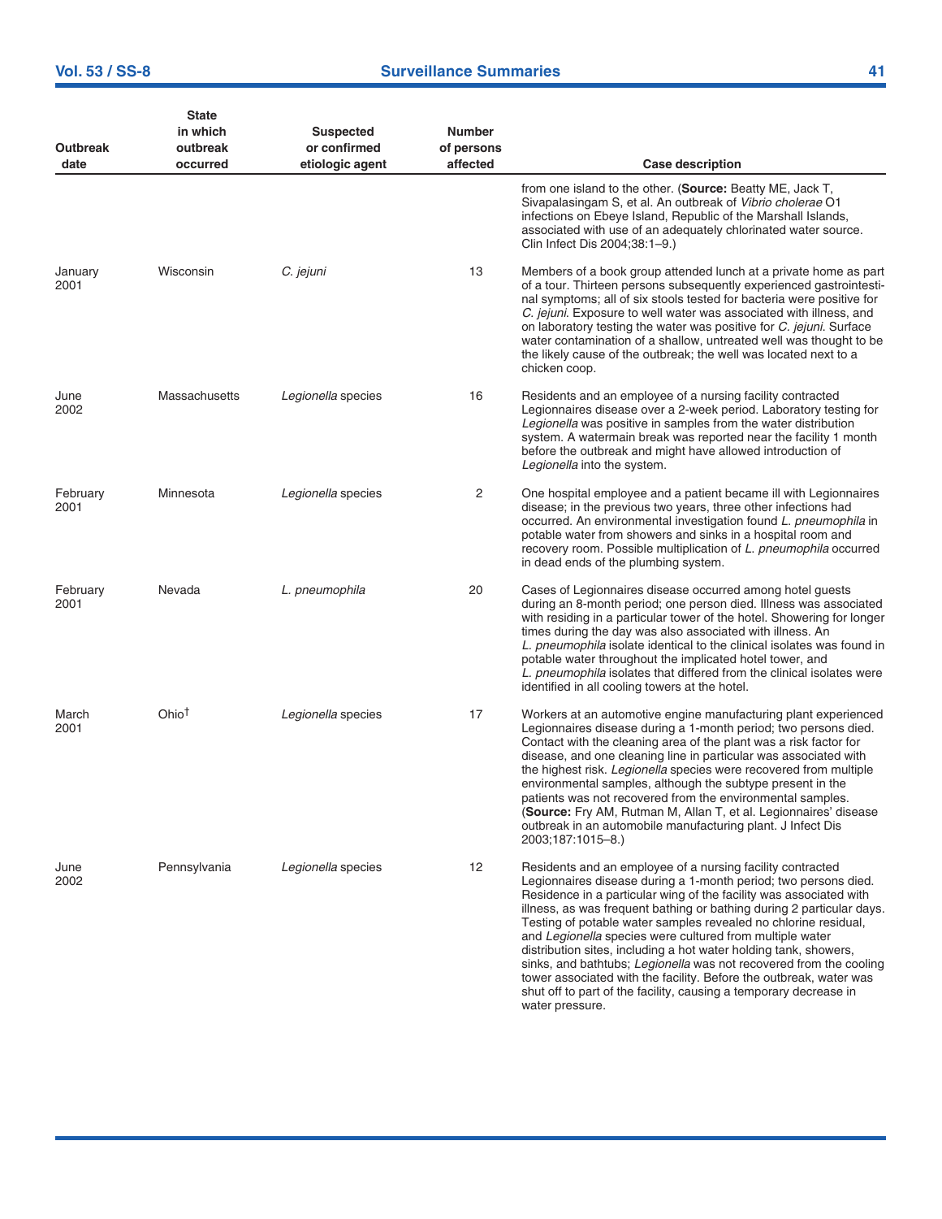| Outbreak date | State in which outbreak occurred | Suspected or confirmed etiologic agent | Number of persons affected | Case description |
|---|---|---|---|---|
| | | | | from one island to the other. (**Source:** Beatty ME, Jack T, Sivapalasingam S, et al. An outbreak of *Vibrio cholerae* O1 infections on Ebeye Island, Republic of the Marshall Islands, associated with use of an adequately chlorinated water source. Clin Infect Dis 2004;38:1–9.) |
| January 2001 | Wisconsin | *C. jejuni* | 13 | Members of a book group attended lunch at a private home as part of a tour. Thirteen persons subsequently experienced gastrointestinal symptoms; all of six stools tested for bacteria were positive for *C. jejuni*. Exposure to well water was associated with illness, and on laboratory testing the water was positive for *C. jejuni*. Surface water contamination of a shallow, untreated well was thought to be the likely cause of the outbreak; the well was located next to a chicken coop. |
| June 2002 | Massachusetts | *Legionella* species | 16 | Residents and an employee of a nursing facility contracted Legionnaires disease over a 2-week period. Laboratory testing for *Legionella* was positive in samples from the water distribution system. A watermain break was reported near the facility 1 month before the outbreak and might have allowed introduction of *Legionella* into the system. |
| February 2001 | Minnesota | *Legionella* species | 2 | One hospital employee and a patient became ill with Legionnaires disease; in the previous two years, three other infections had occurred. An environmental investigation found *L. pneumophila* in potable water from showers and sinks in a hospital room and recovery room. Possible multiplication of *L. pneumophila* occurred in dead ends of the plumbing system. |
| February 2001 | Nevada | *L. pneumophila* | 20 | Cases of Legionnaires disease occurred among hotel guests during an 8-month period; one person died. Illness was associated with residing in a particular tower of the hotel. Showering for longer times during the day was also associated with illness. An *L. pneumophila* isolate identical to the clinical isolates was found in potable water throughout the implicated hotel tower, and *L. pneumophila* isolates that differed from the clinical isolates were identified in all cooling towers at the hotel. |
| March 2001 | Ohio† | *Legionella* species | 17 | Workers at an automotive engine manufacturing plant experienced Legionnaires disease during a 1-month period; two persons died. Contact with the cleaning area of the plant was a risk factor for disease, and one cleaning line in particular was associated with the highest risk. *Legionella* species were recovered from multiple environmental samples, although the subtype present in the patients was not recovered from the environmental samples. (**Source:** Fry AM, Rutman M, Allan T, et al. Legionnaires' disease outbreak in an automobile manufacturing plant. J Infect Dis 2003;187:1015–8.) |
| June 2002 | Pennsylvania | *Legionella* species | 12 | Residents and an employee of a nursing facility contracted Legionnaires disease during a 1-month period; two persons died. Residence in a particular wing of the facility was associated with illness, as was frequent bathing or bathing during 2 particular days. Testing of potable water samples revealed no chlorine residual, and *Legionella* species were cultured from multiple water distribution sites, including a hot water holding tank, showers, sinks, and bathtubs; *Legionella* was not recovered from the cooling tower associated with the facility. Before the outbreak, water was shut off to part of the facility, causing a temporary decrease in water pressure. |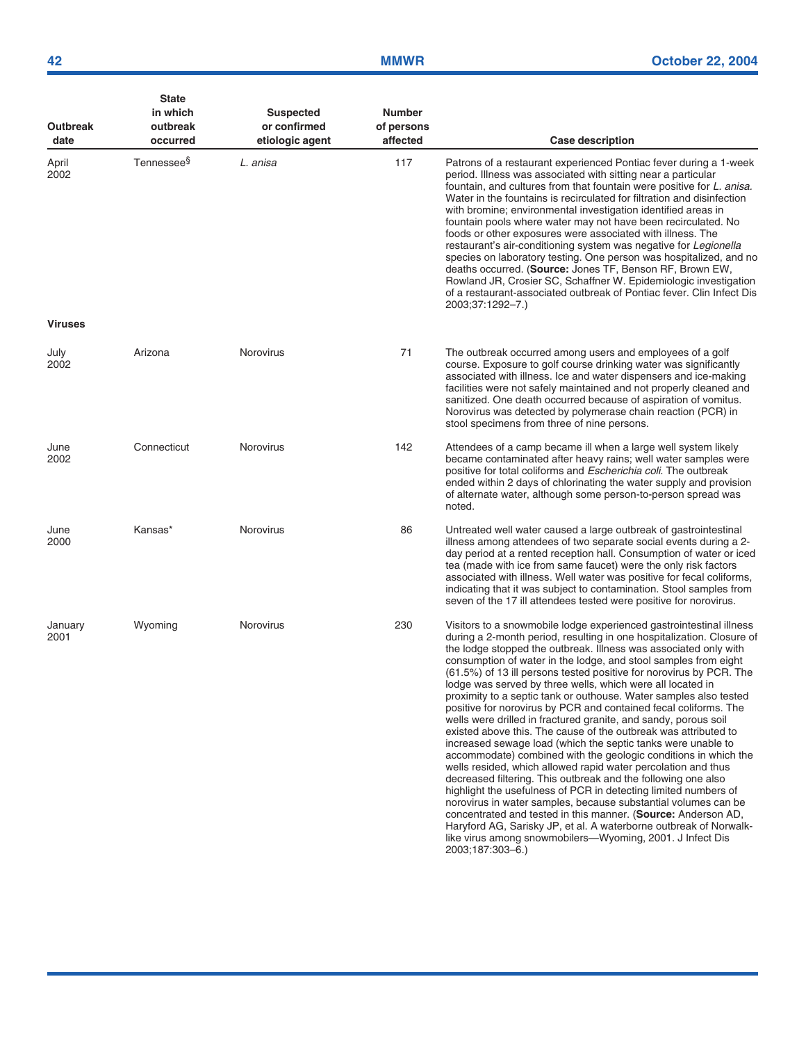| Outbreak date | State in which outbreak occurred | Suspected or confirmed etiologic agent | Number of persons affected | Case description |
|---|---|---|---|---|
| April 2002 | Tennessee§ | *L. anisa* | 117 | Patrons of a restaurant experienced Pontiac fever during a 1-week period. Illness was associated with sitting near a particular fountain, and cultures from that fountain were positive for *L. anisa.* Water in the fountains is recirculated for filtration and disinfection with bromine; environmental investigation identified areas in fountain pools where water may not have been recirculated. No foods or other exposures were associated with illness. The restaurant's air-conditioning system was negative for *Legionella* species on laboratory testing. One person was hospitalized, and no deaths occurred. (**Source:** Jones TF, Benson RF, Brown EW, Rowland JR, Crosier SC, Schaffner W. Epidemiologic investigation of a restaurant-associated outbreak of Pontiac fever. Clin Infect Dis 2003;37:1292–7.) |
| **Viruses** | | | | |
| July 2002 | Arizona | Norovirus | 71 | The outbreak occurred among users and employees of a golf course. Exposure to golf course drinking water was significantly associated with illness. Ice and water dispensers and ice-making facilities were not safely maintained and not properly cleaned and sanitized. One death occurred because of aspiration of vomitus. Norovirus was detected by polymerase chain reaction (PCR) in stool specimens from three of nine persons. |
| June 2002 | Connecticut | Norovirus | 142 | Attendees of a camp became ill when a large well system likely became contaminated after heavy rains; well water samples were positive for total coliforms and *Escherichia coli.* The outbreak ended within 2 days of chlorinating the water supply and provision of alternate water, although some person-to-person spread was noted. |
| June 2000 | Kansas* | Norovirus | 86 | Untreated well water caused a large outbreak of gastrointestinal illness among attendees of two separate social events during a 2-day period at a rented reception hall. Consumption of water or iced tea (made with ice from same faucet) were the only risk factors associated with illness. Well water was positive for fecal coliforms, indicating that it was subject to contamination. Stool samples from seven of the 17 ill attendees tested were positive for norovirus. |
| January 2001 | Wyoming | Norovirus | 230 | Visitors to a snowmobile lodge experienced gastrointestinal illness during a 2-month period, resulting in one hospitalization. Closure of the lodge stopped the outbreak. Illness was associated only with consumption of water in the lodge, and stool samples from eight (61.5%) of 13 ill persons tested positive for norovirus by PCR. The lodge was served by three wells, which were all located in proximity to a septic tank or outhouse. Water samples also tested positive for norovirus by PCR and contained fecal coliforms. The wells were drilled in fractured granite, and sandy, porous soil existed above this. The cause of the outbreak was attributed to increased sewage load (which the septic tanks were unable to accommodate) combined with the geologic conditions in which the wells resided, which allowed rapid water percolation and thus decreased filtering. This outbreak and the following one also highlight the usefulness of PCR in detecting limited numbers of norovirus in water samples, because substantial volumes can be concentrated and tested in this manner. (**Source:** Anderson AD, Haryford AG, Sarisky JP, et al. A waterborne outbreak of Norwalk-like virus among snowmobilers—Wyoming, 2001. J Infect Dis 2003;187:303–6.) |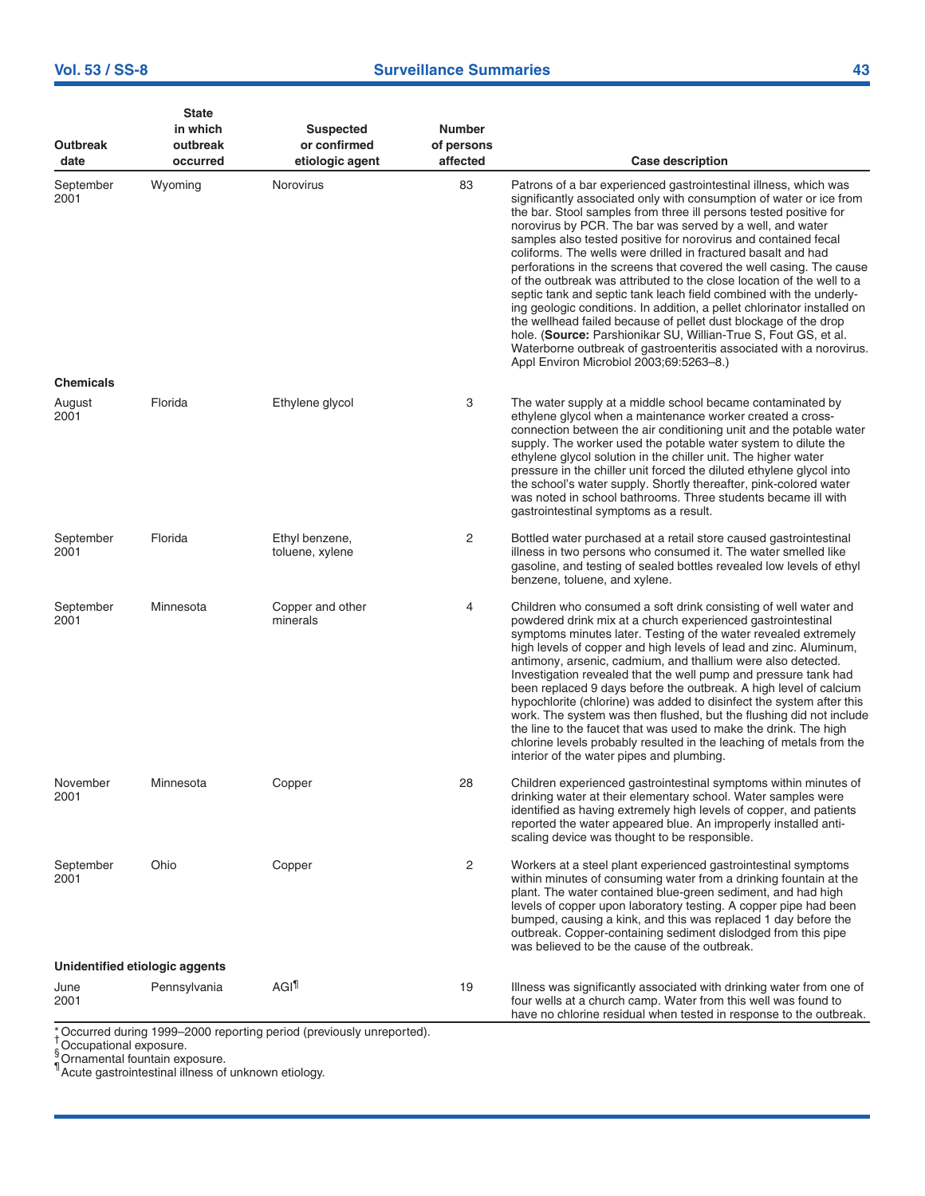| Outbreak date | State in which outbreak occurred | Suspected or confirmed etiologic agent | Number of persons affected | Case description |
|---|---|---|---|---|
| September 2001 | Wyoming | Norovirus | 83 | Patrons of a bar experienced gastrointestinal illness, which was significantly associated only with consumption of water or ice from the bar. Stool samples from three ill persons tested positive for norovirus by PCR. The bar was served by a well, and water samples also tested positive for norovirus and contained fecal coliforms. The wells were drilled in fractured basalt and had perforations in the screens that covered the well casing. The cause of the outbreak was attributed to the close location of the well to a septic tank and septic tank leach field combined with the underlying geologic conditions. In addition, a pellet chlorinator installed on the wellhead failed because of pellet dust blockage of the drop hole. (**Source:** Parshionikar SU, Willian-True S, Fout GS, et al. Waterborne outbreak of gastroenteritis associated with a norovirus. Appl Environ Microbiol 2003;69:5263–8.) |
| **Chemicals** | | | | |
| August 2001 | Florida | Ethylene glycol | 3 | The water supply at a middle school became contaminated by ethylene glycol when a maintenance worker created a cross-connection between the air conditioning unit and the potable water supply. The worker used the potable water system to dilute the ethylene glycol solution in the chiller unit. The higher water pressure in the chiller unit forced the diluted ethylene glycol into the school's water supply. Shortly thereafter, pink-colored water was noted in school bathrooms. Three students became ill with gastrointestinal symptoms as a result. |
| September 2001 | Florida | Ethyl benzene, toluene, xylene | 2 | Bottled water purchased at a retail store caused gastrointestinal illness in two persons who consumed it. The water smelled like gasoline, and testing of sealed bottles revealed low levels of ethyl benzene, toluene, and xylene. |
| September 2001 | Minnesota | Copper and other minerals | 4 | Children who consumed a soft drink consisting of well water and powdered drink mix at a church experienced gastrointestinal symptoms minutes later. Testing of the water revealed extremely high levels of copper and high levels of lead and zinc. Aluminum, antimony, arsenic, cadmium, and thallium were also detected. Investigation revealed that the well pump and pressure tank had been replaced 9 days before the outbreak. A high level of calcium hypochlorite (chlorine) was added to disinfect the system after this work. The system was then flushed, but the flushing did not include the line to the faucet that was used to make the drink. The high chlorine levels probably resulted in the leaching of metals from the interior of the water pipes and plumbing. |
| November 2001 | Minnesota | Copper | 28 | Children experienced gastrointestinal symptoms within minutes of drinking water at their elementary school. Water samples were identified as having extremely high levels of copper, and patients reported the water appeared blue. An improperly installed anti-scaling device was thought to be responsible. |
| September 2001 | Ohio | Copper | 2 | Workers at a steel plant experienced gastrointestinal symptoms within minutes of consuming water from a drinking fountain at the plant. The water contained blue-green sediment, and had high levels of copper upon laboratory testing. A copper pipe had been bumped, causing a kink, and this was replaced 1 day before the outbreak. Copper-containing sediment dislodged from this pipe was believed to be the cause of the outbreak. |
| **Unidentified etiologic agents** | | | | |
| June 2001 | Pennsylvania | AGI[¶] | 19 | Illness was significantly associated with drinking water from one of four wells at a church camp. Water from this well was found to have no chlorine residual when tested in response to the outbreak. |

[*] Occurred during 1999–2000 reporting period (previously unreported).
[†] Occupational exposure.
[§] Ornamental fountain exposure.
[¶] Acute gastrointestinal illness of unknown etiology.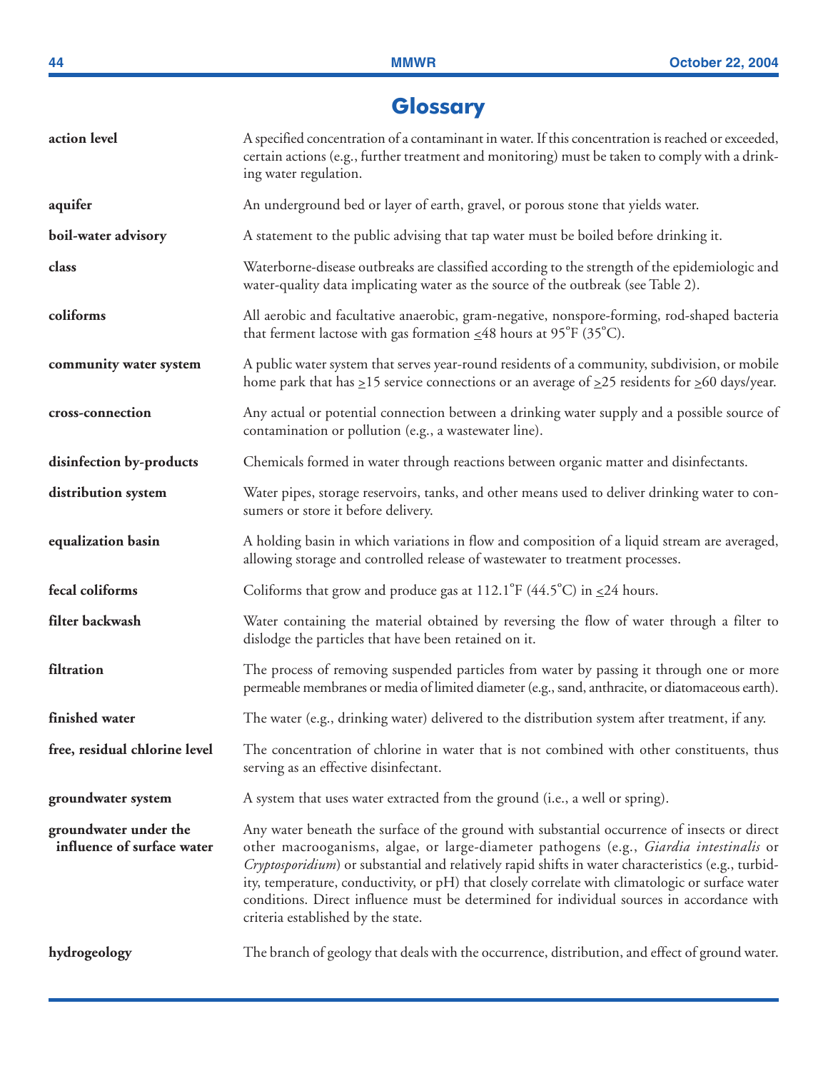# Glossary

| | |
|---|---|
| **action level** | A specified concentration of a contaminant in water. If this concentration is reached or exceeded, certain actions (e.g., further treatment and monitoring) must be taken to comply with a drinking water regulation. |
| **aquifer** | An underground bed or layer of earth, gravel, or porous stone that yields water. |
| **boil-water advisory** | A statement to the public advising that tap water must be boiled before drinking it. |
| **class** | Waterborne-disease outbreaks are classified according to the strength of the epidemiologic and water-quality data implicating water as the source of the outbreak (see Table 2). |
| **coliforms** | All aerobic and facultative anaerobic, gram-negative, nonspore-forming, rod-shaped bacteria that ferment lactose with gas formation $\leq$48 hours at 95°F (35°C). |
| **community water system** | A public water system that serves year-round residents of a community, subdivision, or mobile home park that has $\geq$15 service connections or an average of $\geq$25 residents for $\geq$60 days/year. |
| **cross-connection** | Any actual or potential connection between a drinking water supply and a possible source of contamination or pollution (e.g., a wastewater line). |
| **disinfection by-products** | Chemicals formed in water through reactions between organic matter and disinfectants. |
| **distribution system** | Water pipes, storage reservoirs, tanks, and other means used to deliver drinking water to consumers or store it before delivery. |
| **equalization basin** | A holding basin in which variations in flow and composition of a liquid stream are averaged, allowing storage and controlled release of wastewater to treatment processes. |
| **fecal coliforms** | Coliforms that grow and produce gas at 112.1°F (44.5°C) in $\leq$24 hours. |
| **filter backwash** | Water containing the material obtained by reversing the flow of water through a filter to dislodge the particles that have been retained on it. |
| **filtration** | The process of removing suspended particles from water by passing it through one or more permeable membranes or media of limited diameter (e.g., sand, anthracite, or diatomaceous earth). |
| **finished water** | The water (e.g., drinking water) delivered to the distribution system after treatment, if any. |
| **free, residual chlorine level** | The concentration of chlorine in water that is not combined with other constituents, thus serving as an effective disinfectant. |
| **groundwater system** | A system that uses water extracted from the ground (i.e., a well or spring). |
| **groundwater under the influence of surface water** | Any water beneath the surface of the ground with substantial occurrence of insects or direct other macrooganisms, algae, or large-diameter pathogens (e.g., *Giardia intestinalis* or *Cryptosporidium*) or substantial and relatively rapid shifts in water characteristics (e.g., turbidity, temperature, conductivity, or pH) that closely correlate with climatologic or surface water conditions. Direct influence must be determined for individual sources in accordance with criteria established by the state. |
| **hydrogeology** | The branch of geology that deals with the occurrence, distribution, and effect of ground water. |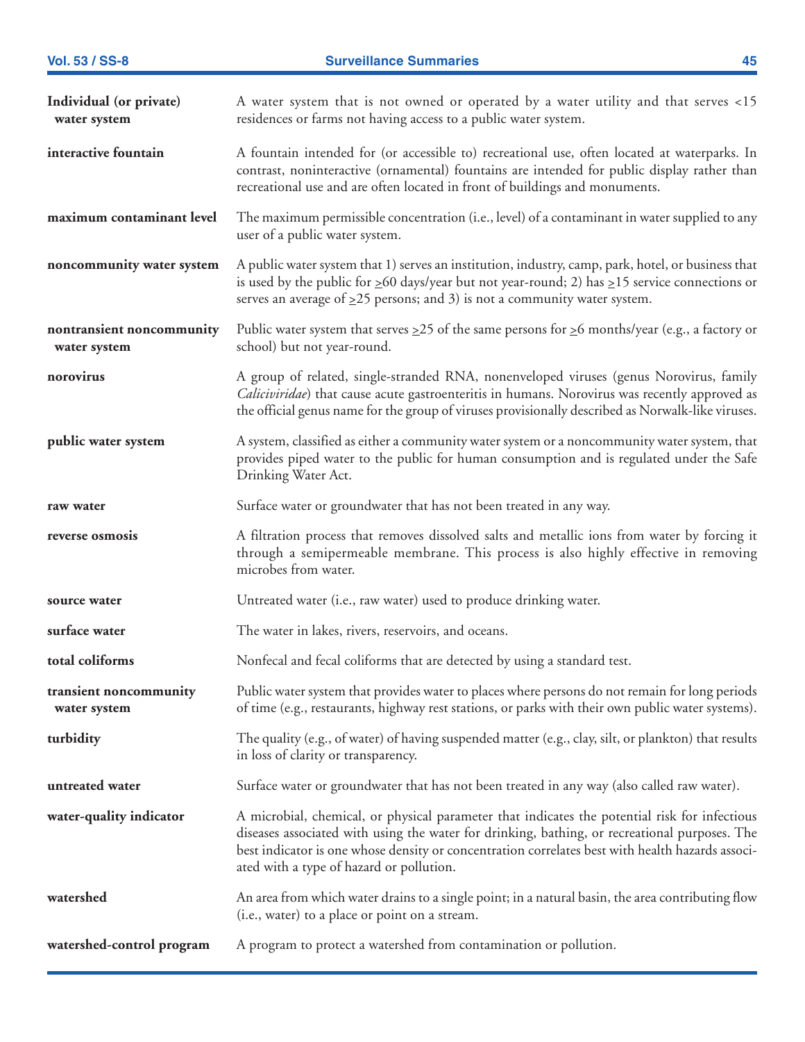**Individual (or private) water system** A water system that is not owned or operated by a water utility and that serves <15 residences or farms not having access to a public water system.

**interactive fountain** A fountain intended for (or accessible to) recreational use, often located at waterparks. In contrast, noninteractive (ornamental) fountains are intended for public display rather than recreational use and are often located in front of buildings and monuments.

**maximum contaminant level** The maximum permissible concentration (i.e., level) of a contaminant in water supplied to any user of a public water system.

**noncommunity water system** A public water system that 1) serves an institution, industry, camp, park, hotel, or business that is used by the public for ≥60 days/year but not year-round; 2) has ≥15 service connections or serves an average of ≥25 persons; and 3) is not a community water system.

**nontransient noncommunity water system** Public water system that serves ≥25 of the same persons for ≥6 months/year (e.g., a factory or school) but not year-round.

**norovirus** A group of related, single-stranded RNA, nonenveloped viruses (genus Norovirus, family *Caliciviridae*) that cause acute gastroenteritis in humans. Norovirus was recently approved as the official genus name for the group of viruses provisionally described as Norwalk-like viruses.

**public water system** A system, classified as either a community water system or a noncommunity water system, that provides piped water to the public for human consumption and is regulated under the Safe Drinking Water Act.

**raw water** Surface water or groundwater that has not been treated in any way.

**reverse osmosis** A filtration process that removes dissolved salts and metallic ions from water by forcing it through a semipermeable membrane. This process is also highly effective in removing microbes from water.

**source water** Untreated water (i.e., raw water) used to produce drinking water.

**surface water** The water in lakes, rivers, reservoirs, and oceans.

**total coliforms** Nonfecal and fecal coliforms that are detected by using a standard test.

**transient noncommunity water system** Public water system that provides water to places where persons do not remain for long periods of time (e.g., restaurants, highway rest stations, or parks with their own public water systems).

**turbidity** The quality (e.g., of water) of having suspended matter (e.g., clay, silt, or plankton) that results in loss of clarity or transparency.

**untreated water** Surface water or groundwater that has not been treated in any way (also called raw water).

**water-quality indicator** A microbial, chemical, or physical parameter that indicates the potential risk for infectious diseases associated with using the water for drinking, bathing, or recreational purposes. The best indicator is one whose density or concentration correlates best with health hazards associated with a type of hazard or pollution.

**watershed** An area from which water drains to a single point; in a natural basin, the area contributing flow (i.e., water) to a place or point on a stream.

**watershed-control program** A program to protect a watershed from contamination or pollution.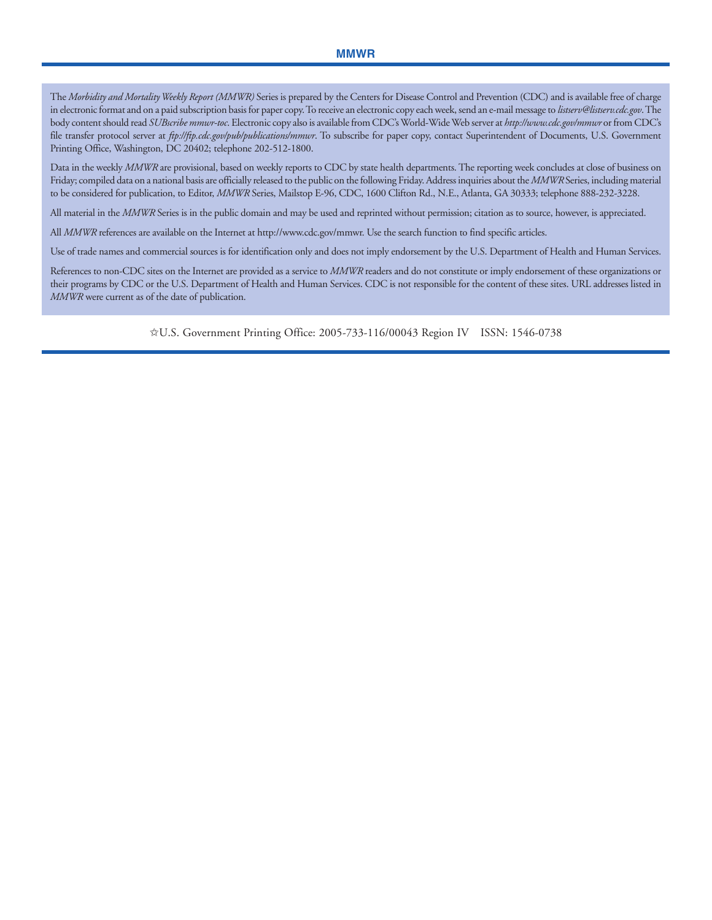The *Morbidity and Mortality Weekly Report (MMWR)* Series is prepared by the Centers for Disease Control and Prevention (CDC) and is available free of charge in electronic format and on a paid subscription basis for paper copy. To receive an electronic copy each week, send an e-mail message to *listserv@listserv.cdc.gov*. The body content should read *SUBscribe mmwr-toc*. Electronic copy also is available from CDC's World-Wide Web server at ***http://www.cdc.gov/mmwr*** or from CDC's file transfer protocol server at *ftp://ftp.cdc.gov/pub/publications/mmwr*. To subscribe for paper copy, contact Superintendent of Documents, U.S. Government Printing Office, Washington, DC 20402; telephone 202-512-1800.

Data in the weekly *MMWR* are provisional, based on weekly reports to CDC by state health departments. The reporting week concludes at close of business on Friday; compiled data on a national basis are officially released to the public on the following Friday. Address inquiries about the *MMWR* Series, including material to be considered for publication, to Editor, *MMWR* Series, Mailstop E-96, CDC, 1600 Clifton Rd., N.E., Atlanta, GA 30333; telephone 888-232-3228.

All material in the *MMWR* Series is in the public domain and may be used and reprinted without permission; citation as to source, however, is appreciated.

All *MMWR* references are available on the Internet at http://www.cdc.gov/mmwr. Use the search function to find specific articles.

Use of trade names and commercial sources is for identification only and does not imply endorsement by the U.S. Department of Health and Human Services.

References to non-CDC sites on the Internet are provided as a service to *MMWR* readers and do not constitute or imply endorsement of these organizations or their programs by CDC or the U.S. Department of Health and Human Services. CDC is not responsible for the content of these sites. URL addresses listed in *MMWR* were current as of the date of publication.

☆U.S. Government Printing Office: 2005-733-116/00043 Region IV ISSN: 1546-0738